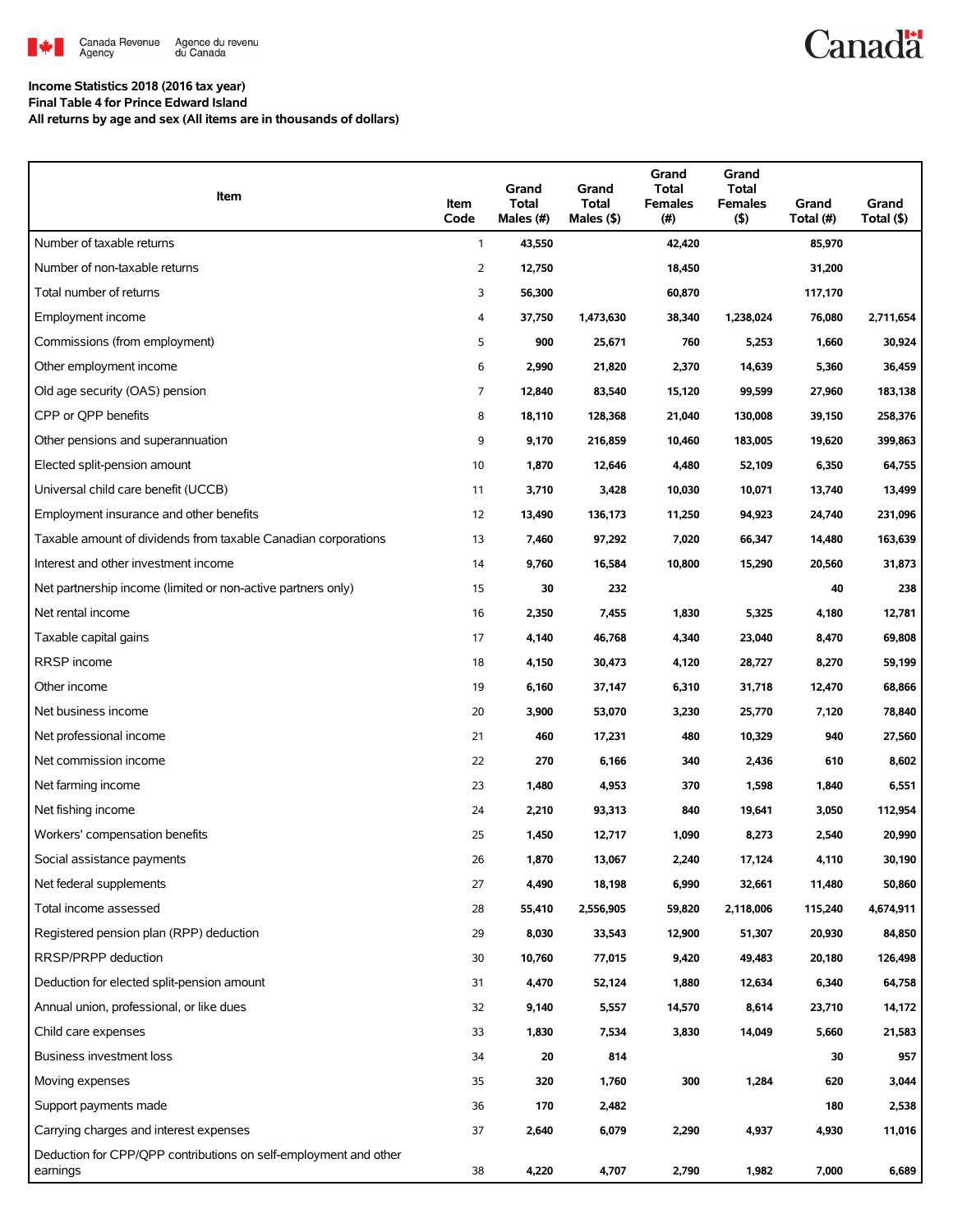Canada Revenue Agency / Agence du revenu du Canada

Canada

**Income Statistics 2018 (2016 tax year)**
**Final Table 4 for Prince Edward Island**
**All returns by age and sex (All items are in thousands of dollars)**

| Item | Item Code | Grand Total Males (#) | Grand Total Males ($) | Grand Total Females (#) | Grand Total Females ($) | Grand Total (#) | Grand Total ($) |
|---|---|---|---|---|---|---|---|
| Number of taxable returns | 1 | 43,550 | | 42,420 | | 85,970 | |
| Number of non-taxable returns | 2 | 12,750 | | 18,450 | | 31,200 | |
| Total number of returns | 3 | 56,300 | | 60,870 | | 117,170 | |
| Employment income | 4 | 37,750 | 1,473,630 | 38,340 | 1,238,024 | 76,080 | 2,711,654 |
| Commissions (from employment) | 5 | 900 | 25,671 | 760 | 5,253 | 1,660 | 30,924 |
| Other employment income | 6 | 2,990 | 21,820 | 2,370 | 14,639 | 5,360 | 36,459 |
| Old age security (OAS) pension | 7 | 12,840 | 83,540 | 15,120 | 99,599 | 27,960 | 183,138 |
| CPP or QPP benefits | 8 | 18,110 | 128,368 | 21,040 | 130,008 | 39,150 | 258,376 |
| Other pensions and superannuation | 9 | 9,170 | 216,859 | 10,460 | 183,005 | 19,620 | 399,863 |
| Elected split-pension amount | 10 | 1,870 | 12,646 | 4,480 | 52,109 | 6,350 | 64,755 |
| Universal child care benefit (UCCB) | 11 | 3,710 | 3,428 | 10,030 | 10,071 | 13,740 | 13,499 |
| Employment insurance and other benefits | 12 | 13,490 | 136,173 | 11,250 | 94,923 | 24,740 | 231,096 |
| Taxable amount of dividends from taxable Canadian corporations | 13 | 7,460 | 97,292 | 7,020 | 66,347 | 14,480 | 163,639 |
| Interest and other investment income | 14 | 9,760 | 16,584 | 10,800 | 15,290 | 20,560 | 31,873 |
| Net partnership income (limited or non-active partners only) | 15 | 30 | 232 | | | 40 | 238 |
| Net rental income | 16 | 2,350 | 7,455 | 1,830 | 5,325 | 4,180 | 12,781 |
| Taxable capital gains | 17 | 4,140 | 46,768 | 4,340 | 23,040 | 8,470 | 69,808 |
| RRSP income | 18 | 4,150 | 30,473 | 4,120 | 28,727 | 8,270 | 59,199 |
| Other income | 19 | 6,160 | 37,147 | 6,310 | 31,718 | 12,470 | 68,866 |
| Net business income | 20 | 3,900 | 53,070 | 3,230 | 25,770 | 7,120 | 78,840 |
| Net professional income | 21 | 460 | 17,231 | 480 | 10,329 | 940 | 27,560 |
| Net commission income | 22 | 270 | 6,166 | 340 | 2,436 | 610 | 8,602 |
| Net farming income | 23 | 1,480 | 4,953 | 370 | 1,598 | 1,840 | 6,551 |
| Net fishing income | 24 | 2,210 | 93,313 | 840 | 19,641 | 3,050 | 112,954 |
| Workers' compensation benefits | 25 | 1,450 | 12,717 | 1,090 | 8,273 | 2,540 | 20,990 |
| Social assistance payments | 26 | 1,870 | 13,067 | 2,240 | 17,124 | 4,110 | 30,190 |
| Net federal supplements | 27 | 4,490 | 18,198 | 6,990 | 32,661 | 11,480 | 50,860 |
| Total income assessed | 28 | 55,410 | 2,556,905 | 59,820 | 2,118,006 | 115,240 | 4,674,911 |
| Registered pension plan (RPP) deduction | 29 | 8,030 | 33,543 | 12,900 | 51,307 | 20,930 | 84,850 |
| RRSP/PRPP deduction | 30 | 10,760 | 77,015 | 9,420 | 49,483 | 20,180 | 126,498 |
| Deduction for elected split-pension amount | 31 | 4,470 | 52,124 | 1,880 | 12,634 | 6,340 | 64,758 |
| Annual union, professional, or like dues | 32 | 9,140 | 5,557 | 14,570 | 8,614 | 23,710 | 14,172 |
| Child care expenses | 33 | 1,830 | 7,534 | 3,830 | 14,049 | 5,660 | 21,583 |
| Business investment loss | 34 | 20 | 814 | | | 30 | 957 |
| Moving expenses | 35 | 320 | 1,760 | 300 | 1,284 | 620 | 3,044 |
| Support payments made | 36 | 170 | 2,482 | | | 180 | 2,538 |
| Carrying charges and interest expenses | 37 | 2,640 | 6,079 | 2,290 | 4,937 | 4,930 | 11,016 |
| Deduction for CPP/QPP contributions on self-employment and other earnings | 38 | 4,220 | 4,707 | 2,790 | 1,982 | 7,000 | 6,689 |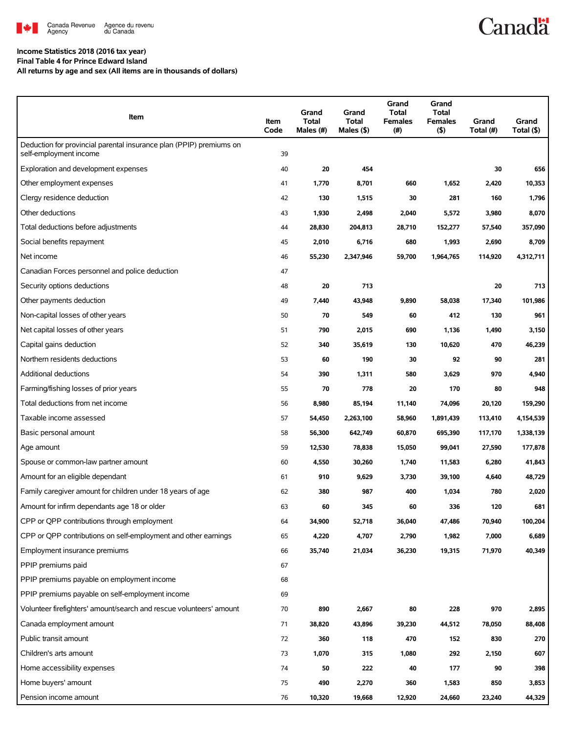**Income Statistics 2018 (2016 tax year)**
**Final Table 4 for Prince Edward Island**
**All returns by age and sex (All items are in thousands of dollars)**

| Item | Item Code | Grand Total Males (#) | Grand Total Males ($) | Grand Total Females (#) | Grand Total Females ($) | Grand Total (#) | Grand Total ($) |
|---|---|---|---|---|---|---|---|
| Deduction for provincial parental insurance plan (PPIP) premiums on self-employment income | 39 | | | | | | |
| Exploration and development expenses | 40 | 20 | 454 | | | 30 | 656 |
| Other employment expenses | 41 | 1,770 | 8,701 | 660 | 1,652 | 2,420 | 10,353 |
| Clergy residence deduction | 42 | 130 | 1,515 | 30 | 281 | 160 | 1,796 |
| Other deductions | 43 | 1,930 | 2,498 | 2,040 | 5,572 | 3,980 | 8,070 |
| Total deductions before adjustments | 44 | 28,830 | 204,813 | 28,710 | 152,277 | 57,540 | 357,090 |
| Social benefits repayment | 45 | 2,010 | 6,716 | 680 | 1,993 | 2,690 | 8,709 |
| Net income | 46 | 55,230 | 2,347,946 | 59,700 | 1,964,765 | 114,920 | 4,312,711 |
| Canadian Forces personnel and police deduction | 47 | | | | | | |
| Security options deductions | 48 | 20 | 713 | | | 20 | 713 |
| Other payments deduction | 49 | 7,440 | 43,948 | 9,890 | 58,038 | 17,340 | 101,986 |
| Non-capital losses of other years | 50 | 70 | 549 | 60 | 412 | 130 | 961 |
| Net capital losses of other years | 51 | 790 | 2,015 | 690 | 1,136 | 1,490 | 3,150 |
| Capital gains deduction | 52 | 340 | 35,619 | 130 | 10,620 | 470 | 46,239 |
| Northern residents deductions | 53 | 60 | 190 | 30 | 92 | 90 | 281 |
| Additional deductions | 54 | 390 | 1,311 | 580 | 3,629 | 970 | 4,940 |
| Farming/fishing losses of prior years | 55 | 70 | 778 | 20 | 170 | 80 | 948 |
| Total deductions from net income | 56 | 8,980 | 85,194 | 11,140 | 74,096 | 20,120 | 159,290 |
| Taxable income assessed | 57 | 54,450 | 2,263,100 | 58,960 | 1,891,439 | 113,410 | 4,154,539 |
| Basic personal amount | 58 | 56,300 | 642,749 | 60,870 | 695,390 | 117,170 | 1,338,139 |
| Age amount | 59 | 12,530 | 78,838 | 15,050 | 99,041 | 27,590 | 177,878 |
| Spouse or common-law partner amount | 60 | 4,550 | 30,260 | 1,740 | 11,583 | 6,280 | 41,843 |
| Amount for an eligible dependant | 61 | 910 | 9,629 | 3,730 | 39,100 | 4,640 | 48,729 |
| Family caregiver amount for children under 18 years of age | 62 | 380 | 987 | 400 | 1,034 | 780 | 2,020 |
| Amount for infirm dependants age 18 or older | 63 | 60 | 345 | 60 | 336 | 120 | 681 |
| CPP or QPP contributions through employment | 64 | 34,900 | 52,718 | 36,040 | 47,486 | 70,940 | 100,204 |
| CPP or QPP contributions on self-employment and other earnings | 65 | 4,220 | 4,707 | 2,790 | 1,982 | 7,000 | 6,689 |
| Employment insurance premiums | 66 | 35,740 | 21,034 | 36,230 | 19,315 | 71,970 | 40,349 |
| PPIP premiums paid | 67 | | | | | | |
| PPIP premiums payable on employment income | 68 | | | | | | |
| PPIP premiums payable on self-employment income | 69 | | | | | | |
| Volunteer firefighters' amount/search and rescue volunteers' amount | 70 | 890 | 2,667 | 80 | 228 | 970 | 2,895 |
| Canada employment amount | 71 | 38,820 | 43,896 | 39,230 | 44,512 | 78,050 | 88,408 |
| Public transit amount | 72 | 360 | 118 | 470 | 152 | 830 | 270 |
| Children's arts amount | 73 | 1,070 | 315 | 1,080 | 292 | 2,150 | 607 |
| Home accessibility expenses | 74 | 50 | 222 | 40 | 177 | 90 | 398 |
| Home buyers' amount | 75 | 490 | 2,270 | 360 | 1,583 | 850 | 3,853 |
| Pension income amount | 76 | 10,320 | 19,668 | 12,920 | 24,660 | 23,240 | 44,329 |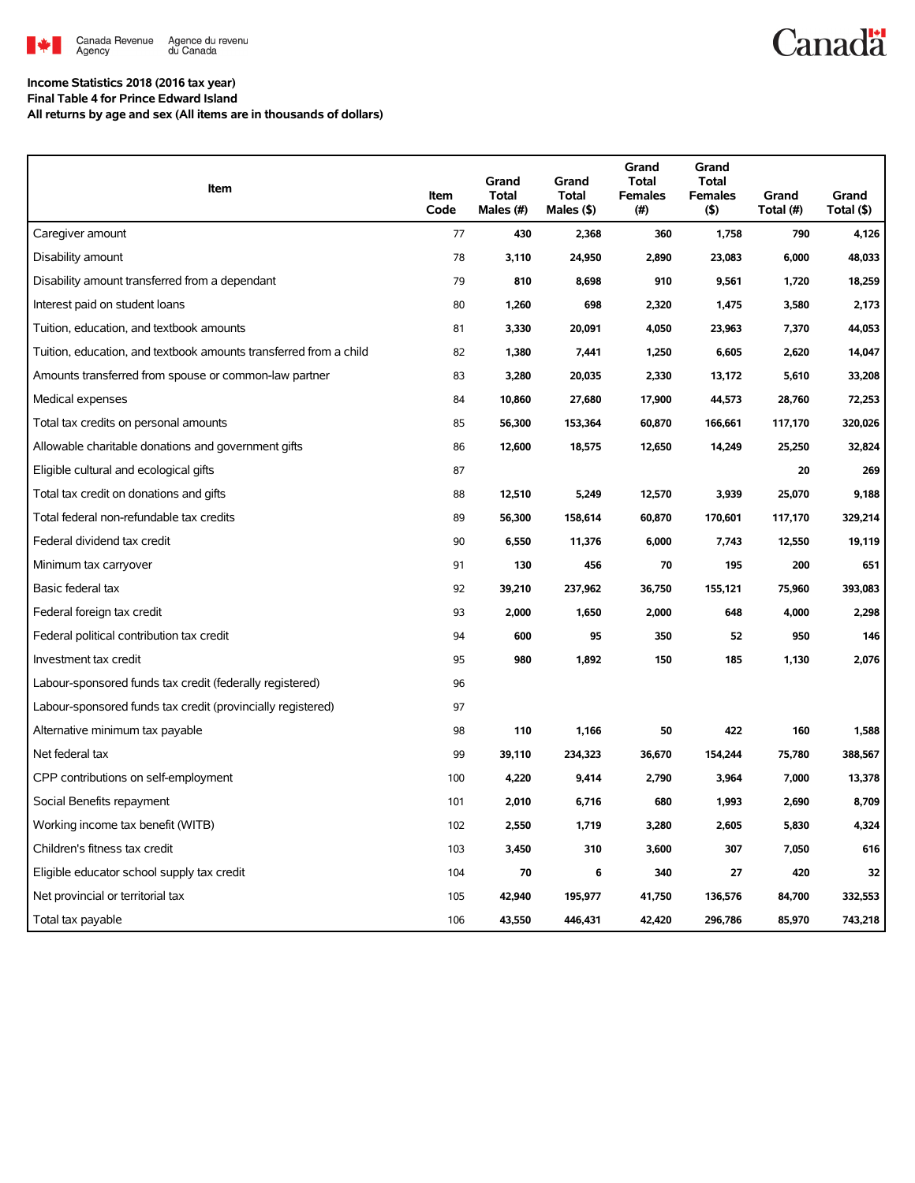Canada Revenue Agency / Agence du revenu du Canada

**Income Statistics 2018 (2016 tax year)**
**Final Table 4 for Prince Edward Island**
**All returns by age and sex (All items are in thousands of dollars)**

| Item | Item Code | Grand Total Males (#) | Grand Total Males ($) | Grand Total Females (#) | Grand Total Females ($) | Grand Total (#) | Grand Total ($) |
|---|---|---|---|---|---|---|---|
| Caregiver amount | 77 | 430 | 2,368 | 360 | 1,758 | 790 | 4,126 |
| Disability amount | 78 | 3,110 | 24,950 | 2,890 | 23,083 | 6,000 | 48,033 |
| Disability amount transferred from a dependant | 79 | 810 | 8,698 | 910 | 9,561 | 1,720 | 18,259 |
| Interest paid on student loans | 80 | 1,260 | 698 | 2,320 | 1,475 | 3,580 | 2,173 |
| Tuition, education, and textbook amounts | 81 | 3,330 | 20,091 | 4,050 | 23,963 | 7,370 | 44,053 |
| Tuition, education, and textbook amounts transferred from a child | 82 | 1,380 | 7,441 | 1,250 | 6,605 | 2,620 | 14,047 |
| Amounts transferred from spouse or common-law partner | 83 | 3,280 | 20,035 | 2,330 | 13,172 | 5,610 | 33,208 |
| Medical expenses | 84 | 10,860 | 27,680 | 17,900 | 44,573 | 28,760 | 72,253 |
| Total tax credits on personal amounts | 85 | 56,300 | 153,364 | 60,870 | 166,661 | 117,170 | 320,026 |
| Allowable charitable donations and government gifts | 86 | 12,600 | 18,575 | 12,650 | 14,249 | 25,250 | 32,824 |
| Eligible cultural and ecological gifts | 87 | | | | | 20 | 269 |
| Total tax credit on donations and gifts | 88 | 12,510 | 5,249 | 12,570 | 3,939 | 25,070 | 9,188 |
| Total federal non-refundable tax credits | 89 | 56,300 | 158,614 | 60,870 | 170,601 | 117,170 | 329,214 |
| Federal dividend tax credit | 90 | 6,550 | 11,376 | 6,000 | 7,743 | 12,550 | 19,119 |
| Minimum tax carryover | 91 | 130 | 456 | 70 | 195 | 200 | 651 |
| Basic federal tax | 92 | 39,210 | 237,962 | 36,750 | 155,121 | 75,960 | 393,083 |
| Federal foreign tax credit | 93 | 2,000 | 1,650 | 2,000 | 648 | 4,000 | 2,298 |
| Federal political contribution tax credit | 94 | 600 | 95 | 350 | 52 | 950 | 146 |
| Investment tax credit | 95 | 980 | 1,892 | 150 | 185 | 1,130 | 2,076 |
| Labour-sponsored funds tax credit (federally registered) | 96 | | | | | | |
| Labour-sponsored funds tax credit (provincially registered) | 97 | | | | | | |
| Alternative minimum tax payable | 98 | 110 | 1,166 | 50 | 422 | 160 | 1,588 |
| Net federal tax | 99 | 39,110 | 234,323 | 36,670 | 154,244 | 75,780 | 388,567 |
| CPP contributions on self-employment | 100 | 4,220 | 9,414 | 2,790 | 3,964 | 7,000 | 13,378 |
| Social Benefits repayment | 101 | 2,010 | 6,716 | 680 | 1,993 | 2,690 | 8,709 |
| Working income tax benefit (WITB) | 102 | 2,550 | 1,719 | 3,280 | 2,605 | 5,830 | 4,324 |
| Children's fitness tax credit | 103 | 3,450 | 310 | 3,600 | 307 | 7,050 | 616 |
| Eligible educator school supply tax credit | 104 | 70 | 6 | 340 | 27 | 420 | 32 |
| Net provincial or territorial tax | 105 | 42,940 | 195,977 | 41,750 | 136,576 | 84,700 | 332,553 |
| Total tax payable | 106 | 43,550 | 446,431 | 42,420 | 296,786 | 85,970 | 743,218 |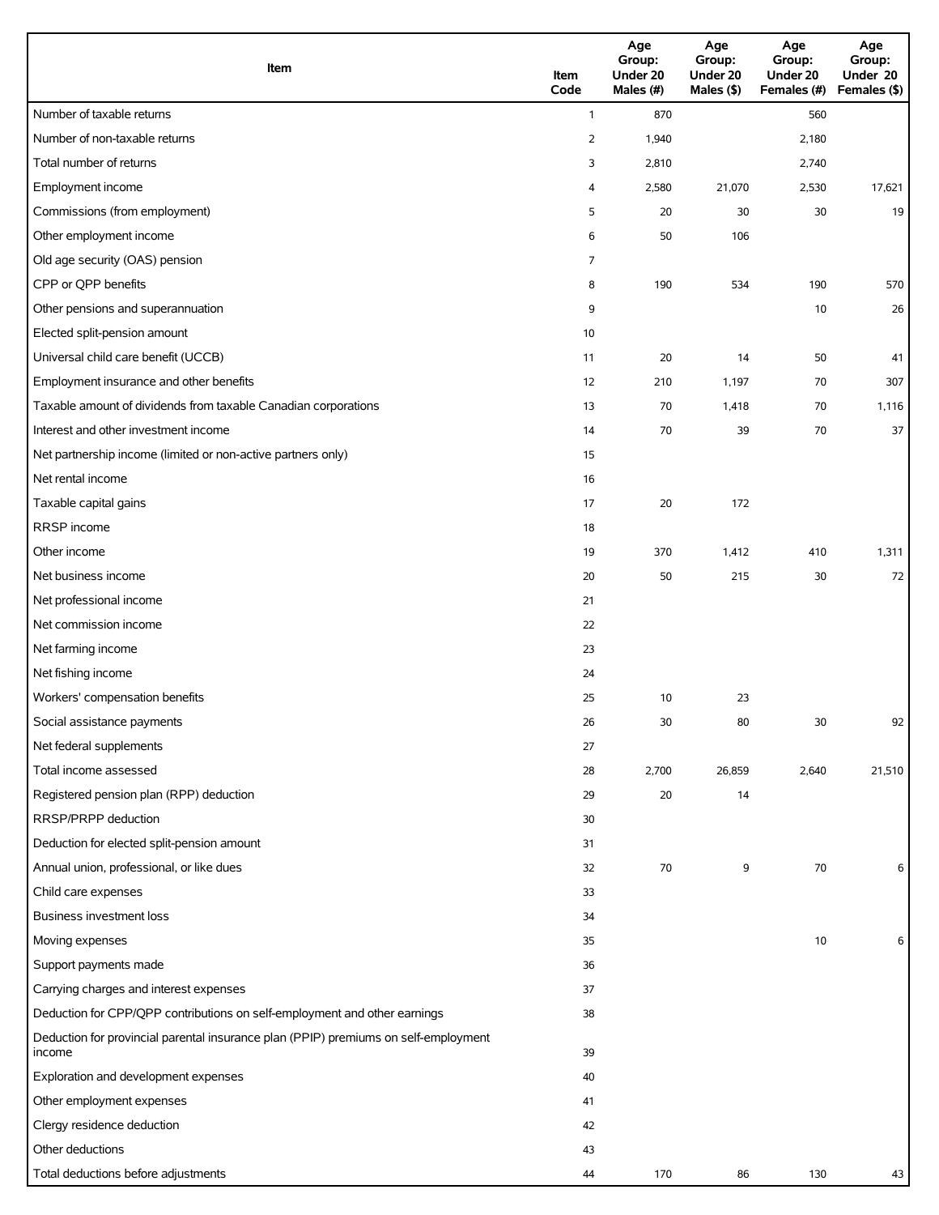| Item | Item Code | Age Group: Under 20 Males (#) | Age Group: Under 20 Males ($) | Age Group: Under 20 Females (#) | Age Group: Under 20 Females ($) |
|---|---|---|---|---|---|
| Number of taxable returns | 1 | 870 | | 560 | |
| Number of non-taxable returns | 2 | 1,940 | | 2,180 | |
| Total number of returns | 3 | 2,810 | | 2,740 | |
| Employment income | 4 | 2,580 | 21,070 | 2,530 | 17,621 |
| Commissions (from employment) | 5 | 20 | 30 | 30 | 19 |
| Other employment income | 6 | 50 | 106 | | |
| Old age security (OAS) pension | 7 | | | | |
| CPP or QPP benefits | 8 | 190 | 534 | 190 | 570 |
| Other pensions and superannuation | 9 | | | 10 | 26 |
| Elected split-pension amount | 10 | | | | |
| Universal child care benefit (UCCB) | 11 | 20 | 14 | 50 | 41 |
| Employment insurance and other benefits | 12 | 210 | 1,197 | 70 | 307 |
| Taxable amount of dividends from taxable Canadian corporations | 13 | 70 | 1,418 | 70 | 1,116 |
| Interest and other investment income | 14 | 70 | 39 | 70 | 37 |
| Net partnership income (limited or non-active partners only) | 15 | | | | |
| Net rental income | 16 | | | | |
| Taxable capital gains | 17 | 20 | 172 | | |
| RRSP income | 18 | | | | |
| Other income | 19 | 370 | 1,412 | 410 | 1,311 |
| Net business income | 20 | 50 | 215 | 30 | 72 |
| Net professional income | 21 | | | | |
| Net commission income | 22 | | | | |
| Net farming income | 23 | | | | |
| Net fishing income | 24 | | | | |
| Workers' compensation benefits | 25 | 10 | 23 | | |
| Social assistance payments | 26 | 30 | 80 | 30 | 92 |
| Net federal supplements | 27 | | | | |
| Total income assessed | 28 | 2,700 | 26,859 | 2,640 | 21,510 |
| Registered pension plan (RPP) deduction | 29 | 20 | 14 | | |
| RRSP/PRPP deduction | 30 | | | | |
| Deduction for elected split-pension amount | 31 | | | | |
| Annual union, professional, or like dues | 32 | 70 | 9 | 70 | 6 |
| Child care expenses | 33 | | | | |
| Business investment loss | 34 | | | | |
| Moving expenses | 35 | | | 10 | 6 |
| Support payments made | 36 | | | | |
| Carrying charges and interest expenses | 37 | | | | |
| Deduction for CPP/QPP contributions on self-employment and other earnings | 38 | | | | |
| Deduction for provincial parental insurance plan (PPIP) premiums on self-employment income | 39 | | | | |
| Exploration and development expenses | 40 | | | | |
| Other employment expenses | 41 | | | | |
| Clergy residence deduction | 42 | | | | |
| Other deductions | 43 | | | | |
| Total deductions before adjustments | 44 | 170 | 86 | 130 | 43 |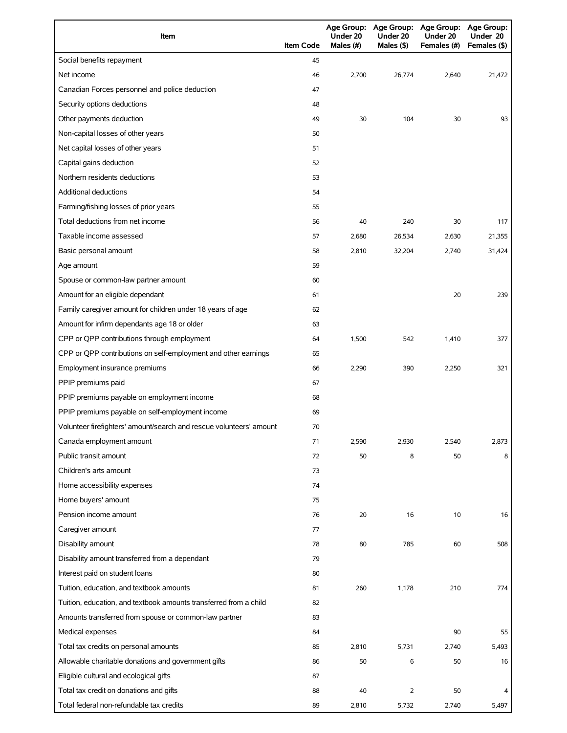| Item | Item Code | Age Group: Under 20 Males (#) | Age Group: Under 20 Males ($) | Age Group: Under 20 Females (#) | Age Group: Under 20 Females ($) |
|---|---|---|---|---|---|
| Social benefits repayment | 45 | | | | |
| Net income | 46 | 2,700 | 26,774 | 2,640 | 21,472 |
| Canadian Forces personnel and police deduction | 47 | | | | |
| Security options deductions | 48 | | | | |
| Other payments deduction | 49 | 30 | 104 | 30 | 93 |
| Non-capital losses of other years | 50 | | | | |
| Net capital losses of other years | 51 | | | | |
| Capital gains deduction | 52 | | | | |
| Northern residents deductions | 53 | | | | |
| Additional deductions | 54 | | | | |
| Farming/fishing losses of prior years | 55 | | | | |
| Total deductions from net income | 56 | 40 | 240 | 30 | 117 |
| Taxable income assessed | 57 | 2,680 | 26,534 | 2,630 | 21,355 |
| Basic personal amount | 58 | 2,810 | 32,204 | 2,740 | 31,424 |
| Age amount | 59 | | | | |
| Spouse or common-law partner amount | 60 | | | | |
| Amount for an eligible dependant | 61 | | | 20 | 239 |
| Family caregiver amount for children under 18 years of age | 62 | | | | |
| Amount for infirm dependants age 18 or older | 63 | | | | |
| CPP or QPP contributions through employment | 64 | 1,500 | 542 | 1,410 | 377 |
| CPP or QPP contributions on self-employment and other earnings | 65 | | | | |
| Employment insurance premiums | 66 | 2,290 | 390 | 2,250 | 321 |
| PPIP premiums paid | 67 | | | | |
| PPIP premiums payable on employment income | 68 | | | | |
| PPIP premiums payable on self-employment income | 69 | | | | |
| Volunteer firefighters' amount/search and rescue volunteers' amount | 70 | | | | |
| Canada employment amount | 71 | 2,590 | 2,930 | 2,540 | 2,873 |
| Public transit amount | 72 | 50 | 8 | 50 | 8 |
| Children's arts amount | 73 | | | | |
| Home accessibility expenses | 74 | | | | |
| Home buyers' amount | 75 | | | | |
| Pension income amount | 76 | 20 | 16 | 10 | 16 |
| Caregiver amount | 77 | | | | |
| Disability amount | 78 | 80 | 785 | 60 | 508 |
| Disability amount transferred from a dependant | 79 | | | | |
| Interest paid on student loans | 80 | | | | |
| Tuition, education, and textbook amounts | 81 | 260 | 1,178 | 210 | 774 |
| Tuition, education, and textbook amounts transferred from a child | 82 | | | | |
| Amounts transferred from spouse or common-law partner | 83 | | | | |
| Medical expenses | 84 | | | 90 | 55 |
| Total tax credits on personal amounts | 85 | 2,810 | 5,731 | 2,740 | 5,493 |
| Allowable charitable donations and government gifts | 86 | 50 | 6 | 50 | 16 |
| Eligible cultural and ecological gifts | 87 | | | | |
| Total tax credit on donations and gifts | 88 | 40 | 2 | 50 | 4 |
| Total federal non-refundable tax credits | 89 | 2,810 | 5,732 | 2,740 | 5,497 |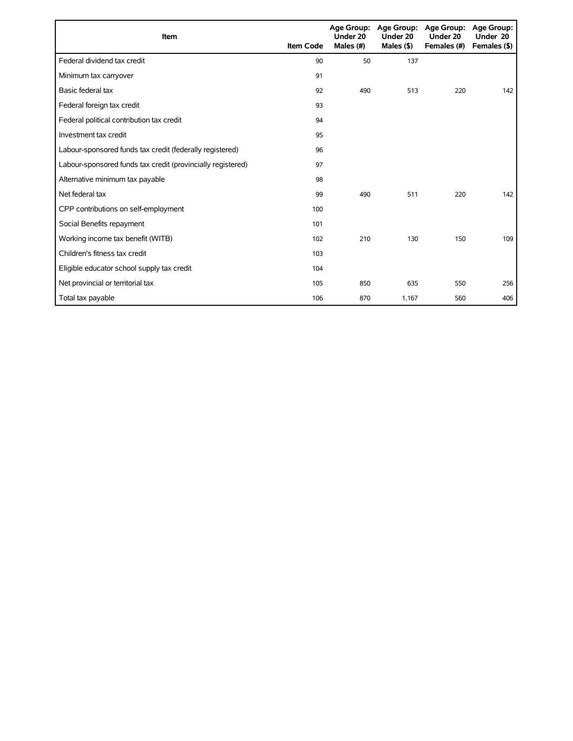| Item | Item Code | Age Group: Under 20 Males (#) | Age Group: Under 20 Males ($) | Age Group: Under 20 Females (#) | Age Group: Under 20 Females ($) |
|---|---|---|---|---|---|
| Federal dividend tax credit | 90 | 50 | 137 | | |
| Minimum tax carryover | 91 | | | | |
| Basic federal tax | 92 | 490 | 513 | 220 | 142 |
| Federal foreign tax credit | 93 | | | | |
| Federal political contribution tax credit | 94 | | | | |
| Investment tax credit | 95 | | | | |
| Labour-sponsored funds tax credit (federally registered) | 96 | | | | |
| Labour-sponsored funds tax credit (provincially registered) | 97 | | | | |
| Alternative minimum tax payable | 98 | | | | |
| Net federal tax | 99 | 490 | 511 | 220 | 142 |
| CPP contributions on self-employment | 100 | | | | |
| Social Benefits repayment | 101 | | | | |
| Working income tax benefit (WITB) | 102 | 210 | 130 | 150 | 109 |
| Children's fitness tax credit | 103 | | | | |
| Eligible educator school supply tax credit | 104 | | | | |
| Net provincial or territorial tax | 105 | 850 | 635 | 550 | 256 |
| Total tax payable | 106 | 870 | 1,167 | 560 | 406 |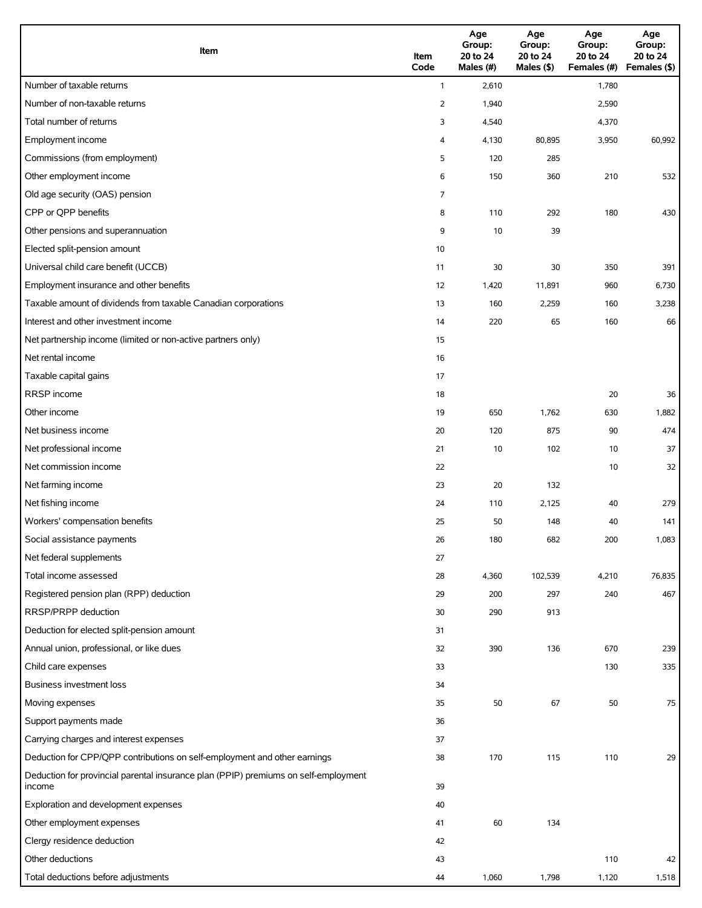| Item | Item Code | Age Group: 20 to 24 Males (#) | Age Group: 20 to 24 Males ($) | Age Group: 20 to 24 Females (#) | Age Group: 20 to 24 Females ($) |
|---|---|---|---|---|---|
| Number of taxable returns | 1 | 2,610 | | 1,780 | |
| Number of non-taxable returns | 2 | 1,940 | | 2,590 | |
| Total number of returns | 3 | 4,540 | | 4,370 | |
| Employment income | 4 | 4,130 | 80,895 | 3,950 | 60,992 |
| Commissions (from employment) | 5 | 120 | 285 | | |
| Other employment income | 6 | 150 | 360 | 210 | 532 |
| Old age security (OAS) pension | 7 | | | | |
| CPP or QPP benefits | 8 | 110 | 292 | 180 | 430 |
| Other pensions and superannuation | 9 | 10 | 39 | | |
| Elected split-pension amount | 10 | | | | |
| Universal child care benefit (UCCB) | 11 | 30 | 30 | 350 | 391 |
| Employment insurance and other benefits | 12 | 1,420 | 11,891 | 960 | 6,730 |
| Taxable amount of dividends from taxable Canadian corporations | 13 | 160 | 2,259 | 160 | 3,238 |
| Interest and other investment income | 14 | 220 | 65 | 160 | 66 |
| Net partnership income (limited or non-active partners only) | 15 | | | | |
| Net rental income | 16 | | | | |
| Taxable capital gains | 17 | | | | |
| RRSP income | 18 | | | 20 | 36 |
| Other income | 19 | 650 | 1,762 | 630 | 1,882 |
| Net business income | 20 | 120 | 875 | 90 | 474 |
| Net professional income | 21 | 10 | 102 | 10 | 37 |
| Net commission income | 22 | | | 10 | 32 |
| Net farming income | 23 | 20 | 132 | | |
| Net fishing income | 24 | 110 | 2,125 | 40 | 279 |
| Workers' compensation benefits | 25 | 50 | 148 | 40 | 141 |
| Social assistance payments | 26 | 180 | 682 | 200 | 1,083 |
| Net federal supplements | 27 | | | | |
| Total income assessed | 28 | 4,360 | 102,539 | 4,210 | 76,835 |
| Registered pension plan (RPP) deduction | 29 | 200 | 297 | 240 | 467 |
| RRSP/PRPP deduction | 30 | 290 | 913 | | |
| Deduction for elected split-pension amount | 31 | | | | |
| Annual union, professional, or like dues | 32 | 390 | 136 | 670 | 239 |
| Child care expenses | 33 | | | 130 | 335 |
| Business investment loss | 34 | | | | |
| Moving expenses | 35 | 50 | 67 | 50 | 75 |
| Support payments made | 36 | | | | |
| Carrying charges and interest expenses | 37 | | | | |
| Deduction for CPP/QPP contributions on self-employment and other earnings | 38 | 170 | 115 | 110 | 29 |
| Deduction for provincial parental insurance plan (PPIP) premiums on self-employment income | 39 | | | | |
| Exploration and development expenses | 40 | | | | |
| Other employment expenses | 41 | 60 | 134 | | |
| Clergy residence deduction | 42 | | | | |
| Other deductions | 43 | | | 110 | 42 |
| Total deductions before adjustments | 44 | 1,060 | 1,798 | 1,120 | 1,518 |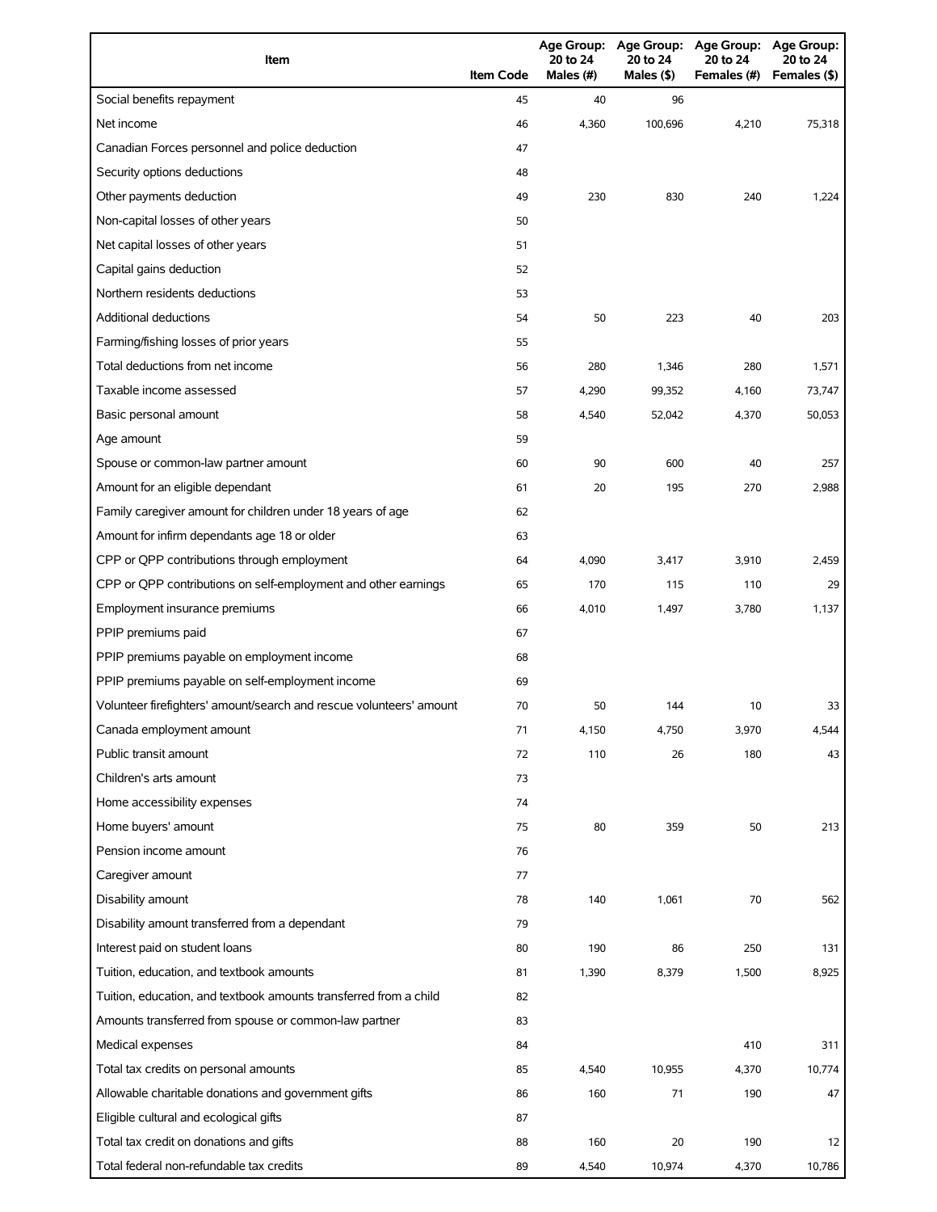| Item | Item Code | Age Group: 20 to 24 Males (#) | Age Group: 20 to 24 Males ($) | Age Group: 20 to 24 Females (#) | Age Group: 20 to 24 Females ($) |
|---|---|---|---|---|---|
| Social benefits repayment | 45 | 40 | 96 | | |
| Net income | 46 | 4,360 | 100,696 | 4,210 | 75,318 |
| Canadian Forces personnel and police deduction | 47 | | | | |
| Security options deductions | 48 | | | | |
| Other payments deduction | 49 | 230 | 830 | 240 | 1,224 |
| Non-capital losses of other years | 50 | | | | |
| Net capital losses of other years | 51 | | | | |
| Capital gains deduction | 52 | | | | |
| Northern residents deductions | 53 | | | | |
| Additional deductions | 54 | 50 | 223 | 40 | 203 |
| Farming/fishing losses of prior years | 55 | | | | |
| Total deductions from net income | 56 | 280 | 1,346 | 280 | 1,571 |
| Taxable income assessed | 57 | 4,290 | 99,352 | 4,160 | 73,747 |
| Basic personal amount | 58 | 4,540 | 52,042 | 4,370 | 50,053 |
| Age amount | 59 | | | | |
| Spouse or common-law partner amount | 60 | 90 | 600 | 40 | 257 |
| Amount for an eligible dependant | 61 | 20 | 195 | 270 | 2,988 |
| Family caregiver amount for children under 18 years of age | 62 | | | | |
| Amount for infirm dependants age 18 or older | 63 | | | | |
| CPP or QPP contributions through employment | 64 | 4,090 | 3,417 | 3,910 | 2,459 |
| CPP or QPP contributions on self-employment and other earnings | 65 | 170 | 115 | 110 | 29 |
| Employment insurance premiums | 66 | 4,010 | 1,497 | 3,780 | 1,137 |
| PPIP premiums paid | 67 | | | | |
| PPIP premiums payable on employment income | 68 | | | | |
| PPIP premiums payable on self-employment income | 69 | | | | |
| Volunteer firefighters' amount/search and rescue volunteers' amount | 70 | 50 | 144 | 10 | 33 |
| Canada employment amount | 71 | 4,150 | 4,750 | 3,970 | 4,544 |
| Public transit amount | 72 | 110 | 26 | 180 | 43 |
| Children's arts amount | 73 | | | | |
| Home accessibility expenses | 74 | | | | |
| Home buyers' amount | 75 | 80 | 359 | 50 | 213 |
| Pension income amount | 76 | | | | |
| Caregiver amount | 77 | | | | |
| Disability amount | 78 | 140 | 1,061 | 70 | 562 |
| Disability amount transferred from a dependant | 79 | | | | |
| Interest paid on student loans | 80 | 190 | 86 | 250 | 131 |
| Tuition, education, and textbook amounts | 81 | 1,390 | 8,379 | 1,500 | 8,925 |
| Tuition, education, and textbook amounts transferred from a child | 82 | | | | |
| Amounts transferred from spouse or common-law partner | 83 | | | | |
| Medical expenses | 84 | | | 410 | 311 |
| Total tax credits on personal amounts | 85 | 4,540 | 10,955 | 4,370 | 10,774 |
| Allowable charitable donations and government gifts | 86 | 160 | 71 | 190 | 47 |
| Eligible cultural and ecological gifts | 87 | | | | |
| Total tax credit on donations and gifts | 88 | 160 | 20 | 190 | 12 |
| Total federal non-refundable tax credits | 89 | 4,540 | 10,974 | 4,370 | 10,786 |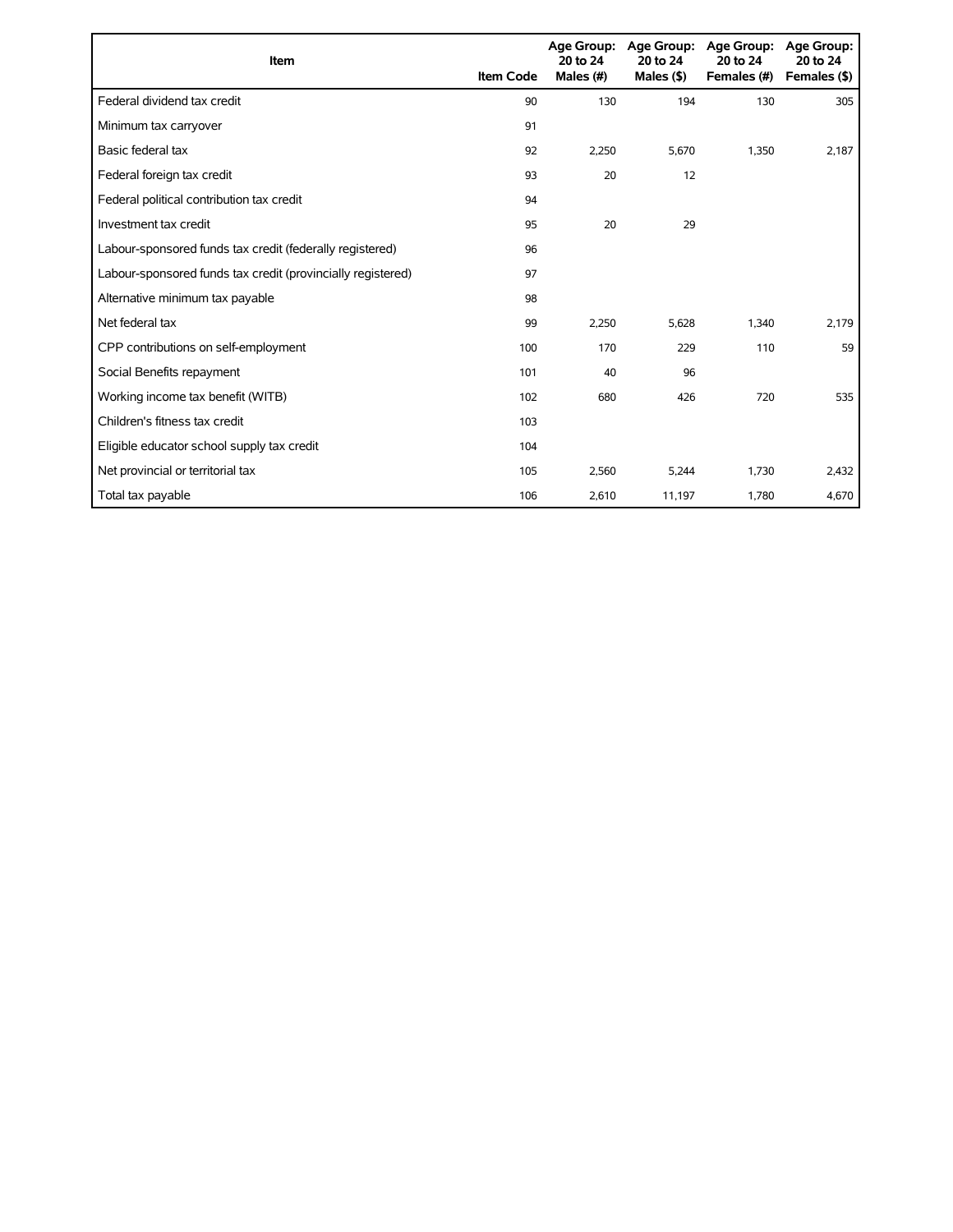| Item | Item Code | Age Group: 20 to 24 Males (#) | Age Group: 20 to 24 Males ($) | Age Group: 20 to 24 Females (#) | Age Group: 20 to 24 Females ($) |
|---|---|---|---|---|---|
| Federal dividend tax credit | 90 | 130 | 194 | 130 | 305 |
| Minimum tax carryover | 91 | | | | |
| Basic federal tax | 92 | 2,250 | 5,670 | 1,350 | 2,187 |
| Federal foreign tax credit | 93 | 20 | 12 | | |
| Federal political contribution tax credit | 94 | | | | |
| Investment tax credit | 95 | 20 | 29 | | |
| Labour-sponsored funds tax credit (federally registered) | 96 | | | | |
| Labour-sponsored funds tax credit (provincially registered) | 97 | | | | |
| Alternative minimum tax payable | 98 | | | | |
| Net federal tax | 99 | 2,250 | 5,628 | 1,340 | 2,179 |
| CPP contributions on self-employment | 100 | 170 | 229 | 110 | 59 |
| Social Benefits repayment | 101 | 40 | 96 | | |
| Working income tax benefit (WITB) | 102 | 680 | 426 | 720 | 535 |
| Children's fitness tax credit | 103 | | | | |
| Eligible educator school supply tax credit | 104 | | | | |
| Net provincial or territorial tax | 105 | 2,560 | 5,244 | 1,730 | 2,432 |
| Total tax payable | 106 | 2,610 | 11,197 | 1,780 | 4,670 |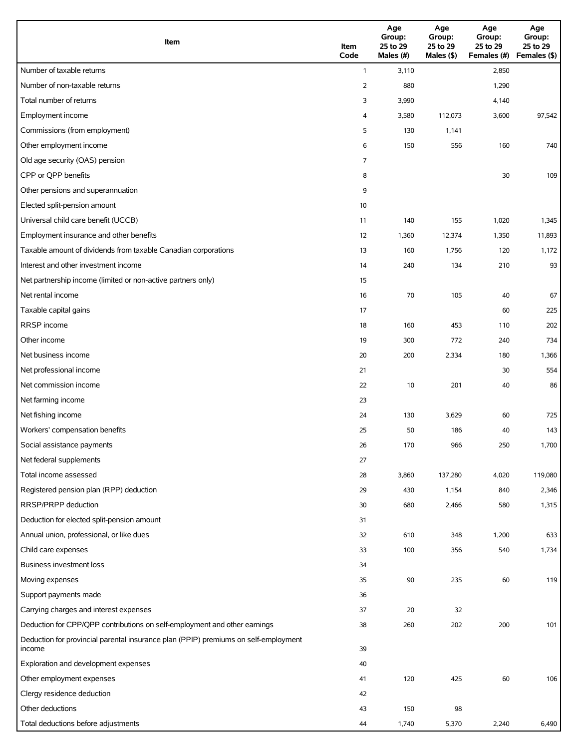| Item | Item Code | Age Group: 25 to 29 Males (#) | Age Group: 25 to 29 Males ($) | Age Group: 25 to 29 Females (#) | Age Group: 25 to 29 Females ($) |
|---|---|---|---|---|---|
| Number of taxable returns | 1 | 3,110 | | 2,850 | |
| Number of non-taxable returns | 2 | 880 | | 1,290 | |
| Total number of returns | 3 | 3,990 | | 4,140 | |
| Employment income | 4 | 3,580 | 112,073 | 3,600 | 97,542 |
| Commissions (from employment) | 5 | 130 | 1,141 | | |
| Other employment income | 6 | 150 | 556 | 160 | 740 |
| Old age security (OAS) pension | 7 | | | | |
| CPP or QPP benefits | 8 | | | 30 | 109 |
| Other pensions and superannuation | 9 | | | | |
| Elected split-pension amount | 10 | | | | |
| Universal child care benefit (UCCB) | 11 | 140 | 155 | 1,020 | 1,345 |
| Employment insurance and other benefits | 12 | 1,360 | 12,374 | 1,350 | 11,893 |
| Taxable amount of dividends from taxable Canadian corporations | 13 | 160 | 1,756 | 120 | 1,172 |
| Interest and other investment income | 14 | 240 | 134 | 210 | 93 |
| Net partnership income (limited or non-active partners only) | 15 | | | | |
| Net rental income | 16 | 70 | 105 | 40 | 67 |
| Taxable capital gains | 17 | | | 60 | 225 |
| RRSP income | 18 | 160 | 453 | 110 | 202 |
| Other income | 19 | 300 | 772 | 240 | 734 |
| Net business income | 20 | 200 | 2,334 | 180 | 1,366 |
| Net professional income | 21 | | | 30 | 554 |
| Net commission income | 22 | 10 | 201 | 40 | 86 |
| Net farming income | 23 | | | | |
| Net fishing income | 24 | 130 | 3,629 | 60 | 725 |
| Workers' compensation benefits | 25 | 50 | 186 | 40 | 143 |
| Social assistance payments | 26 | 170 | 966 | 250 | 1,700 |
| Net federal supplements | 27 | | | | |
| Total income assessed | 28 | 3,860 | 137,280 | 4,020 | 119,080 |
| Registered pension plan (RPP) deduction | 29 | 430 | 1,154 | 840 | 2,346 |
| RRSP/PRPP deduction | 30 | 680 | 2,466 | 580 | 1,315 |
| Deduction for elected split-pension amount | 31 | | | | |
| Annual union, professional, or like dues | 32 | 610 | 348 | 1,200 | 633 |
| Child care expenses | 33 | 100 | 356 | 540 | 1,734 |
| Business investment loss | 34 | | | | |
| Moving expenses | 35 | 90 | 235 | 60 | 119 |
| Support payments made | 36 | | | | |
| Carrying charges and interest expenses | 37 | 20 | 32 | | |
| Deduction for CPP/QPP contributions on self-employment and other earnings | 38 | 260 | 202 | 200 | 101 |
| Deduction for provincial parental insurance plan (PPIP) premiums on self-employment income | 39 | | | | |
| Exploration and development expenses | 40 | | | | |
| Other employment expenses | 41 | 120 | 425 | 60 | 106 |
| Clergy residence deduction | 42 | | | | |
| Other deductions | 43 | 150 | 98 | | |
| Total deductions before adjustments | 44 | 1,740 | 5,370 | 2,240 | 6,490 |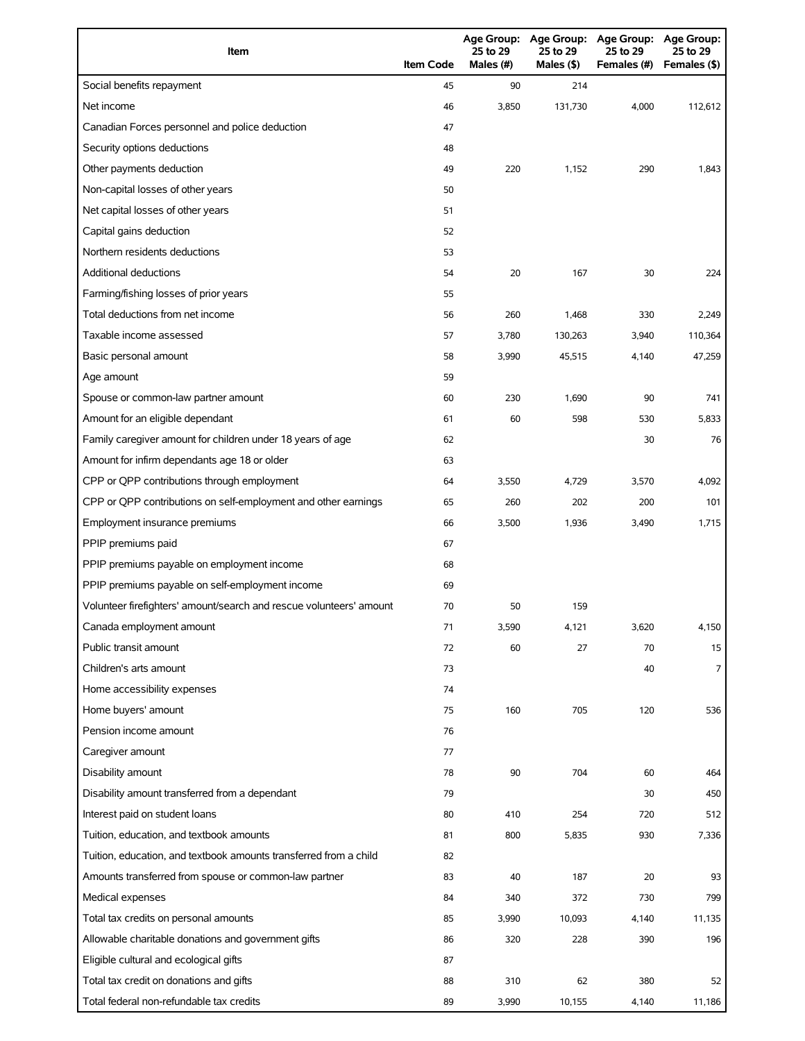| Item | Item Code | Age Group: 25 to 29 Males (#) | Age Group: 25 to 29 Males ($) | Age Group: 25 to 29 Females (#) | Age Group: 25 to 29 Females ($) |
|---|---|---|---|---|---|
| Social benefits repayment | 45 | 90 | 214 | | |
| Net income | 46 | 3,850 | 131,730 | 4,000 | 112,612 |
| Canadian Forces personnel and police deduction | 47 | | | | |
| Security options deductions | 48 | | | | |
| Other payments deduction | 49 | 220 | 1,152 | 290 | 1,843 |
| Non-capital losses of other years | 50 | | | | |
| Net capital losses of other years | 51 | | | | |
| Capital gains deduction | 52 | | | | |
| Northern residents deductions | 53 | | | | |
| Additional deductions | 54 | 20 | 167 | 30 | 224 |
| Farming/fishing losses of prior years | 55 | | | | |
| Total deductions from net income | 56 | 260 | 1,468 | 330 | 2,249 |
| Taxable income assessed | 57 | 3,780 | 130,263 | 3,940 | 110,364 |
| Basic personal amount | 58 | 3,990 | 45,515 | 4,140 | 47,259 |
| Age amount | 59 | | | | |
| Spouse or common-law partner amount | 60 | 230 | 1,690 | 90 | 741 |
| Amount for an eligible dependant | 61 | 60 | 598 | 530 | 5,833 |
| Family caregiver amount for children under 18 years of age | 62 | | | 30 | 76 |
| Amount for infirm dependants age 18 or older | 63 | | | | |
| CPP or QPP contributions through employment | 64 | 3,550 | 4,729 | 3,570 | 4,092 |
| CPP or QPP contributions on self-employment and other earnings | 65 | 260 | 202 | 200 | 101 |
| Employment insurance premiums | 66 | 3,500 | 1,936 | 3,490 | 1,715 |
| PPIP premiums paid | 67 | | | | |
| PPIP premiums payable on employment income | 68 | | | | |
| PPIP premiums payable on self-employment income | 69 | | | | |
| Volunteer firefighters' amount/search and rescue volunteers' amount | 70 | 50 | 159 | | |
| Canada employment amount | 71 | 3,590 | 4,121 | 3,620 | 4,150 |
| Public transit amount | 72 | 60 | 27 | 70 | 15 |
| Children's arts amount | 73 | | | 40 | 7 |
| Home accessibility expenses | 74 | | | | |
| Home buyers' amount | 75 | 160 | 705 | 120 | 536 |
| Pension income amount | 76 | | | | |
| Caregiver amount | 77 | | | | |
| Disability amount | 78 | 90 | 704 | 60 | 464 |
| Disability amount transferred from a dependant | 79 | | | 30 | 450 |
| Interest paid on student loans | 80 | 410 | 254 | 720 | 512 |
| Tuition, education, and textbook amounts | 81 | 800 | 5,835 | 930 | 7,336 |
| Tuition, education, and textbook amounts transferred from a child | 82 | | | | |
| Amounts transferred from spouse or common-law partner | 83 | 40 | 187 | 20 | 93 |
| Medical expenses | 84 | 340 | 372 | 730 | 799 |
| Total tax credits on personal amounts | 85 | 3,990 | 10,093 | 4,140 | 11,135 |
| Allowable charitable donations and government gifts | 86 | 320 | 228 | 390 | 196 |
| Eligible cultural and ecological gifts | 87 | | | | |
| Total tax credit on donations and gifts | 88 | 310 | 62 | 380 | 52 |
| Total federal non-refundable tax credits | 89 | 3,990 | 10,155 | 4,140 | 11,186 |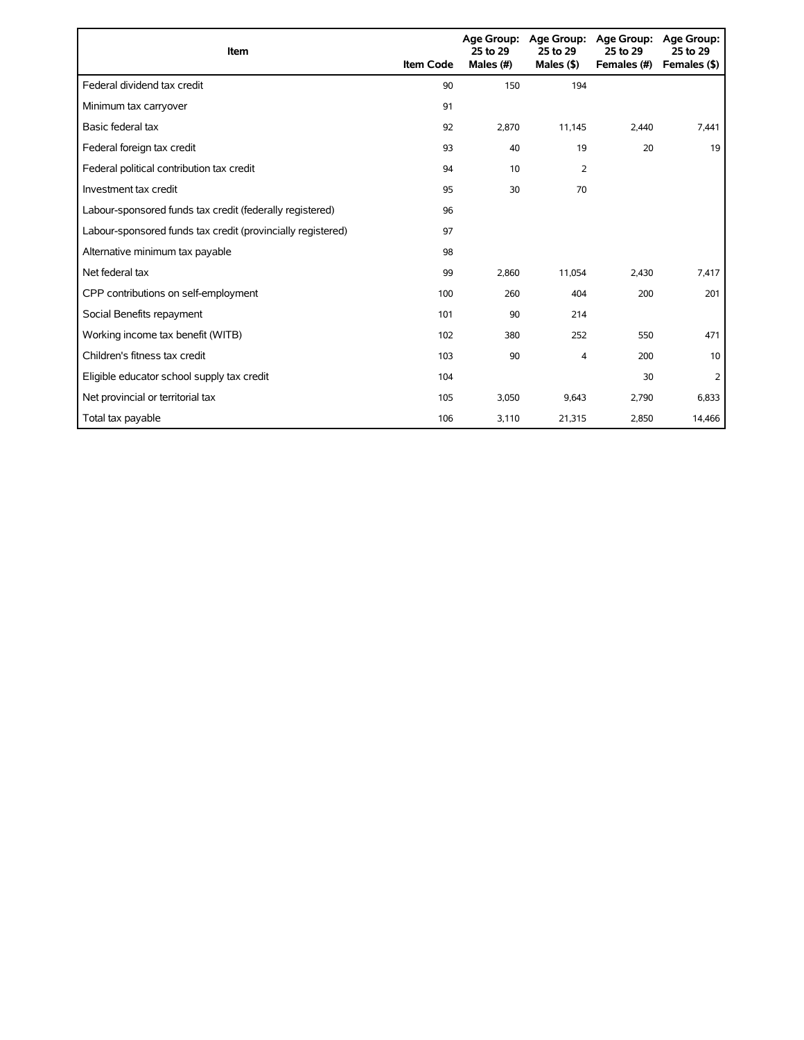| Item | Item Code | Age Group: 25 to 29 Males (#) | Age Group: 25 to 29 Males ($) | Age Group: 25 to 29 Females (#) | Age Group: 25 to 29 Females ($) |
|---|---|---|---|---|---|
| Federal dividend tax credit | 90 | 150 | 194 | | |
| Minimum tax carryover | 91 | | | | |
| Basic federal tax | 92 | 2,870 | 11,145 | 2,440 | 7,441 |
| Federal foreign tax credit | 93 | 40 | 19 | 20 | 19 |
| Federal political contribution tax credit | 94 | 10 | 2 | | |
| Investment tax credit | 95 | 30 | 70 | | |
| Labour-sponsored funds tax credit (federally registered) | 96 | | | | |
| Labour-sponsored funds tax credit (provincially registered) | 97 | | | | |
| Alternative minimum tax payable | 98 | | | | |
| Net federal tax | 99 | 2,860 | 11,054 | 2,430 | 7,417 |
| CPP contributions on self-employment | 100 | 260 | 404 | 200 | 201 |
| Social Benefits repayment | 101 | 90 | 214 | | |
| Working income tax benefit (WITB) | 102 | 380 | 252 | 550 | 471 |
| Children's fitness tax credit | 103 | 90 | 4 | 200 | 10 |
| Eligible educator school supply tax credit | 104 | | | 30 | 2 |
| Net provincial or territorial tax | 105 | 3,050 | 9,643 | 2,790 | 6,833 |
| Total tax payable | 106 | 3,110 | 21,315 | 2,850 | 14,466 |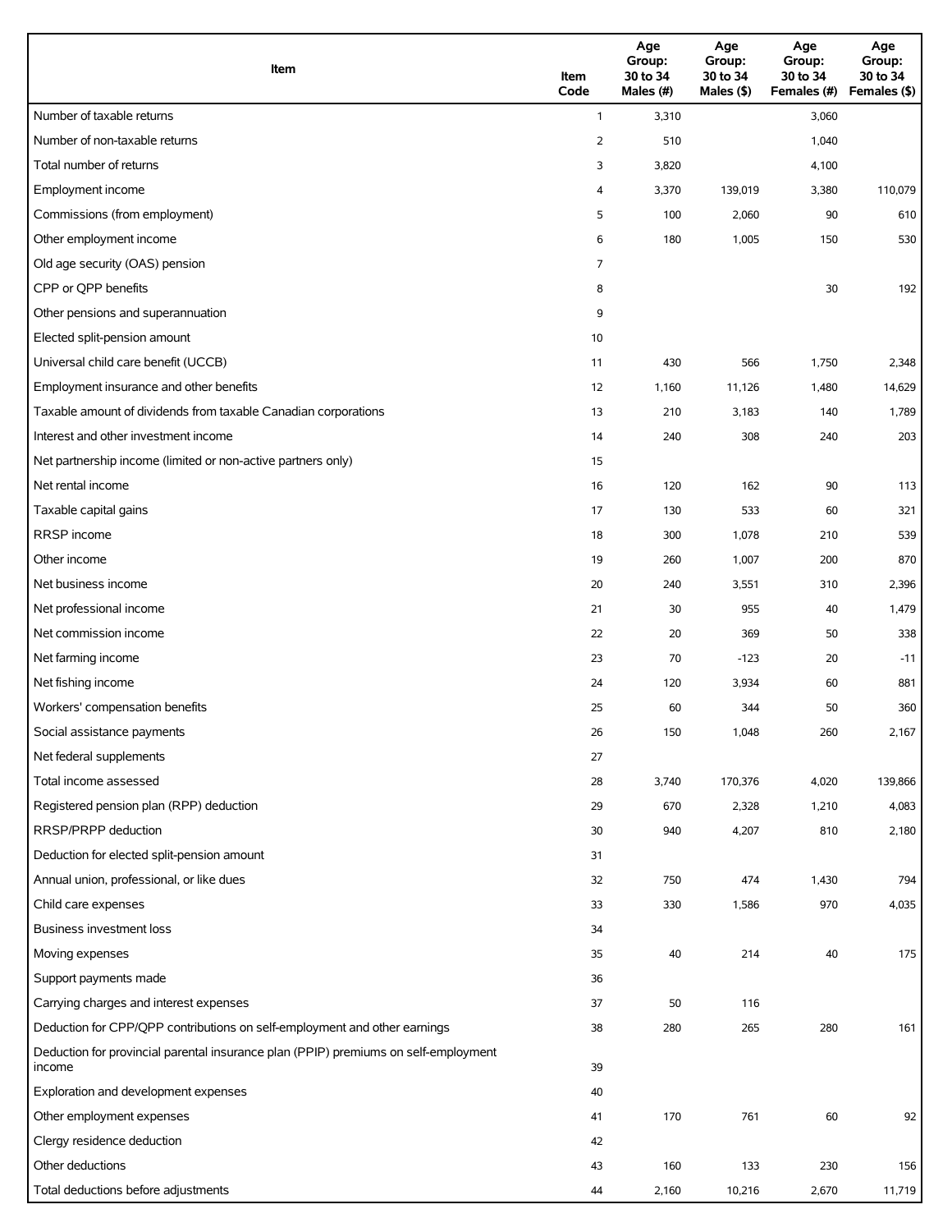| Item | Item Code | Age Group: 30 to 34 Males (#) | Age Group: 30 to 34 Males ($) | Age Group: 30 to 34 Females (#) | Age Group: 30 to 34 Females ($) |
|---|---|---|---|---|---|
| Number of taxable returns | 1 | 3,310 | | 3,060 | |
| Number of non-taxable returns | 2 | 510 | | 1,040 | |
| Total number of returns | 3 | 3,820 | | 4,100 | |
| Employment income | 4 | 3,370 | 139,019 | 3,380 | 110,079 |
| Commissions (from employment) | 5 | 100 | 2,060 | 90 | 610 |
| Other employment income | 6 | 180 | 1,005 | 150 | 530 |
| Old age security (OAS) pension | 7 | | | | |
| CPP or QPP benefits | 8 | | | 30 | 192 |
| Other pensions and superannuation | 9 | | | | |
| Elected split-pension amount | 10 | | | | |
| Universal child care benefit (UCCB) | 11 | 430 | 566 | 1,750 | 2,348 |
| Employment insurance and other benefits | 12 | 1,160 | 11,126 | 1,480 | 14,629 |
| Taxable amount of dividends from taxable Canadian corporations | 13 | 210 | 3,183 | 140 | 1,789 |
| Interest and other investment income | 14 | 240 | 308 | 240 | 203 |
| Net partnership income (limited or non-active partners only) | 15 | | | | |
| Net rental income | 16 | 120 | 162 | 90 | 113 |
| Taxable capital gains | 17 | 130 | 533 | 60 | 321 |
| RRSP income | 18 | 300 | 1,078 | 210 | 539 |
| Other income | 19 | 260 | 1,007 | 200 | 870 |
| Net business income | 20 | 240 | 3,551 | 310 | 2,396 |
| Net professional income | 21 | 30 | 955 | 40 | 1,479 |
| Net commission income | 22 | 20 | 369 | 50 | 338 |
| Net farming income | 23 | 70 | -123 | 20 | -11 |
| Net fishing income | 24 | 120 | 3,934 | 60 | 881 |
| Workers' compensation benefits | 25 | 60 | 344 | 50 | 360 |
| Social assistance payments | 26 | 150 | 1,048 | 260 | 2,167 |
| Net federal supplements | 27 | | | | |
| Total income assessed | 28 | 3,740 | 170,376 | 4,020 | 139,866 |
| Registered pension plan (RPP) deduction | 29 | 670 | 2,328 | 1,210 | 4,083 |
| RRSP/PRPP deduction | 30 | 940 | 4,207 | 810 | 2,180 |
| Deduction for elected split-pension amount | 31 | | | | |
| Annual union, professional, or like dues | 32 | 750 | 474 | 1,430 | 794 |
| Child care expenses | 33 | 330 | 1,586 | 970 | 4,035 |
| Business investment loss | 34 | | | | |
| Moving expenses | 35 | 40 | 214 | 40 | 175 |
| Support payments made | 36 | | | | |
| Carrying charges and interest expenses | 37 | 50 | 116 | | |
| Deduction for CPP/QPP contributions on self-employment and other earnings | 38 | 280 | 265 | 280 | 161 |
| Deduction for provincial parental insurance plan (PPIP) premiums on self-employment income | 39 | | | | |
| Exploration and development expenses | 40 | | | | |
| Other employment expenses | 41 | 170 | 761 | 60 | 92 |
| Clergy residence deduction | 42 | | | | |
| Other deductions | 43 | 160 | 133 | 230 | 156 |
| Total deductions before adjustments | 44 | 2,160 | 10,216 | 2,670 | 11,719 |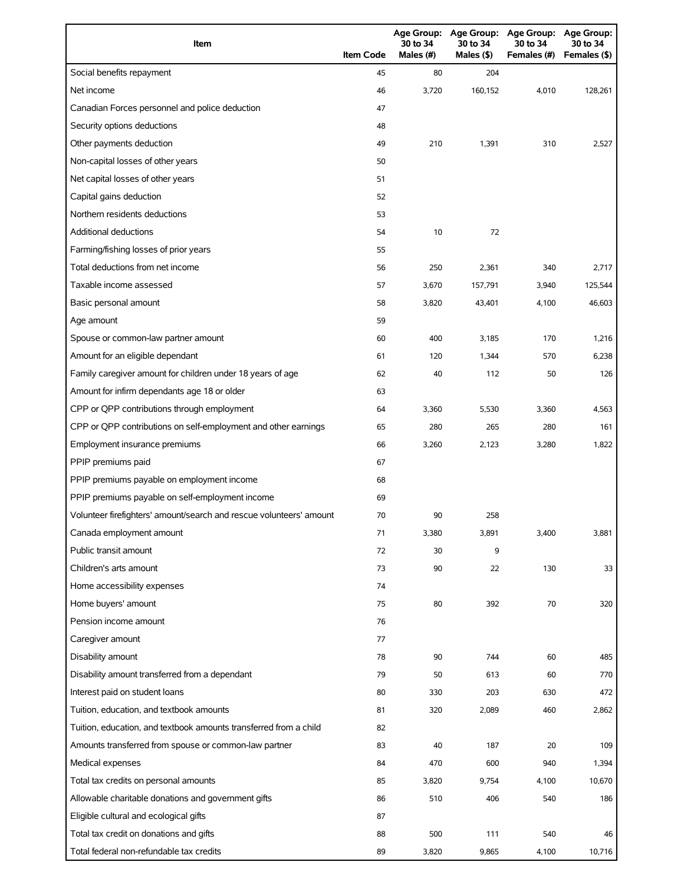| Item | Item Code | Age Group: 30 to 34 Males (#) | Age Group: 30 to 34 Males ($) | Age Group: 30 to 34 Females (#) | Age Group: 30 to 34 Females ($) |
|---|---|---|---|---|---|
| Social benefits repayment | 45 | 80 | 204 | | |
| Net income | 46 | 3,720 | 160,152 | 4,010 | 128,261 |
| Canadian Forces personnel and police deduction | 47 | | | | |
| Security options deductions | 48 | | | | |
| Other payments deduction | 49 | 210 | 1,391 | 310 | 2,527 |
| Non-capital losses of other years | 50 | | | | |
| Net capital losses of other years | 51 | | | | |
| Capital gains deduction | 52 | | | | |
| Northern residents deductions | 53 | | | | |
| Additional deductions | 54 | 10 | 72 | | |
| Farming/fishing losses of prior years | 55 | | | | |
| Total deductions from net income | 56 | 250 | 2,361 | 340 | 2,717 |
| Taxable income assessed | 57 | 3,670 | 157,791 | 3,940 | 125,544 |
| Basic personal amount | 58 | 3,820 | 43,401 | 4,100 | 46,603 |
| Age amount | 59 | | | | |
| Spouse or common-law partner amount | 60 | 400 | 3,185 | 170 | 1,216 |
| Amount for an eligible dependant | 61 | 120 | 1,344 | 570 | 6,238 |
| Family caregiver amount for children under 18 years of age | 62 | 40 | 112 | 50 | 126 |
| Amount for infirm dependants age 18 or older | 63 | | | | |
| CPP or QPP contributions through employment | 64 | 3,360 | 5,530 | 3,360 | 4,563 |
| CPP or QPP contributions on self-employment and other earnings | 65 | 280 | 265 | 280 | 161 |
| Employment insurance premiums | 66 | 3,260 | 2,123 | 3,280 | 1,822 |
| PPIP premiums paid | 67 | | | | |
| PPIP premiums payable on employment income | 68 | | | | |
| PPIP premiums payable on self-employment income | 69 | | | | |
| Volunteer firefighters' amount/search and rescue volunteers' amount | 70 | 90 | 258 | | |
| Canada employment amount | 71 | 3,380 | 3,891 | 3,400 | 3,881 |
| Public transit amount | 72 | 30 | 9 | | |
| Children's arts amount | 73 | 90 | 22 | 130 | 33 |
| Home accessibility expenses | 74 | | | | |
| Home buyers' amount | 75 | 80 | 392 | 70 | 320 |
| Pension income amount | 76 | | | | |
| Caregiver amount | 77 | | | | |
| Disability amount | 78 | 90 | 744 | 60 | 485 |
| Disability amount transferred from a dependant | 79 | 50 | 613 | 60 | 770 |
| Interest paid on student loans | 80 | 330 | 203 | 630 | 472 |
| Tuition, education, and textbook amounts | 81 | 320 | 2,089 | 460 | 2,862 |
| Tuition, education, and textbook amounts transferred from a child | 82 | | | | |
| Amounts transferred from spouse or common-law partner | 83 | 40 | 187 | 20 | 109 |
| Medical expenses | 84 | 470 | 600 | 940 | 1,394 |
| Total tax credits on personal amounts | 85 | 3,820 | 9,754 | 4,100 | 10,670 |
| Allowable charitable donations and government gifts | 86 | 510 | 406 | 540 | 186 |
| Eligible cultural and ecological gifts | 87 | | | | |
| Total tax credit on donations and gifts | 88 | 500 | 111 | 540 | 46 |
| Total federal non-refundable tax credits | 89 | 3,820 | 9,865 | 4,100 | 10,716 |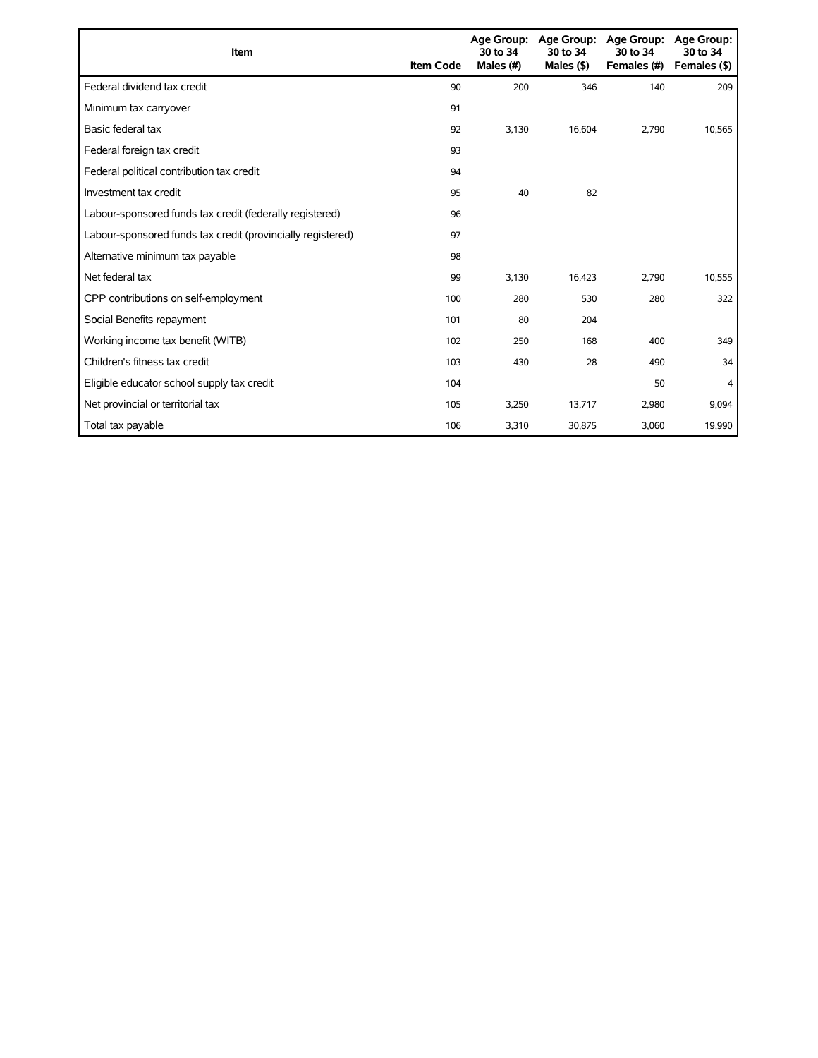| Item | Item Code | Age Group: 30 to 34 Males (#) | Age Group: 30 to 34 Males ($) | Age Group: 30 to 34 Females (#) | Age Group: 30 to 34 Females ($) |
|---|---|---|---|---|---|
| Federal dividend tax credit | 90 | 200 | 346 | 140 | 209 |
| Minimum tax carryover | 91 | | | | |
| Basic federal tax | 92 | 3,130 | 16,604 | 2,790 | 10,565 |
| Federal foreign tax credit | 93 | | | | |
| Federal political contribution tax credit | 94 | | | | |
| Investment tax credit | 95 | 40 | 82 | | |
| Labour-sponsored funds tax credit (federally registered) | 96 | | | | |
| Labour-sponsored funds tax credit (provincially registered) | 97 | | | | |
| Alternative minimum tax payable | 98 | | | | |
| Net federal tax | 99 | 3,130 | 16,423 | 2,790 | 10,555 |
| CPP contributions on self-employment | 100 | 280 | 530 | 280 | 322 |
| Social Benefits repayment | 101 | 80 | 204 | | |
| Working income tax benefit (WITB) | 102 | 250 | 168 | 400 | 349 |
| Children's fitness tax credit | 103 | 430 | 28 | 490 | 34 |
| Eligible educator school supply tax credit | 104 | | | 50 | 4 |
| Net provincial or territorial tax | 105 | 3,250 | 13,717 | 2,980 | 9,094 |
| Total tax payable | 106 | 3,310 | 30,875 | 3,060 | 19,990 |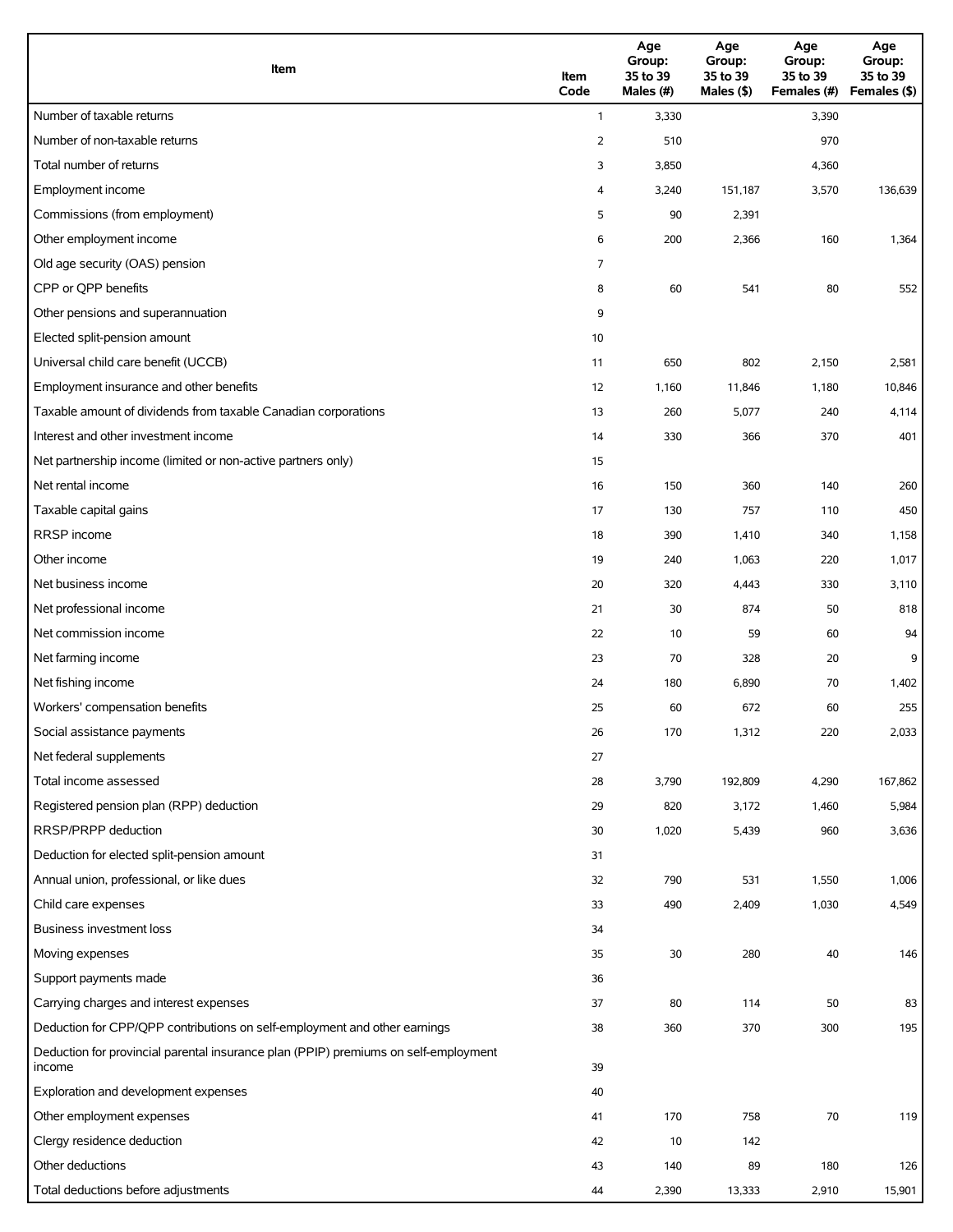| Item | Item Code | Age Group: 35 to 39 Males (#) | Age Group: 35 to 39 Males ($) | Age Group: 35 to 39 Females (#) | Age Group: 35 to 39 Females ($) |
|---|---|---|---|---|---|
| Number of taxable returns | 1 | 3,330 | | 3,390 | |
| Number of non-taxable returns | 2 | 510 | | 970 | |
| Total number of returns | 3 | 3,850 | | 4,360 | |
| Employment income | 4 | 3,240 | 151,187 | 3,570 | 136,639 |
| Commissions (from employment) | 5 | 90 | 2,391 | | |
| Other employment income | 6 | 200 | 2,366 | 160 | 1,364 |
| Old age security (OAS) pension | 7 | | | | |
| CPP or QPP benefits | 8 | 60 | 541 | 80 | 552 |
| Other pensions and superannuation | 9 | | | | |
| Elected split-pension amount | 10 | | | | |
| Universal child care benefit (UCCB) | 11 | 650 | 802 | 2,150 | 2,581 |
| Employment insurance and other benefits | 12 | 1,160 | 11,846 | 1,180 | 10,846 |
| Taxable amount of dividends from taxable Canadian corporations | 13 | 260 | 5,077 | 240 | 4,114 |
| Interest and other investment income | 14 | 330 | 366 | 370 | 401 |
| Net partnership income (limited or non-active partners only) | 15 | | | | |
| Net rental income | 16 | 150 | 360 | 140 | 260 |
| Taxable capital gains | 17 | 130 | 757 | 110 | 450 |
| RRSP income | 18 | 390 | 1,410 | 340 | 1,158 |
| Other income | 19 | 240 | 1,063 | 220 | 1,017 |
| Net business income | 20 | 320 | 4,443 | 330 | 3,110 |
| Net professional income | 21 | 30 | 874 | 50 | 818 |
| Net commission income | 22 | 10 | 59 | 60 | 94 |
| Net farming income | 23 | 70 | 328 | 20 | 9 |
| Net fishing income | 24 | 180 | 6,890 | 70 | 1,402 |
| Workers' compensation benefits | 25 | 60 | 672 | 60 | 255 |
| Social assistance payments | 26 | 170 | 1,312 | 220 | 2,033 |
| Net federal supplements | 27 | | | | |
| Total income assessed | 28 | 3,790 | 192,809 | 4,290 | 167,862 |
| Registered pension plan (RPP) deduction | 29 | 820 | 3,172 | 1,460 | 5,984 |
| RRSP/PRPP deduction | 30 | 1,020 | 5,439 | 960 | 3,636 |
| Deduction for elected split-pension amount | 31 | | | | |
| Annual union, professional, or like dues | 32 | 790 | 531 | 1,550 | 1,006 |
| Child care expenses | 33 | 490 | 2,409 | 1,030 | 4,549 |
| Business investment loss | 34 | | | | |
| Moving expenses | 35 | 30 | 280 | 40 | 146 |
| Support payments made | 36 | | | | |
| Carrying charges and interest expenses | 37 | 80 | 114 | 50 | 83 |
| Deduction for CPP/QPP contributions on self-employment and other earnings | 38 | 360 | 370 | 300 | 195 |
| Deduction for provincial parental insurance plan (PPIP) premiums on self-employment income | 39 | | | | |
| Exploration and development expenses | 40 | | | | |
| Other employment expenses | 41 | 170 | 758 | 70 | 119 |
| Clergy residence deduction | 42 | 10 | 142 | | |
| Other deductions | 43 | 140 | 89 | 180 | 126 |
| Total deductions before adjustments | 44 | 2,390 | 13,333 | 2,910 | 15,901 |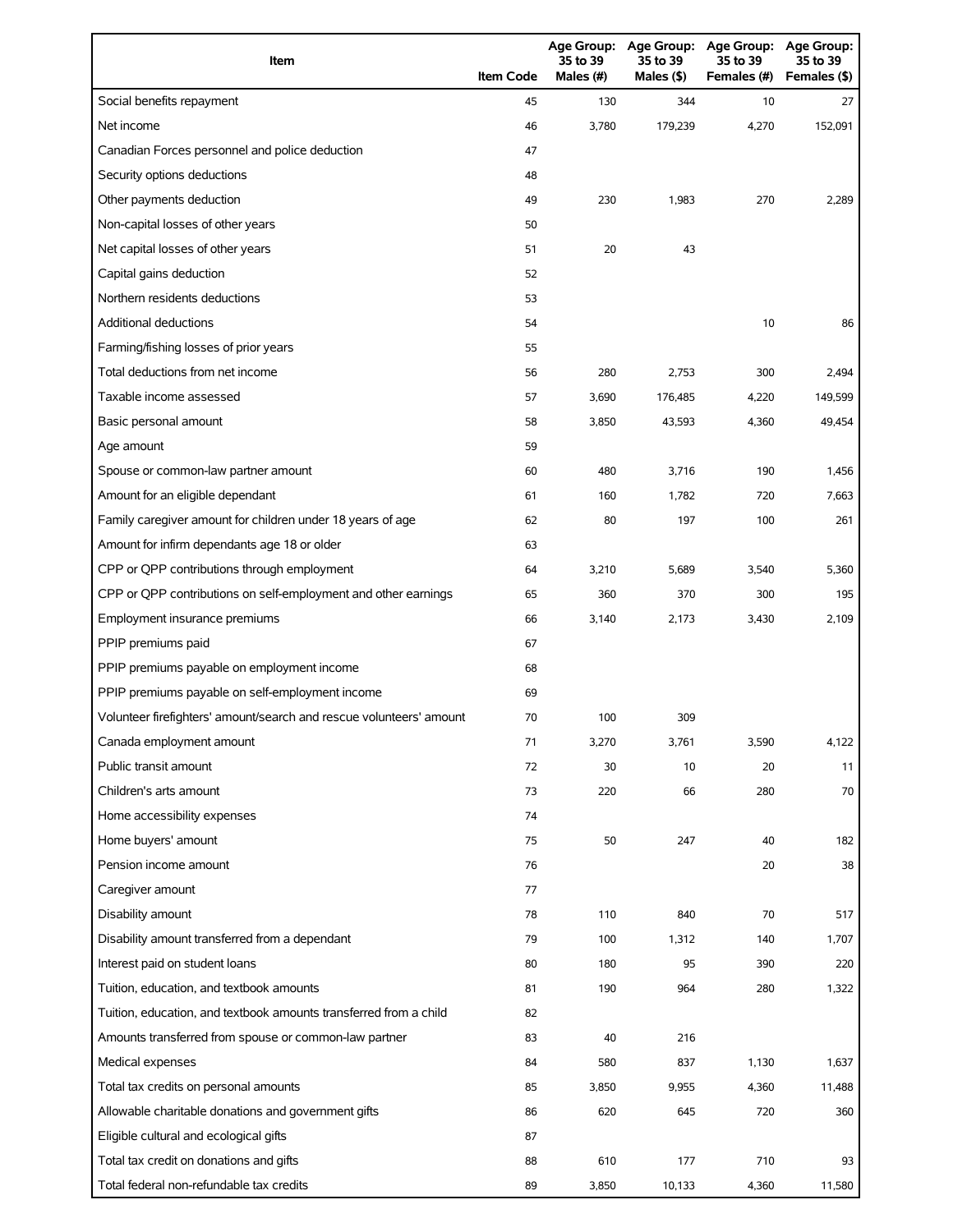| Item | Item Code | Age Group: 35 to 39 Males (#) | Age Group: 35 to 39 Males ($) | Age Group: 35 to 39 Females (#) | Age Group: 35 to 39 Females ($) |
|---|---|---|---|---|---|
| Social benefits repayment | 45 | 130 | 344 | 10 | 27 |
| Net income | 46 | 3,780 | 179,239 | 4,270 | 152,091 |
| Canadian Forces personnel and police deduction | 47 | | | | |
| Security options deductions | 48 | | | | |
| Other payments deduction | 49 | 230 | 1,983 | 270 | 2,289 |
| Non-capital losses of other years | 50 | | | | |
| Net capital losses of other years | 51 | 20 | 43 | | |
| Capital gains deduction | 52 | | | | |
| Northern residents deductions | 53 | | | | |
| Additional deductions | 54 | | | 10 | 86 |
| Farming/fishing losses of prior years | 55 | | | | |
| Total deductions from net income | 56 | 280 | 2,753 | 300 | 2,494 |
| Taxable income assessed | 57 | 3,690 | 176,485 | 4,220 | 149,599 |
| Basic personal amount | 58 | 3,850 | 43,593 | 4,360 | 49,454 |
| Age amount | 59 | | | | |
| Spouse or common-law partner amount | 60 | 480 | 3,716 | 190 | 1,456 |
| Amount for an eligible dependant | 61 | 160 | 1,782 | 720 | 7,663 |
| Family caregiver amount for children under 18 years of age | 62 | 80 | 197 | 100 | 261 |
| Amount for infirm dependants age 18 or older | 63 | | | | |
| CPP or QPP contributions through employment | 64 | 3,210 | 5,689 | 3,540 | 5,360 |
| CPP or QPP contributions on self-employment and other earnings | 65 | 360 | 370 | 300 | 195 |
| Employment insurance premiums | 66 | 3,140 | 2,173 | 3,430 | 2,109 |
| PPIP premiums paid | 67 | | | | |
| PPIP premiums payable on employment income | 68 | | | | |
| PPIP premiums payable on self-employment income | 69 | | | | |
| Volunteer firefighters' amount/search and rescue volunteers' amount | 70 | 100 | 309 | | |
| Canada employment amount | 71 | 3,270 | 3,761 | 3,590 | 4,122 |
| Public transit amount | 72 | 30 | 10 | 20 | 11 |
| Children's arts amount | 73 | 220 | 66 | 280 | 70 |
| Home accessibility expenses | 74 | | | | |
| Home buyers' amount | 75 | 50 | 247 | 40 | 182 |
| Pension income amount | 76 | | | 20 | 38 |
| Caregiver amount | 77 | | | | |
| Disability amount | 78 | 110 | 840 | 70 | 517 |
| Disability amount transferred from a dependant | 79 | 100 | 1,312 | 140 | 1,707 |
| Interest paid on student loans | 80 | 180 | 95 | 390 | 220 |
| Tuition, education, and textbook amounts | 81 | 190 | 964 | 280 | 1,322 |
| Tuition, education, and textbook amounts transferred from a child | 82 | | | | |
| Amounts transferred from spouse or common-law partner | 83 | 40 | 216 | | |
| Medical expenses | 84 | 580 | 837 | 1,130 | 1,637 |
| Total tax credits on personal amounts | 85 | 3,850 | 9,955 | 4,360 | 11,488 |
| Allowable charitable donations and government gifts | 86 | 620 | 645 | 720 | 360 |
| Eligible cultural and ecological gifts | 87 | | | | |
| Total tax credit on donations and gifts | 88 | 610 | 177 | 710 | 93 |
| Total federal non-refundable tax credits | 89 | 3,850 | 10,133 | 4,360 | 11,580 |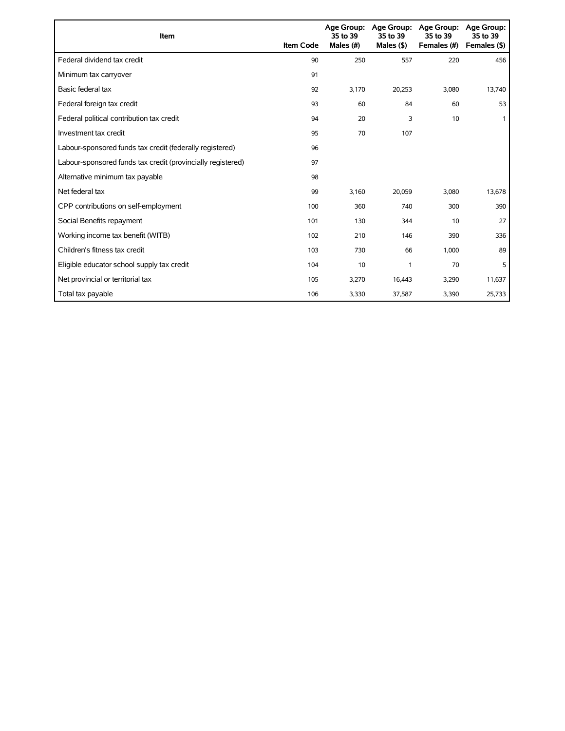| Item | Item Code | Age Group: 35 to 39 Males (#) | Age Group: 35 to 39 Males ($) | Age Group: 35 to 39 Females (#) | Age Group: 35 to 39 Females ($) |
|---|---|---|---|---|---|
| Federal dividend tax credit | 90 | 250 | 557 | 220 | 456 |
| Minimum tax carryover | 91 | | | | |
| Basic federal tax | 92 | 3,170 | 20,253 | 3,080 | 13,740 |
| Federal foreign tax credit | 93 | 60 | 84 | 60 | 53 |
| Federal political contribution tax credit | 94 | 20 | 3 | 10 | 1 |
| Investment tax credit | 95 | 70 | 107 | | |
| Labour-sponsored funds tax credit (federally registered) | 96 | | | | |
| Labour-sponsored funds tax credit (provincially registered) | 97 | | | | |
| Alternative minimum tax payable | 98 | | | | |
| Net federal tax | 99 | 3,160 | 20,059 | 3,080 | 13,678 |
| CPP contributions on self-employment | 100 | 360 | 740 | 300 | 390 |
| Social Benefits repayment | 101 | 130 | 344 | 10 | 27 |
| Working income tax benefit (WITB) | 102 | 210 | 146 | 390 | 336 |
| Children's fitness tax credit | 103 | 730 | 66 | 1,000 | 89 |
| Eligible educator school supply tax credit | 104 | 10 | 1 | 70 | 5 |
| Net provincial or territorial tax | 105 | 3,270 | 16,443 | 3,290 | 11,637 |
| Total tax payable | 106 | 3,330 | 37,587 | 3,390 | 25,733 |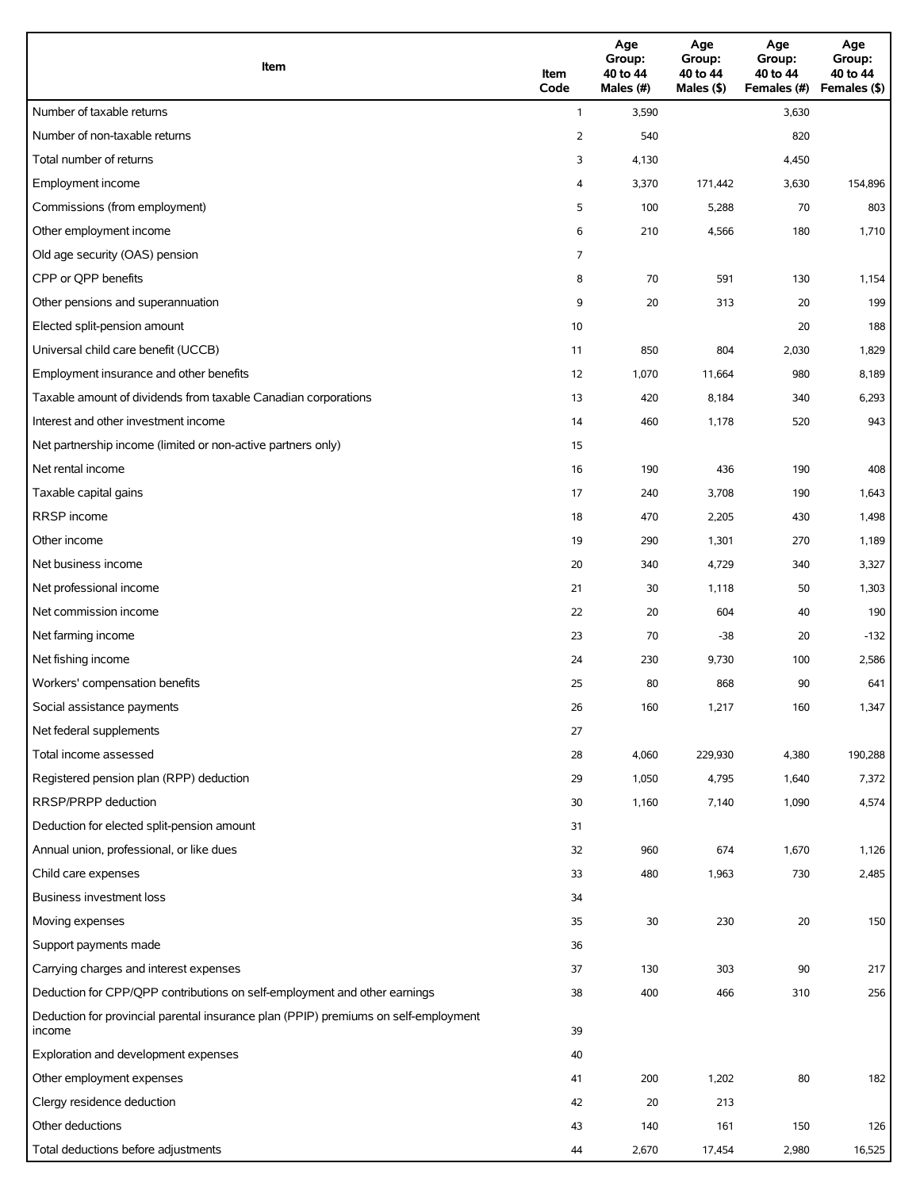| Item | Item Code | Age Group: 40 to 44 Males (#) | Age Group: 40 to 44 Males ($) | Age Group: 40 to 44 Females (#) | Age Group: 40 to 44 Females ($) |
|---|---|---|---|---|---|
| Number of taxable returns | 1 | 3,590 | | 3,630 | |
| Number of non-taxable returns | 2 | 540 | | 820 | |
| Total number of returns | 3 | 4,130 | | 4,450 | |
| Employment income | 4 | 3,370 | 171,442 | 3,630 | 154,896 |
| Commissions (from employment) | 5 | 100 | 5,288 | 70 | 803 |
| Other employment income | 6 | 210 | 4,566 | 180 | 1,710 |
| Old age security (OAS) pension | 7 | | | | |
| CPP or QPP benefits | 8 | 70 | 591 | 130 | 1,154 |
| Other pensions and superannuation | 9 | 20 | 313 | 20 | 199 |
| Elected split-pension amount | 10 | | | 20 | 188 |
| Universal child care benefit (UCCB) | 11 | 850 | 804 | 2,030 | 1,829 |
| Employment insurance and other benefits | 12 | 1,070 | 11,664 | 980 | 8,189 |
| Taxable amount of dividends from taxable Canadian corporations | 13 | 420 | 8,184 | 340 | 6,293 |
| Interest and other investment income | 14 | 460 | 1,178 | 520 | 943 |
| Net partnership income (limited or non-active partners only) | 15 | | | | |
| Net rental income | 16 | 190 | 436 | 190 | 408 |
| Taxable capital gains | 17 | 240 | 3,708 | 190 | 1,643 |
| RRSP income | 18 | 470 | 2,205 | 430 | 1,498 |
| Other income | 19 | 290 | 1,301 | 270 | 1,189 |
| Net business income | 20 | 340 | 4,729 | 340 | 3,327 |
| Net professional income | 21 | 30 | 1,118 | 50 | 1,303 |
| Net commission income | 22 | 20 | 604 | 40 | 190 |
| Net farming income | 23 | 70 | -38 | 20 | -132 |
| Net fishing income | 24 | 230 | 9,730 | 100 | 2,586 |
| Workers' compensation benefits | 25 | 80 | 868 | 90 | 641 |
| Social assistance payments | 26 | 160 | 1,217 | 160 | 1,347 |
| Net federal supplements | 27 | | | | |
| Total income assessed | 28 | 4,060 | 229,930 | 4,380 | 190,288 |
| Registered pension plan (RPP) deduction | 29 | 1,050 | 4,795 | 1,640 | 7,372 |
| RRSP/PRPP deduction | 30 | 1,160 | 7,140 | 1,090 | 4,574 |
| Deduction for elected split-pension amount | 31 | | | | |
| Annual union, professional, or like dues | 32 | 960 | 674 | 1,670 | 1,126 |
| Child care expenses | 33 | 480 | 1,963 | 730 | 2,485 |
| Business investment loss | 34 | | | | |
| Moving expenses | 35 | 30 | 230 | 20 | 150 |
| Support payments made | 36 | | | | |
| Carrying charges and interest expenses | 37 | 130 | 303 | 90 | 217 |
| Deduction for CPP/QPP contributions on self-employment and other earnings | 38 | 400 | 466 | 310 | 256 |
| Deduction for provincial parental insurance plan (PPIP) premiums on self-employment income | 39 | | | | |
| Exploration and development expenses | 40 | | | | |
| Other employment expenses | 41 | 200 | 1,202 | 80 | 182 |
| Clergy residence deduction | 42 | 20 | 213 | | |
| Other deductions | 43 | 140 | 161 | 150 | 126 |
| Total deductions before adjustments | 44 | 2,670 | 17,454 | 2,980 | 16,525 |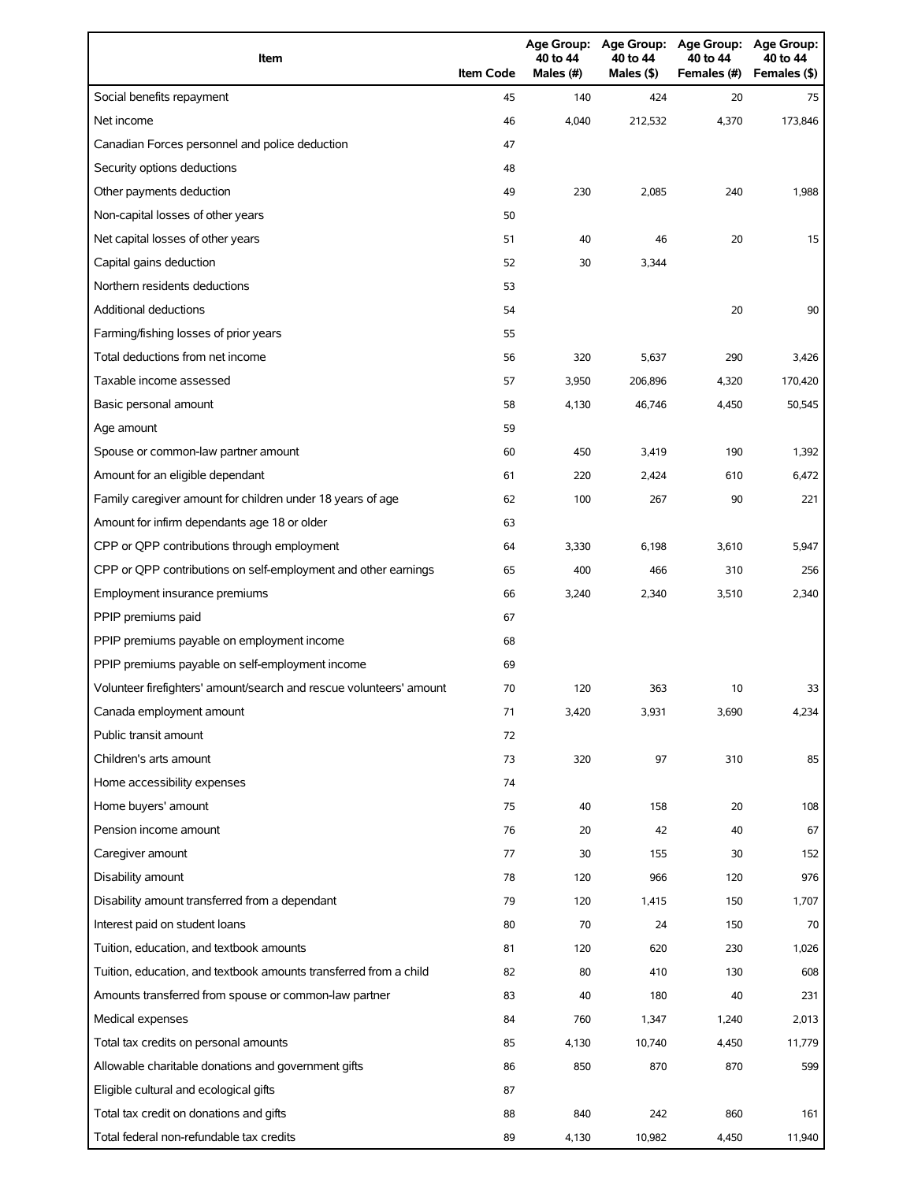| Item | Item Code | Age Group: 40 to 44 Males (#) | Age Group: 40 to 44 Males ($) | Age Group: 40 to 44 Females (#) | Age Group: 40 to 44 Females ($) |
|---|---|---|---|---|---|
| Social benefits repayment | 45 | 140 | 424 | 20 | 75 |
| Net income | 46 | 4,040 | 212,532 | 4,370 | 173,846 |
| Canadian Forces personnel and police deduction | 47 | | | | |
| Security options deductions | 48 | | | | |
| Other payments deduction | 49 | 230 | 2,085 | 240 | 1,988 |
| Non-capital losses of other years | 50 | | | | |
| Net capital losses of other years | 51 | 40 | 46 | 20 | 15 |
| Capital gains deduction | 52 | 30 | 3,344 | | |
| Northern residents deductions | 53 | | | | |
| Additional deductions | 54 | | | 20 | 90 |
| Farming/fishing losses of prior years | 55 | | | | |
| Total deductions from net income | 56 | 320 | 5,637 | 290 | 3,426 |
| Taxable income assessed | 57 | 3,950 | 206,896 | 4,320 | 170,420 |
| Basic personal amount | 58 | 4,130 | 46,746 | 4,450 | 50,545 |
| Age amount | 59 | | | | |
| Spouse or common-law partner amount | 60 | 450 | 3,419 | 190 | 1,392 |
| Amount for an eligible dependant | 61 | 220 | 2,424 | 610 | 6,472 |
| Family caregiver amount for children under 18 years of age | 62 | 100 | 267 | 90 | 221 |
| Amount for infirm dependants age 18 or older | 63 | | | | |
| CPP or QPP contributions through employment | 64 | 3,330 | 6,198 | 3,610 | 5,947 |
| CPP or QPP contributions on self-employment and other earnings | 65 | 400 | 466 | 310 | 256 |
| Employment insurance premiums | 66 | 3,240 | 2,340 | 3,510 | 2,340 |
| PPIP premiums paid | 67 | | | | |
| PPIP premiums payable on employment income | 68 | | | | |
| PPIP premiums payable on self-employment income | 69 | | | | |
| Volunteer firefighters' amount/search and rescue volunteers' amount | 70 | 120 | 363 | 10 | 33 |
| Canada employment amount | 71 | 3,420 | 3,931 | 3,690 | 4,234 |
| Public transit amount | 72 | | | | |
| Children's arts amount | 73 | 320 | 97 | 310 | 85 |
| Home accessibility expenses | 74 | | | | |
| Home buyers' amount | 75 | 40 | 158 | 20 | 108 |
| Pension income amount | 76 | 20 | 42 | 40 | 67 |
| Caregiver amount | 77 | 30 | 155 | 30 | 152 |
| Disability amount | 78 | 120 | 966 | 120 | 976 |
| Disability amount transferred from a dependant | 79 | 120 | 1,415 | 150 | 1,707 |
| Interest paid on student loans | 80 | 70 | 24 | 150 | 70 |
| Tuition, education, and textbook amounts | 81 | 120 | 620 | 230 | 1,026 |
| Tuition, education, and textbook amounts transferred from a child | 82 | 80 | 410 | 130 | 608 |
| Amounts transferred from spouse or common-law partner | 83 | 40 | 180 | 40 | 231 |
| Medical expenses | 84 | 760 | 1,347 | 1,240 | 2,013 |
| Total tax credits on personal amounts | 85 | 4,130 | 10,740 | 4,450 | 11,779 |
| Allowable charitable donations and government gifts | 86 | 850 | 870 | 870 | 599 |
| Eligible cultural and ecological gifts | 87 | | | | |
| Total tax credit on donations and gifts | 88 | 840 | 242 | 860 | 161 |
| Total federal non-refundable tax credits | 89 | 4,130 | 10,982 | 4,450 | 11,940 |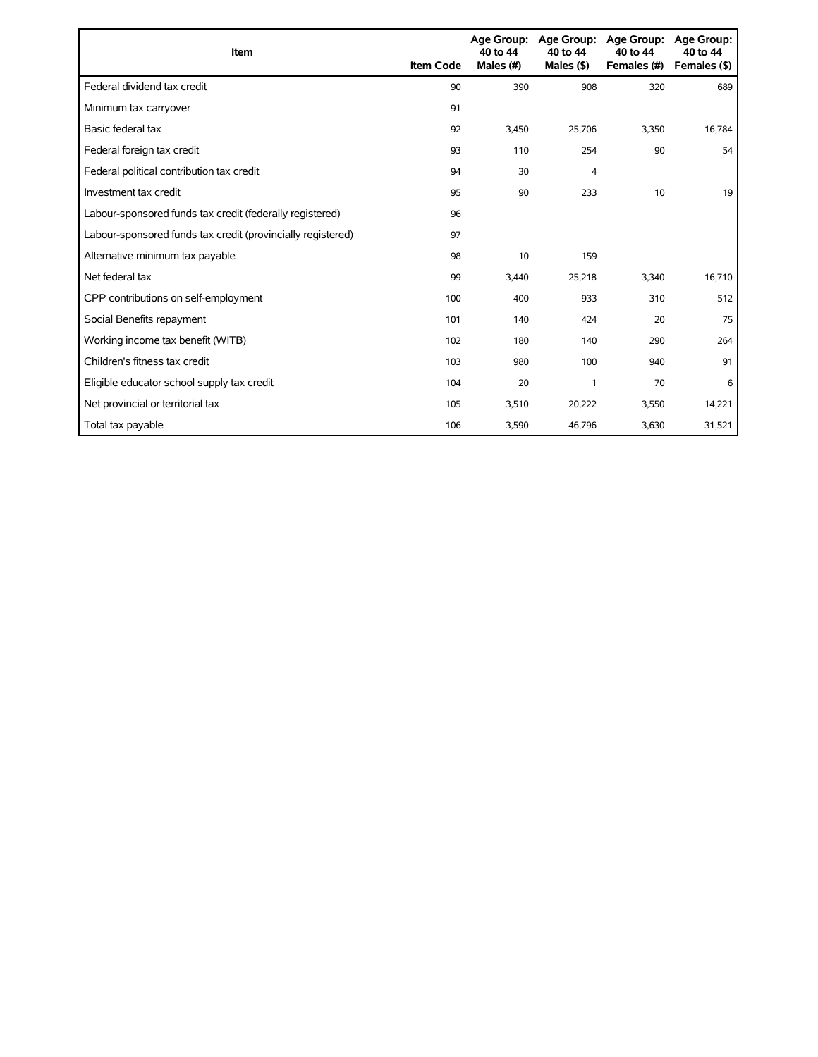| Item | Item Code | Age Group: 40 to 44 Males (#) | Age Group: 40 to 44 Males ($) | Age Group: 40 to 44 Females (#) | Age Group: 40 to 44 Females ($) |
|---|---|---|---|---|---|
| Federal dividend tax credit | 90 | 390 | 908 | 320 | 689 |
| Minimum tax carryover | 91 | | | | |
| Basic federal tax | 92 | 3,450 | 25,706 | 3,350 | 16,784 |
| Federal foreign tax credit | 93 | 110 | 254 | 90 | 54 |
| Federal political contribution tax credit | 94 | 30 | 4 | | |
| Investment tax credit | 95 | 90 | 233 | 10 | 19 |
| Labour-sponsored funds tax credit (federally registered) | 96 | | | | |
| Labour-sponsored funds tax credit (provincially registered) | 97 | | | | |
| Alternative minimum tax payable | 98 | 10 | 159 | | |
| Net federal tax | 99 | 3,440 | 25,218 | 3,340 | 16,710 |
| CPP contributions on self-employment | 100 | 400 | 933 | 310 | 512 |
| Social Benefits repayment | 101 | 140 | 424 | 20 | 75 |
| Working income tax benefit (WITB) | 102 | 180 | 140 | 290 | 264 |
| Children's fitness tax credit | 103 | 980 | 100 | 940 | 91 |
| Eligible educator school supply tax credit | 104 | 20 | 1 | 70 | 6 |
| Net provincial or territorial tax | 105 | 3,510 | 20,222 | 3,550 | 14,221 |
| Total tax payable | 106 | 3,590 | 46,796 | 3,630 | 31,521 |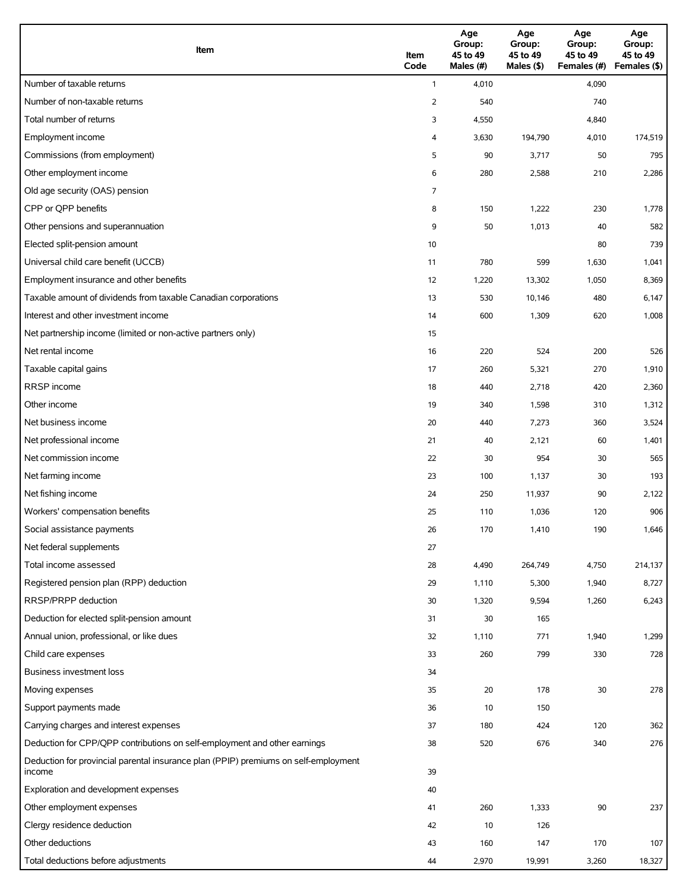| Item | Item Code | Age Group: 45 to 49 Males (#) | Age Group: 45 to 49 Males ($) | Age Group: 45 to 49 Females (#) | Age Group: 45 to 49 Females ($) |
|---|---|---|---|---|---|
| Number of taxable returns | 1 | 4,010 | | 4,090 | |
| Number of non-taxable returns | 2 | 540 | | 740 | |
| Total number of returns | 3 | 4,550 | | 4,840 | |
| Employment income | 4 | 3,630 | 194,790 | 4,010 | 174,519 |
| Commissions (from employment) | 5 | 90 | 3,717 | 50 | 795 |
| Other employment income | 6 | 280 | 2,588 | 210 | 2,286 |
| Old age security (OAS) pension | 7 | | | | |
| CPP or QPP benefits | 8 | 150 | 1,222 | 230 | 1,778 |
| Other pensions and superannuation | 9 | 50 | 1,013 | 40 | 582 |
| Elected split-pension amount | 10 | | | 80 | 739 |
| Universal child care benefit (UCCB) | 11 | 780 | 599 | 1,630 | 1,041 |
| Employment insurance and other benefits | 12 | 1,220 | 13,302 | 1,050 | 8,369 |
| Taxable amount of dividends from taxable Canadian corporations | 13 | 530 | 10,146 | 480 | 6,147 |
| Interest and other investment income | 14 | 600 | 1,309 | 620 | 1,008 |
| Net partnership income (limited or non-active partners only) | 15 | | | | |
| Net rental income | 16 | 220 | 524 | 200 | 526 |
| Taxable capital gains | 17 | 260 | 5,321 | 270 | 1,910 |
| RRSP income | 18 | 440 | 2,718 | 420 | 2,360 |
| Other income | 19 | 340 | 1,598 | 310 | 1,312 |
| Net business income | 20 | 440 | 7,273 | 360 | 3,524 |
| Net professional income | 21 | 40 | 2,121 | 60 | 1,401 |
| Net commission income | 22 | 30 | 954 | 30 | 565 |
| Net farming income | 23 | 100 | 1,137 | 30 | 193 |
| Net fishing income | 24 | 250 | 11,937 | 90 | 2,122 |
| Workers' compensation benefits | 25 | 110 | 1,036 | 120 | 906 |
| Social assistance payments | 26 | 170 | 1,410 | 190 | 1,646 |
| Net federal supplements | 27 | | | | |
| Total income assessed | 28 | 4,490 | 264,749 | 4,750 | 214,137 |
| Registered pension plan (RPP) deduction | 29 | 1,110 | 5,300 | 1,940 | 8,727 |
| RRSP/PRPP deduction | 30 | 1,320 | 9,594 | 1,260 | 6,243 |
| Deduction for elected split-pension amount | 31 | 30 | 165 | | |
| Annual union, professional, or like dues | 32 | 1,110 | 771 | 1,940 | 1,299 |
| Child care expenses | 33 | 260 | 799 | 330 | 728 |
| Business investment loss | 34 | | | | |
| Moving expenses | 35 | 20 | 178 | 30 | 278 |
| Support payments made | 36 | 10 | 150 | | |
| Carrying charges and interest expenses | 37 | 180 | 424 | 120 | 362 |
| Deduction for CPP/QPP contributions on self-employment and other earnings | 38 | 520 | 676 | 340 | 276 |
| Deduction for provincial parental insurance plan (PPIP) premiums on self-employment income | 39 | | | | |
| Exploration and development expenses | 40 | | | | |
| Other employment expenses | 41 | 260 | 1,333 | 90 | 237 |
| Clergy residence deduction | 42 | 10 | 126 | | |
| Other deductions | 43 | 160 | 147 | 170 | 107 |
| Total deductions before adjustments | 44 | 2,970 | 19,991 | 3,260 | 18,327 |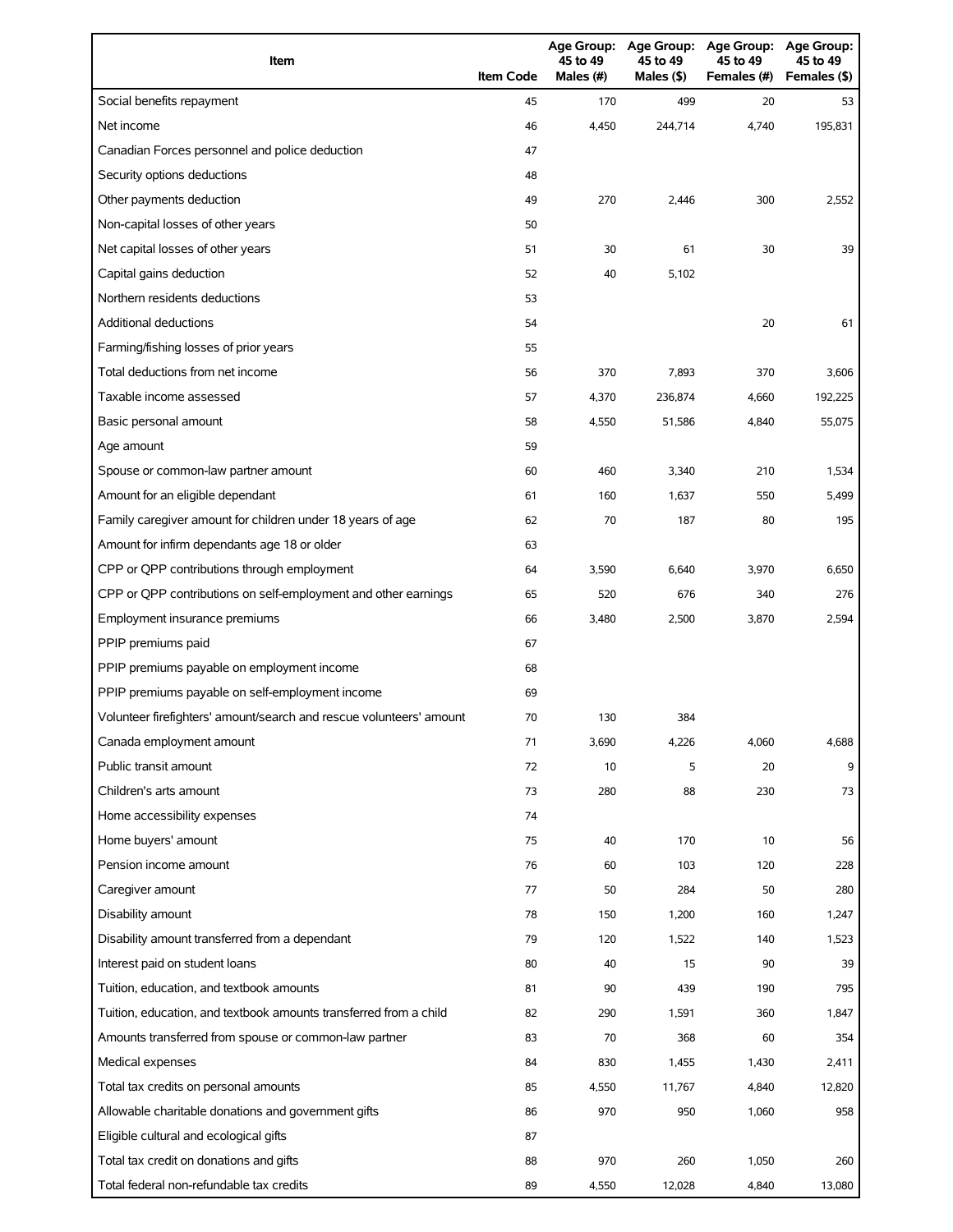| Item | Item Code | Age Group: 45 to 49 Males (#) | Age Group: 45 to 49 Males ($) | Age Group: 45 to 49 Females (#) | Age Group: 45 to 49 Females ($) |
|---|---|---|---|---|---|
| Social benefits repayment | 45 | 170 | 499 | 20 | 53 |
| Net income | 46 | 4,450 | 244,714 | 4,740 | 195,831 |
| Canadian Forces personnel and police deduction | 47 | | | | |
| Security options deductions | 48 | | | | |
| Other payments deduction | 49 | 270 | 2,446 | 300 | 2,552 |
| Non-capital losses of other years | 50 | | | | |
| Net capital losses of other years | 51 | 30 | 61 | 30 | 39 |
| Capital gains deduction | 52 | 40 | 5,102 | | |
| Northern residents deductions | 53 | | | | |
| Additional deductions | 54 | | | 20 | 61 |
| Farming/fishing losses of prior years | 55 | | | | |
| Total deductions from net income | 56 | 370 | 7,893 | 370 | 3,606 |
| Taxable income assessed | 57 | 4,370 | 236,874 | 4,660 | 192,225 |
| Basic personal amount | 58 | 4,550 | 51,586 | 4,840 | 55,075 |
| Age amount | 59 | | | | |
| Spouse or common-law partner amount | 60 | 460 | 3,340 | 210 | 1,534 |
| Amount for an eligible dependant | 61 | 160 | 1,637 | 550 | 5,499 |
| Family caregiver amount for children under 18 years of age | 62 | 70 | 187 | 80 | 195 |
| Amount for infirm dependants age 18 or older | 63 | | | | |
| CPP or QPP contributions through employment | 64 | 3,590 | 6,640 | 3,970 | 6,650 |
| CPP or QPP contributions on self-employment and other earnings | 65 | 520 | 676 | 340 | 276 |
| Employment insurance premiums | 66 | 3,480 | 2,500 | 3,870 | 2,594 |
| PPIP premiums paid | 67 | | | | |
| PPIP premiums payable on employment income | 68 | | | | |
| PPIP premiums payable on self-employment income | 69 | | | | |
| Volunteer firefighters' amount/search and rescue volunteers' amount | 70 | 130 | 384 | | |
| Canada employment amount | 71 | 3,690 | 4,226 | 4,060 | 4,688 |
| Public transit amount | 72 | 10 | 5 | 20 | 9 |
| Children's arts amount | 73 | 280 | 88 | 230 | 73 |
| Home accessibility expenses | 74 | | | | |
| Home buyers' amount | 75 | 40 | 170 | 10 | 56 |
| Pension income amount | 76 | 60 | 103 | 120 | 228 |
| Caregiver amount | 77 | 50 | 284 | 50 | 280 |
| Disability amount | 78 | 150 | 1,200 | 160 | 1,247 |
| Disability amount transferred from a dependant | 79 | 120 | 1,522 | 140 | 1,523 |
| Interest paid on student loans | 80 | 40 | 15 | 90 | 39 |
| Tuition, education, and textbook amounts | 81 | 90 | 439 | 190 | 795 |
| Tuition, education, and textbook amounts transferred from a child | 82 | 290 | 1,591 | 360 | 1,847 |
| Amounts transferred from spouse or common-law partner | 83 | 70 | 368 | 60 | 354 |
| Medical expenses | 84 | 830 | 1,455 | 1,430 | 2,411 |
| Total tax credits on personal amounts | 85 | 4,550 | 11,767 | 4,840 | 12,820 |
| Allowable charitable donations and government gifts | 86 | 970 | 950 | 1,060 | 958 |
| Eligible cultural and ecological gifts | 87 | | | | |
| Total tax credit on donations and gifts | 88 | 970 | 260 | 1,050 | 260 |
| Total federal non-refundable tax credits | 89 | 4,550 | 12,028 | 4,840 | 13,080 |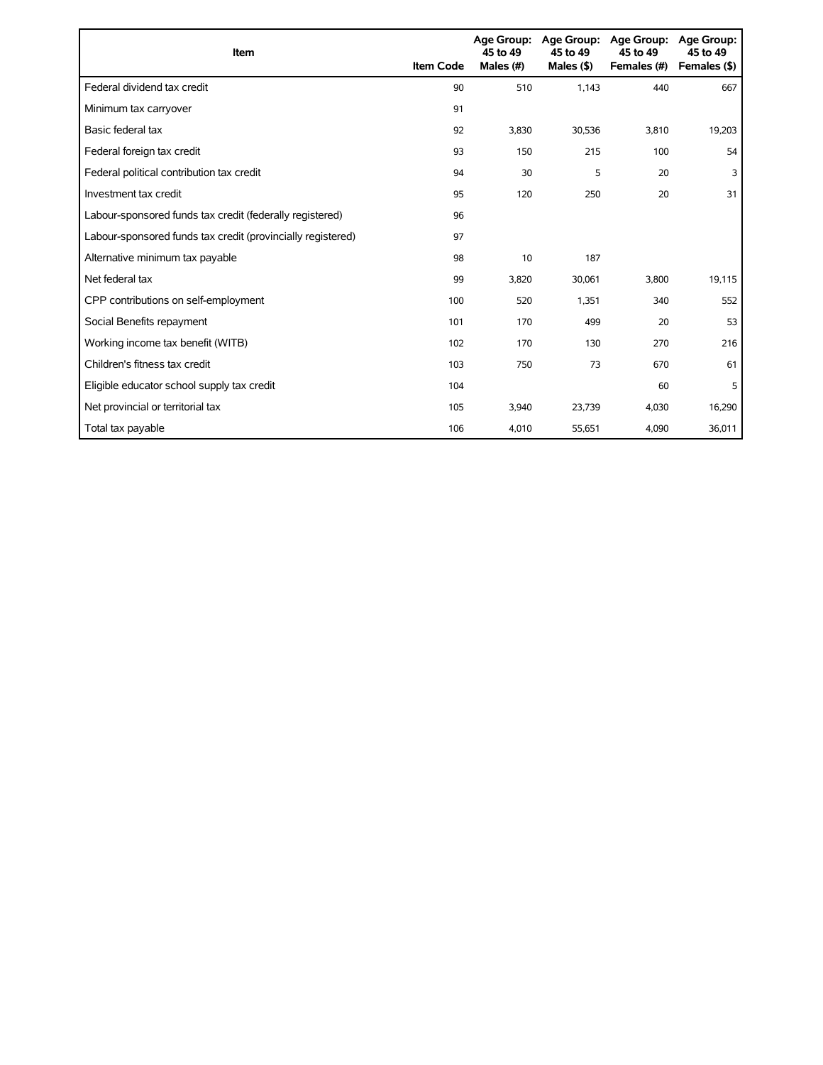| Item | Item Code | Age Group: 45 to 49 Males (#) | Age Group: 45 to 49 Males ($) | Age Group: 45 to 49 Females (#) | Age Group: 45 to 49 Females ($) |
|---|---|---|---|---|---|
| Federal dividend tax credit | 90 | 510 | 1,143 | 440 | 667 |
| Minimum tax carryover | 91 | | | | |
| Basic federal tax | 92 | 3,830 | 30,536 | 3,810 | 19,203 |
| Federal foreign tax credit | 93 | 150 | 215 | 100 | 54 |
| Federal political contribution tax credit | 94 | 30 | 5 | 20 | 3 |
| Investment tax credit | 95 | 120 | 250 | 20 | 31 |
| Labour-sponsored funds tax credit (federally registered) | 96 | | | | |
| Labour-sponsored funds tax credit (provincially registered) | 97 | | | | |
| Alternative minimum tax payable | 98 | 10 | 187 | | |
| Net federal tax | 99 | 3,820 | 30,061 | 3,800 | 19,115 |
| CPP contributions on self-employment | 100 | 520 | 1,351 | 340 | 552 |
| Social Benefits repayment | 101 | 170 | 499 | 20 | 53 |
| Working income tax benefit (WITB) | 102 | 170 | 130 | 270 | 216 |
| Children's fitness tax credit | 103 | 750 | 73 | 670 | 61 |
| Eligible educator school supply tax credit | 104 | | | 60 | 5 |
| Net provincial or territorial tax | 105 | 3,940 | 23,739 | 4,030 | 16,290 |
| Total tax payable | 106 | 4,010 | 55,651 | 4,090 | 36,011 |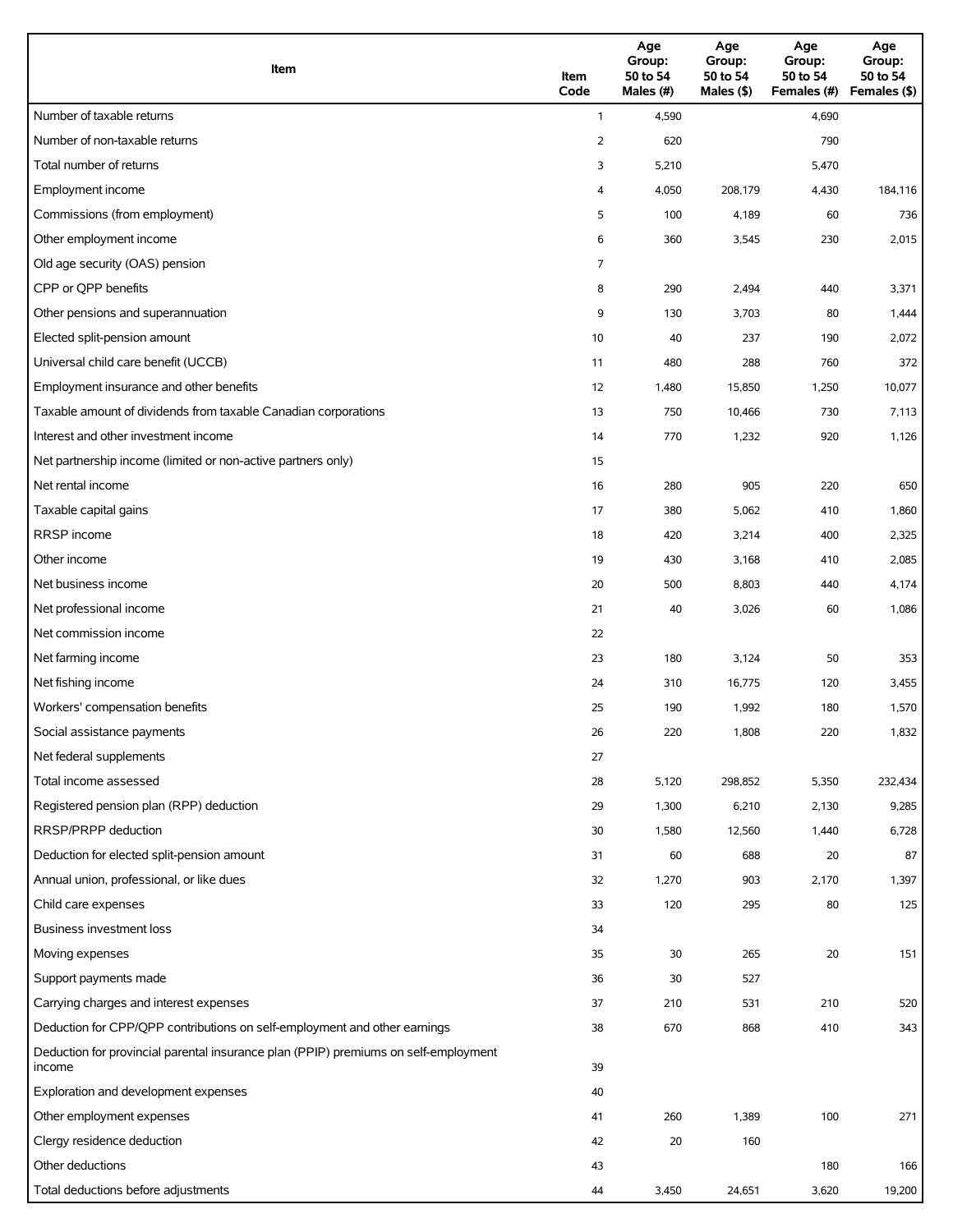| Item | Item Code | Age Group: 50 to 54 Males (#) | Age Group: 50 to 54 Males ($) | Age Group: 50 to 54 Females (#) | Age Group: 50 to 54 Females ($) |
|---|---|---|---|---|---|
| Number of taxable returns | 1 | 4,590 | | 4,690 | |
| Number of non-taxable returns | 2 | 620 | | 790 | |
| Total number of returns | 3 | 5,210 | | 5,470 | |
| Employment income | 4 | 4,050 | 208,179 | 4,430 | 184,116 |
| Commissions (from employment) | 5 | 100 | 4,189 | 60 | 736 |
| Other employment income | 6 | 360 | 3,545 | 230 | 2,015 |
| Old age security (OAS) pension | 7 | | | | |
| CPP or QPP benefits | 8 | 290 | 2,494 | 440 | 3,371 |
| Other pensions and superannuation | 9 | 130 | 3,703 | 80 | 1,444 |
| Elected split-pension amount | 10 | 40 | 237 | 190 | 2,072 |
| Universal child care benefit (UCCB) | 11 | 480 | 288 | 760 | 372 |
| Employment insurance and other benefits | 12 | 1,480 | 15,850 | 1,250 | 10,077 |
| Taxable amount of dividends from taxable Canadian corporations | 13 | 750 | 10,466 | 730 | 7,113 |
| Interest and other investment income | 14 | 770 | 1,232 | 920 | 1,126 |
| Net partnership income (limited or non-active partners only) | 15 | | | | |
| Net rental income | 16 | 280 | 905 | 220 | 650 |
| Taxable capital gains | 17 | 380 | 5,062 | 410 | 1,860 |
| RRSP income | 18 | 420 | 3,214 | 400 | 2,325 |
| Other income | 19 | 430 | 3,168 | 410 | 2,085 |
| Net business income | 20 | 500 | 8,803 | 440 | 4,174 |
| Net professional income | 21 | 40 | 3,026 | 60 | 1,086 |
| Net commission income | 22 | | | | |
| Net farming income | 23 | 180 | 3,124 | 50 | 353 |
| Net fishing income | 24 | 310 | 16,775 | 120 | 3,455 |
| Workers' compensation benefits | 25 | 190 | 1,992 | 180 | 1,570 |
| Social assistance payments | 26 | 220 | 1,808 | 220 | 1,832 |
| Net federal supplements | 27 | | | | |
| Total income assessed | 28 | 5,120 | 298,852 | 5,350 | 232,434 |
| Registered pension plan (RPP) deduction | 29 | 1,300 | 6,210 | 2,130 | 9,285 |
| RRSP/PRPP deduction | 30 | 1,580 | 12,560 | 1,440 | 6,728 |
| Deduction for elected split-pension amount | 31 | 60 | 688 | 20 | 87 |
| Annual union, professional, or like dues | 32 | 1,270 | 903 | 2,170 | 1,397 |
| Child care expenses | 33 | 120 | 295 | 80 | 125 |
| Business investment loss | 34 | | | | |
| Moving expenses | 35 | 30 | 265 | 20 | 151 |
| Support payments made | 36 | 30 | 527 | | |
| Carrying charges and interest expenses | 37 | 210 | 531 | 210 | 520 |
| Deduction for CPP/QPP contributions on self-employment and other earnings | 38 | 670 | 868 | 410 | 343 |
| Deduction for provincial parental insurance plan (PPIP) premiums on self-employment income | 39 | | | | |
| Exploration and development expenses | 40 | | | | |
| Other employment expenses | 41 | 260 | 1,389 | 100 | 271 |
| Clergy residence deduction | 42 | 20 | 160 | | |
| Other deductions | 43 | | | 180 | 166 |
| Total deductions before adjustments | 44 | 3,450 | 24,651 | 3,620 | 19,200 |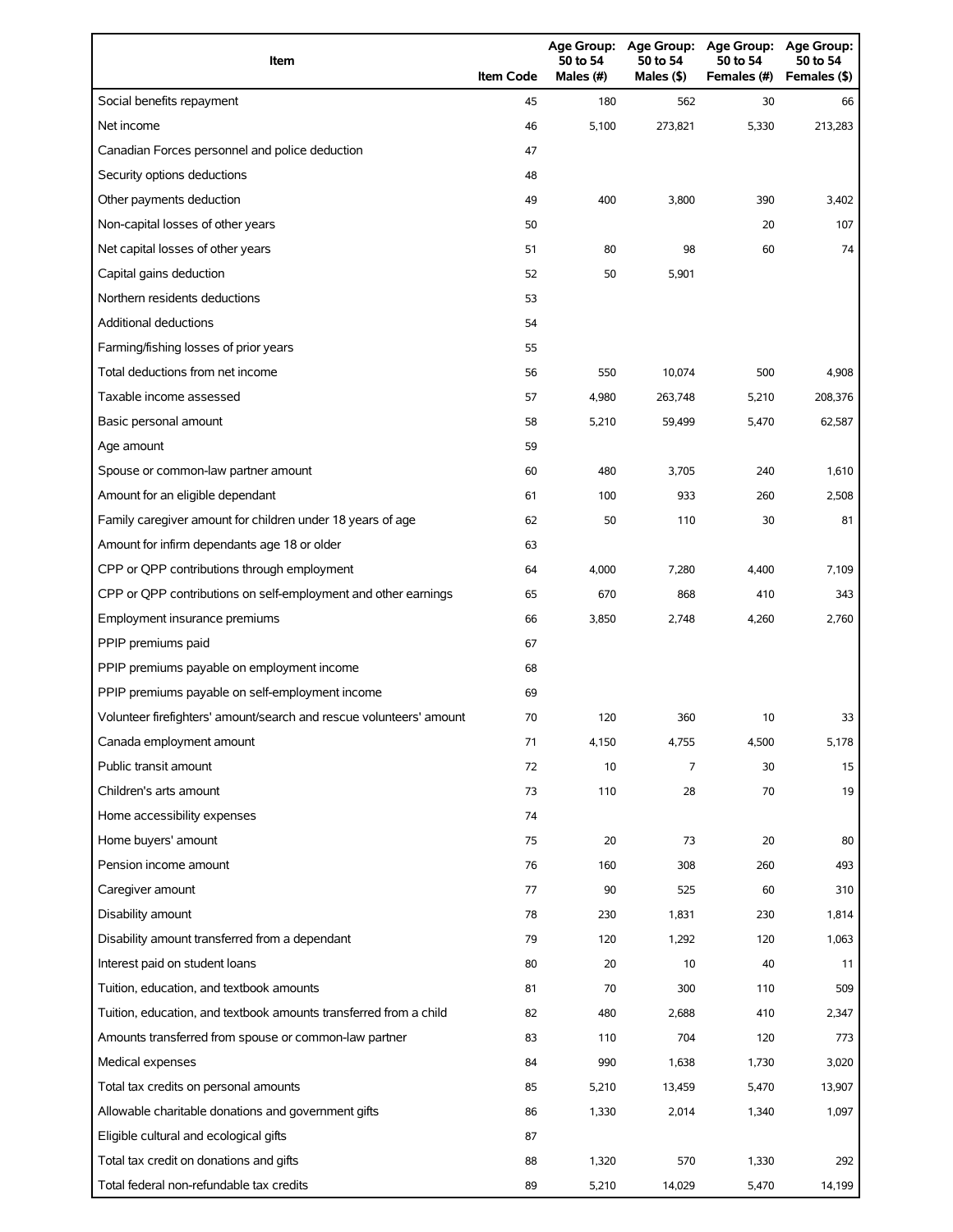| Item | Item Code | Age Group: 50 to 54 Males (#) | Age Group: 50 to 54 Males ($) | Age Group: 50 to 54 Females (#) | Age Group: 50 to 54 Females ($) |
|---|---|---|---|---|---|
| Social benefits repayment | 45 | 180 | 562 | 30 | 66 |
| Net income | 46 | 5,100 | 273,821 | 5,330 | 213,283 |
| Canadian Forces personnel and police deduction | 47 | | | | |
| Security options deductions | 48 | | | | |
| Other payments deduction | 49 | 400 | 3,800 | 390 | 3,402 |
| Non-capital losses of other years | 50 | | | 20 | 107 |
| Net capital losses of other years | 51 | 80 | 98 | 60 | 74 |
| Capital gains deduction | 52 | 50 | 5,901 | | |
| Northern residents deductions | 53 | | | | |
| Additional deductions | 54 | | | | |
| Farming/fishing losses of prior years | 55 | | | | |
| Total deductions from net income | 56 | 550 | 10,074 | 500 | 4,908 |
| Taxable income assessed | 57 | 4,980 | 263,748 | 5,210 | 208,376 |
| Basic personal amount | 58 | 5,210 | 59,499 | 5,470 | 62,587 |
| Age amount | 59 | | | | |
| Spouse or common-law partner amount | 60 | 480 | 3,705 | 240 | 1,610 |
| Amount for an eligible dependant | 61 | 100 | 933 | 260 | 2,508 |
| Family caregiver amount for children under 18 years of age | 62 | 50 | 110 | 30 | 81 |
| Amount for infirm dependants age 18 or older | 63 | | | | |
| CPP or QPP contributions through employment | 64 | 4,000 | 7,280 | 4,400 | 7,109 |
| CPP or QPP contributions on self-employment and other earnings | 65 | 670 | 868 | 410 | 343 |
| Employment insurance premiums | 66 | 3,850 | 2,748 | 4,260 | 2,760 |
| PPIP premiums paid | 67 | | | | |
| PPIP premiums payable on employment income | 68 | | | | |
| PPIP premiums payable on self-employment income | 69 | | | | |
| Volunteer firefighters' amount/search and rescue volunteers' amount | 70 | 120 | 360 | 10 | 33 |
| Canada employment amount | 71 | 4,150 | 4,755 | 4,500 | 5,178 |
| Public transit amount | 72 | 10 | 7 | 30 | 15 |
| Children's arts amount | 73 | 110 | 28 | 70 | 19 |
| Home accessibility expenses | 74 | | | | |
| Home buyers' amount | 75 | 20 | 73 | 20 | 80 |
| Pension income amount | 76 | 160 | 308 | 260 | 493 |
| Caregiver amount | 77 | 90 | 525 | 60 | 310 |
| Disability amount | 78 | 230 | 1,831 | 230 | 1,814 |
| Disability amount transferred from a dependant | 79 | 120 | 1,292 | 120 | 1,063 |
| Interest paid on student loans | 80 | 20 | 10 | 40 | 11 |
| Tuition, education, and textbook amounts | 81 | 70 | 300 | 110 | 509 |
| Tuition, education, and textbook amounts transferred from a child | 82 | 480 | 2,688 | 410 | 2,347 |
| Amounts transferred from spouse or common-law partner | 83 | 110 | 704 | 120 | 773 |
| Medical expenses | 84 | 990 | 1,638 | 1,730 | 3,020 |
| Total tax credits on personal amounts | 85 | 5,210 | 13,459 | 5,470 | 13,907 |
| Allowable charitable donations and government gifts | 86 | 1,330 | 2,014 | 1,340 | 1,097 |
| Eligible cultural and ecological gifts | 87 | | | | |
| Total tax credit on donations and gifts | 88 | 1,320 | 570 | 1,330 | 292 |
| Total federal non-refundable tax credits | 89 | 5,210 | 14,029 | 5,470 | 14,199 |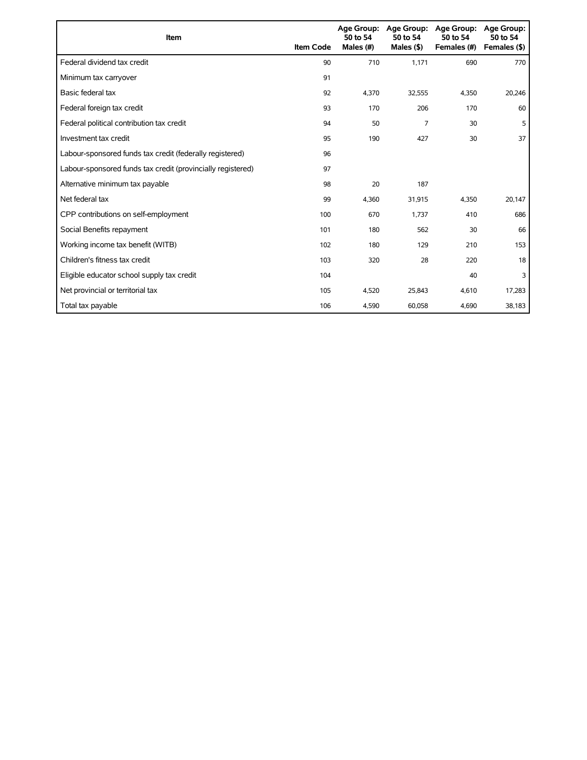| Item | Item Code | Age Group: 50 to 54 Males (#) | Age Group: 50 to 54 Males ($) | Age Group: 50 to 54 Females (#) | Age Group: 50 to 54 Females ($) |
|---|---|---|---|---|---|
| Federal dividend tax credit | 90 | 710 | 1,171 | 690 | 770 |
| Minimum tax carryover | 91 | | | | |
| Basic federal tax | 92 | 4,370 | 32,555 | 4,350 | 20,246 |
| Federal foreign tax credit | 93 | 170 | 206 | 170 | 60 |
| Federal political contribution tax credit | 94 | 50 | 7 | 30 | 5 |
| Investment tax credit | 95 | 190 | 427 | 30 | 37 |
| Labour-sponsored funds tax credit (federally registered) | 96 | | | | |
| Labour-sponsored funds tax credit (provincially registered) | 97 | | | | |
| Alternative minimum tax payable | 98 | 20 | 187 | | |
| Net federal tax | 99 | 4,360 | 31,915 | 4,350 | 20,147 |
| CPP contributions on self-employment | 100 | 670 | 1,737 | 410 | 686 |
| Social Benefits repayment | 101 | 180 | 562 | 30 | 66 |
| Working income tax benefit (WITB) | 102 | 180 | 129 | 210 | 153 |
| Children's fitness tax credit | 103 | 320 | 28 | 220 | 18 |
| Eligible educator school supply tax credit | 104 | | | 40 | 3 |
| Net provincial or territorial tax | 105 | 4,520 | 25,843 | 4,610 | 17,283 |
| Total tax payable | 106 | 4,590 | 60,058 | 4,690 | 38,183 |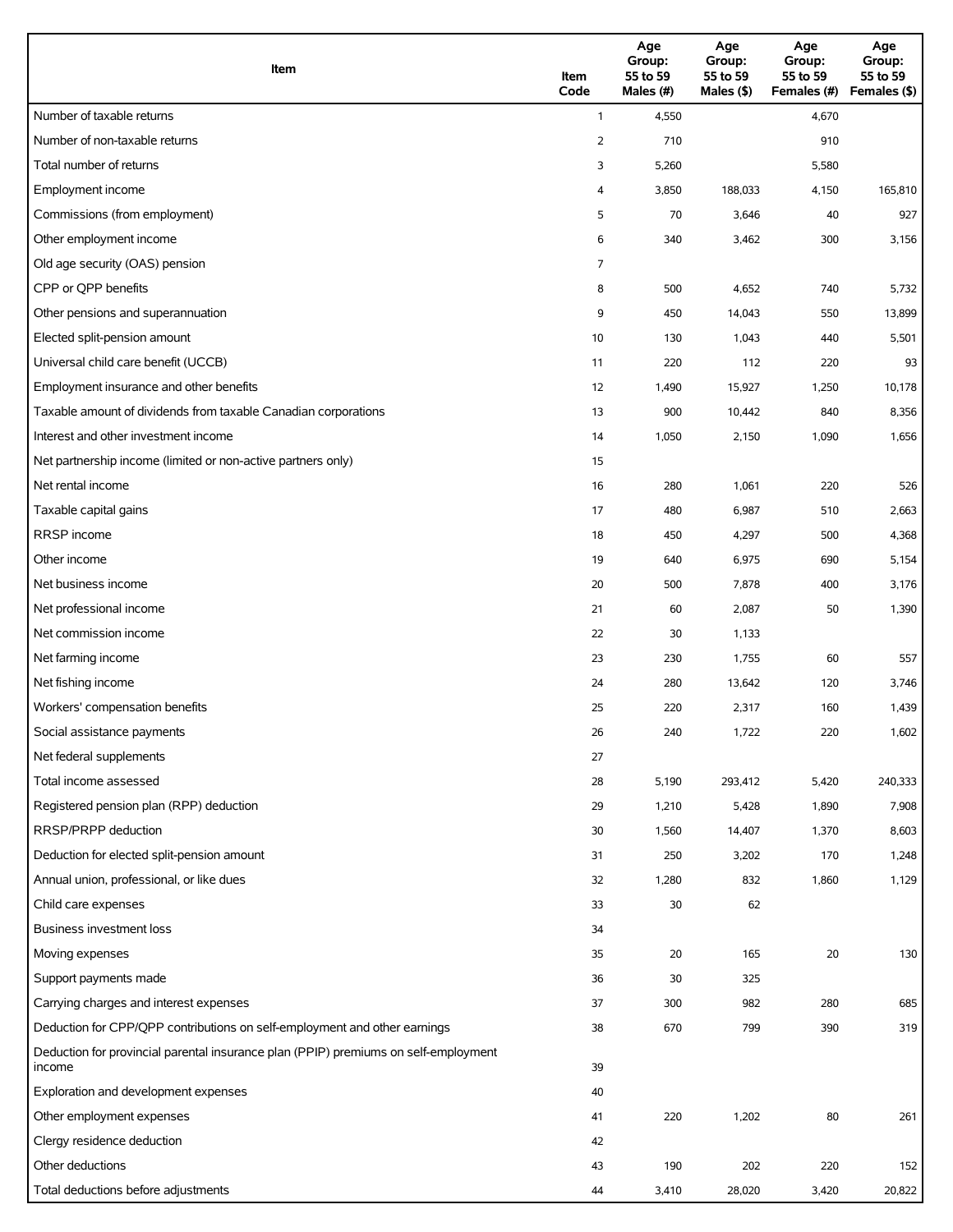| Item | Item Code | Age Group: 55 to 59 Males (#) | Age Group: 55 to 59 Males ($) | Age Group: 55 to 59 Females (#) | Age Group: 55 to 59 Females ($) |
|---|---|---|---|---|---|
| Number of taxable returns | 1 | 4,550 | | 4,670 | |
| Number of non-taxable returns | 2 | 710 | | 910 | |
| Total number of returns | 3 | 5,260 | | 5,580 | |
| Employment income | 4 | 3,850 | 188,033 | 4,150 | 165,810 |
| Commissions (from employment) | 5 | 70 | 3,646 | 40 | 927 |
| Other employment income | 6 | 340 | 3,462 | 300 | 3,156 |
| Old age security (OAS) pension | 7 | | | | |
| CPP or QPP benefits | 8 | 500 | 4,652 | 740 | 5,732 |
| Other pensions and superannuation | 9 | 450 | 14,043 | 550 | 13,899 |
| Elected split-pension amount | 10 | 130 | 1,043 | 440 | 5,501 |
| Universal child care benefit (UCCB) | 11 | 220 | 112 | 220 | 93 |
| Employment insurance and other benefits | 12 | 1,490 | 15,927 | 1,250 | 10,178 |
| Taxable amount of dividends from taxable Canadian corporations | 13 | 900 | 10,442 | 840 | 8,356 |
| Interest and other investment income | 14 | 1,050 | 2,150 | 1,090 | 1,656 |
| Net partnership income (limited or non-active partners only) | 15 | | | | |
| Net rental income | 16 | 280 | 1,061 | 220 | 526 |
| Taxable capital gains | 17 | 480 | 6,987 | 510 | 2,663 |
| RRSP income | 18 | 450 | 4,297 | 500 | 4,368 |
| Other income | 19 | 640 | 6,975 | 690 | 5,154 |
| Net business income | 20 | 500 | 7,878 | 400 | 3,176 |
| Net professional income | 21 | 60 | 2,087 | 50 | 1,390 |
| Net commission income | 22 | 30 | 1,133 | | |
| Net farming income | 23 | 230 | 1,755 | 60 | 557 |
| Net fishing income | 24 | 280 | 13,642 | 120 | 3,746 |
| Workers' compensation benefits | 25 | 220 | 2,317 | 160 | 1,439 |
| Social assistance payments | 26 | 240 | 1,722 | 220 | 1,602 |
| Net federal supplements | 27 | | | | |
| Total income assessed | 28 | 5,190 | 293,412 | 5,420 | 240,333 |
| Registered pension plan (RPP) deduction | 29 | 1,210 | 5,428 | 1,890 | 7,908 |
| RRSP/PRPP deduction | 30 | 1,560 | 14,407 | 1,370 | 8,603 |
| Deduction for elected split-pension amount | 31 | 250 | 3,202 | 170 | 1,248 |
| Annual union, professional, or like dues | 32 | 1,280 | 832 | 1,860 | 1,129 |
| Child care expenses | 33 | 30 | 62 | | |
| Business investment loss | 34 | | | | |
| Moving expenses | 35 | 20 | 165 | 20 | 130 |
| Support payments made | 36 | 30 | 325 | | |
| Carrying charges and interest expenses | 37 | 300 | 982 | 280 | 685 |
| Deduction for CPP/QPP contributions on self-employment and other earnings | 38 | 670 | 799 | 390 | 319 |
| Deduction for provincial parental insurance plan (PPIP) premiums on self-employment income | 39 | | | | |
| Exploration and development expenses | 40 | | | | |
| Other employment expenses | 41 | 220 | 1,202 | 80 | 261 |
| Clergy residence deduction | 42 | | | | |
| Other deductions | 43 | 190 | 202 | 220 | 152 |
| Total deductions before adjustments | 44 | 3,410 | 28,020 | 3,420 | 20,822 |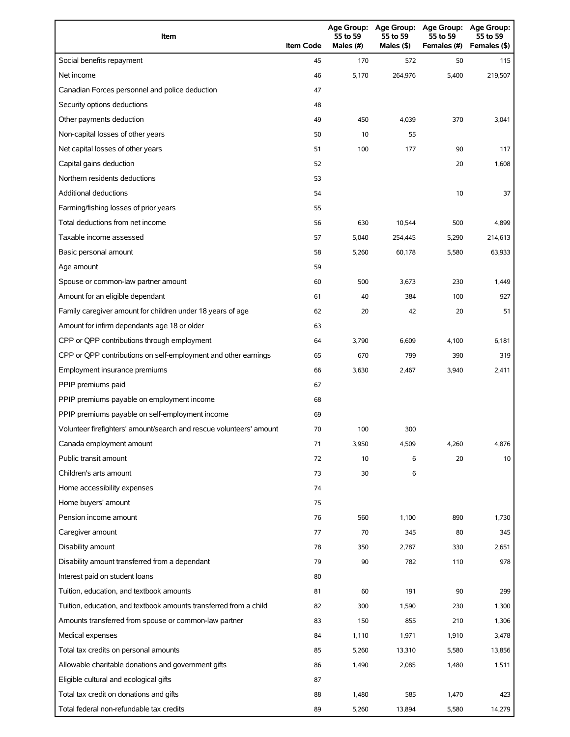| Item | Item Code | Age Group: 55 to 59 Males (#) | Age Group: 55 to 59 Males ($) | Age Group: 55 to 59 Females (#) | Age Group: 55 to 59 Females ($) |
| --- | --- | --- | --- | --- | --- |
| Social benefits repayment | 45 | 170 | 572 | 50 | 115 |
| Net income | 46 | 5,170 | 264,976 | 5,400 | 219,507 |
| Canadian Forces personnel and police deduction | 47 | | | | |
| Security options deductions | 48 | | | | |
| Other payments deduction | 49 | 450 | 4,039 | 370 | 3,041 |
| Non-capital losses of other years | 50 | 10 | 55 | | |
| Net capital losses of other years | 51 | 100 | 177 | 90 | 117 |
| Capital gains deduction | 52 | | | 20 | 1,608 |
| Northern residents deductions | 53 | | | | |
| Additional deductions | 54 | | | 10 | 37 |
| Farming/fishing losses of prior years | 55 | | | | |
| Total deductions from net income | 56 | 630 | 10,544 | 500 | 4,899 |
| Taxable income assessed | 57 | 5,040 | 254,445 | 5,290 | 214,613 |
| Basic personal amount | 58 | 5,260 | 60,178 | 5,580 | 63,933 |
| Age amount | 59 | | | | |
| Spouse or common-law partner amount | 60 | 500 | 3,673 | 230 | 1,449 |
| Amount for an eligible dependant | 61 | 40 | 384 | 100 | 927 |
| Family caregiver amount for children under 18 years of age | 62 | 20 | 42 | 20 | 51 |
| Amount for infirm dependants age 18 or older | 63 | | | | |
| CPP or QPP contributions through employment | 64 | 3,790 | 6,609 | 4,100 | 6,181 |
| CPP or QPP contributions on self-employment and other earnings | 65 | 670 | 799 | 390 | 319 |
| Employment insurance premiums | 66 | 3,630 | 2,467 | 3,940 | 2,411 |
| PPIP premiums paid | 67 | | | | |
| PPIP premiums payable on employment income | 68 | | | | |
| PPIP premiums payable on self-employment income | 69 | | | | |
| Volunteer firefighters' amount/search and rescue volunteers' amount | 70 | 100 | 300 | | |
| Canada employment amount | 71 | 3,950 | 4,509 | 4,260 | 4,876 |
| Public transit amount | 72 | 10 | 6 | 20 | 10 |
| Children's arts amount | 73 | 30 | 6 | | |
| Home accessibility expenses | 74 | | | | |
| Home buyers' amount | 75 | | | | |
| Pension income amount | 76 | 560 | 1,100 | 890 | 1,730 |
| Caregiver amount | 77 | 70 | 345 | 80 | 345 |
| Disability amount | 78 | 350 | 2,787 | 330 | 2,651 |
| Disability amount transferred from a dependant | 79 | 90 | 782 | 110 | 978 |
| Interest paid on student loans | 80 | | | | |
| Tuition, education, and textbook amounts | 81 | 60 | 191 | 90 | 299 |
| Tuition, education, and textbook amounts transferred from a child | 82 | 300 | 1,590 | 230 | 1,300 |
| Amounts transferred from spouse or common-law partner | 83 | 150 | 855 | 210 | 1,306 |
| Medical expenses | 84 | 1,110 | 1,971 | 1,910 | 3,478 |
| Total tax credits on personal amounts | 85 | 5,260 | 13,310 | 5,580 | 13,856 |
| Allowable charitable donations and government gifts | 86 | 1,490 | 2,085 | 1,480 | 1,511 |
| Eligible cultural and ecological gifts | 87 | | | | |
| Total tax credit on donations and gifts | 88 | 1,480 | 585 | 1,470 | 423 |
| Total federal non-refundable tax credits | 89 | 5,260 | 13,894 | 5,580 | 14,279 |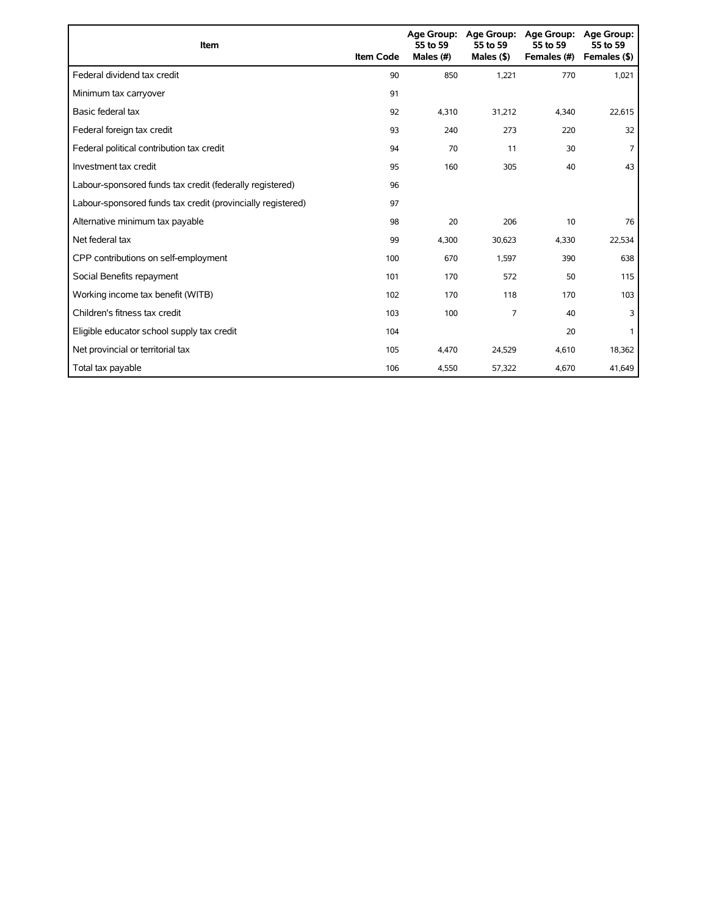| Item | Item Code | Age Group: 55 to 59 Males (#) | Age Group: 55 to 59 Males ($) | Age Group: 55 to 59 Females (#) | Age Group: 55 to 59 Females ($) |
|---|---|---|---|---|---|
| Federal dividend tax credit | 90 | 850 | 1,221 | 770 | 1,021 |
| Minimum tax carryover | 91 | | | | |
| Basic federal tax | 92 | 4,310 | 31,212 | 4,340 | 22,615 |
| Federal foreign tax credit | 93 | 240 | 273 | 220 | 32 |
| Federal political contribution tax credit | 94 | 70 | 11 | 30 | 7 |
| Investment tax credit | 95 | 160 | 305 | 40 | 43 |
| Labour-sponsored funds tax credit (federally registered) | 96 | | | | |
| Labour-sponsored funds tax credit (provincially registered) | 97 | | | | |
| Alternative minimum tax payable | 98 | 20 | 206 | 10 | 76 |
| Net federal tax | 99 | 4,300 | 30,623 | 4,330 | 22,534 |
| CPP contributions on self-employment | 100 | 670 | 1,597 | 390 | 638 |
| Social Benefits repayment | 101 | 170 | 572 | 50 | 115 |
| Working income tax benefit (WITB) | 102 | 170 | 118 | 170 | 103 |
| Children's fitness tax credit | 103 | 100 | 7 | 40 | 3 |
| Eligible educator school supply tax credit | 104 | | | 20 | 1 |
| Net provincial or territorial tax | 105 | 4,470 | 24,529 | 4,610 | 18,362 |
| Total tax payable | 106 | 4,550 | 57,322 | 4,670 | 41,649 |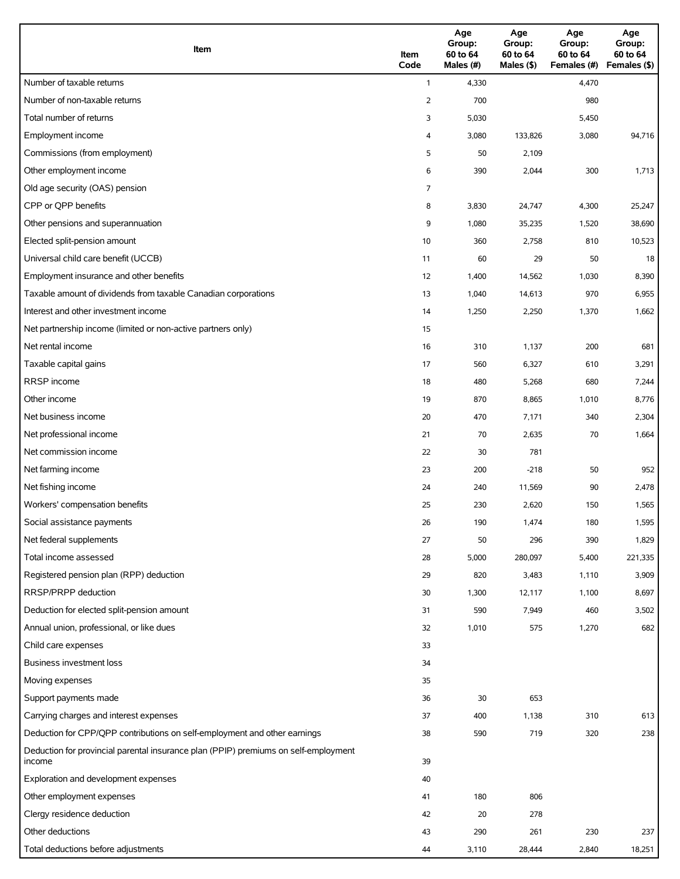| Item | Item Code | Age Group: 60 to 64 Males (#) | Age Group: 60 to 64 Males ($) | Age Group: 60 to 64 Females (#) | Age Group: 60 to 64 Females ($) |
|---|---|---|---|---|---|
| Number of taxable returns | 1 | 4,330 | | 4,470 | |
| Number of non-taxable returns | 2 | 700 | | 980 | |
| Total number of returns | 3 | 5,030 | | 5,450 | |
| Employment income | 4 | 3,080 | 133,826 | 3,080 | 94,716 |
| Commissions (from employment) | 5 | 50 | 2,109 | | |
| Other employment income | 6 | 390 | 2,044 | 300 | 1,713 |
| Old age security (OAS) pension | 7 | | | | |
| CPP or QPP benefits | 8 | 3,830 | 24,747 | 4,300 | 25,247 |
| Other pensions and superannuation | 9 | 1,080 | 35,235 | 1,520 | 38,690 |
| Elected split-pension amount | 10 | 360 | 2,758 | 810 | 10,523 |
| Universal child care benefit (UCCB) | 11 | 60 | 29 | 50 | 18 |
| Employment insurance and other benefits | 12 | 1,400 | 14,562 | 1,030 | 8,390 |
| Taxable amount of dividends from taxable Canadian corporations | 13 | 1,040 | 14,613 | 970 | 6,955 |
| Interest and other investment income | 14 | 1,250 | 2,250 | 1,370 | 1,662 |
| Net partnership income (limited or non-active partners only) | 15 | | | | |
| Net rental income | 16 | 310 | 1,137 | 200 | 681 |
| Taxable capital gains | 17 | 560 | 6,327 | 610 | 3,291 |
| RRSP income | 18 | 480 | 5,268 | 680 | 7,244 |
| Other income | 19 | 870 | 8,865 | 1,010 | 8,776 |
| Net business income | 20 | 470 | 7,171 | 340 | 2,304 |
| Net professional income | 21 | 70 | 2,635 | 70 | 1,664 |
| Net commission income | 22 | 30 | 781 | | |
| Net farming income | 23 | 200 | -218 | 50 | 952 |
| Net fishing income | 24 | 240 | 11,569 | 90 | 2,478 |
| Workers' compensation benefits | 25 | 230 | 2,620 | 150 | 1,565 |
| Social assistance payments | 26 | 190 | 1,474 | 180 | 1,595 |
| Net federal supplements | 27 | 50 | 296 | 390 | 1,829 |
| Total income assessed | 28 | 5,000 | 280,097 | 5,400 | 221,335 |
| Registered pension plan (RPP) deduction | 29 | 820 | 3,483 | 1,110 | 3,909 |
| RRSP/PRPP deduction | 30 | 1,300 | 12,117 | 1,100 | 8,697 |
| Deduction for elected split-pension amount | 31 | 590 | 7,949 | 460 | 3,502 |
| Annual union, professional, or like dues | 32 | 1,010 | 575 | 1,270 | 682 |
| Child care expenses | 33 | | | | |
| Business investment loss | 34 | | | | |
| Moving expenses | 35 | | | | |
| Support payments made | 36 | 30 | 653 | | |
| Carrying charges and interest expenses | 37 | 400 | 1,138 | 310 | 613 |
| Deduction for CPP/QPP contributions on self-employment and other earnings | 38 | 590 | 719 | 320 | 238 |
| Deduction for provincial parental insurance plan (PPIP) premiums on self-employment income | 39 | | | | |
| Exploration and development expenses | 40 | | | | |
| Other employment expenses | 41 | 180 | 806 | | |
| Clergy residence deduction | 42 | 20 | 278 | | |
| Other deductions | 43 | 290 | 261 | 230 | 237 |
| Total deductions before adjustments | 44 | 3,110 | 28,444 | 2,840 | 18,251 |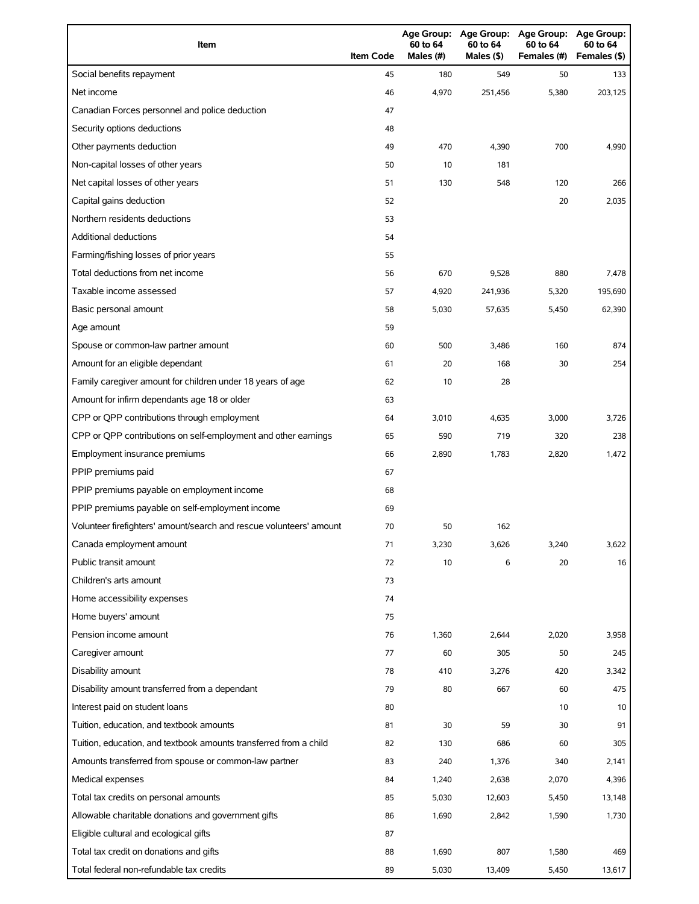| Item | Item Code | Age Group: 60 to 64 Males (#) | Age Group: 60 to 64 Males ($) | Age Group: 60 to 64 Females (#) | Age Group: 60 to 64 Females ($) |
| --- | --- | --- | --- | --- | --- |
| Social benefits repayment | 45 | 180 | 549 | 50 | 133 |
| Net income | 46 | 4,970 | 251,456 | 5,380 | 203,125 |
| Canadian Forces personnel and police deduction | 47 | | | | |
| Security options deductions | 48 | | | | |
| Other payments deduction | 49 | 470 | 4,390 | 700 | 4,990 |
| Non-capital losses of other years | 50 | 10 | 181 | | |
| Net capital losses of other years | 51 | 130 | 548 | 120 | 266 |
| Capital gains deduction | 52 | | | 20 | 2,035 |
| Northern residents deductions | 53 | | | | |
| Additional deductions | 54 | | | | |
| Farming/fishing losses of prior years | 55 | | | | |
| Total deductions from net income | 56 | 670 | 9,528 | 880 | 7,478 |
| Taxable income assessed | 57 | 4,920 | 241,936 | 5,320 | 195,690 |
| Basic personal amount | 58 | 5,030 | 57,635 | 5,450 | 62,390 |
| Age amount | 59 | | | | |
| Spouse or common-law partner amount | 60 | 500 | 3,486 | 160 | 874 |
| Amount for an eligible dependant | 61 | 20 | 168 | 30 | 254 |
| Family caregiver amount for children under 18 years of age | 62 | 10 | 28 | | |
| Amount for infirm dependants age 18 or older | 63 | | | | |
| CPP or QPP contributions through employment | 64 | 3,010 | 4,635 | 3,000 | 3,726 |
| CPP or QPP contributions on self-employment and other earnings | 65 | 590 | 719 | 320 | 238 |
| Employment insurance premiums | 66 | 2,890 | 1,783 | 2,820 | 1,472 |
| PPIP premiums paid | 67 | | | | |
| PPIP premiums payable on employment income | 68 | | | | |
| PPIP premiums payable on self-employment income | 69 | | | | |
| Volunteer firefighters' amount/search and rescue volunteers' amount | 70 | 50 | 162 | | |
| Canada employment amount | 71 | 3,230 | 3,626 | 3,240 | 3,622 |
| Public transit amount | 72 | 10 | 6 | 20 | 16 |
| Children's arts amount | 73 | | | | |
| Home accessibility expenses | 74 | | | | |
| Home buyers' amount | 75 | | | | |
| Pension income amount | 76 | 1,360 | 2,644 | 2,020 | 3,958 |
| Caregiver amount | 77 | 60 | 305 | 50 | 245 |
| Disability amount | 78 | 410 | 3,276 | 420 | 3,342 |
| Disability amount transferred from a dependant | 79 | 80 | 667 | 60 | 475 |
| Interest paid on student loans | 80 | | | 10 | 10 |
| Tuition, education, and textbook amounts | 81 | 30 | 59 | 30 | 91 |
| Tuition, education, and textbook amounts transferred from a child | 82 | 130 | 686 | 60 | 305 |
| Amounts transferred from spouse or common-law partner | 83 | 240 | 1,376 | 340 | 2,141 |
| Medical expenses | 84 | 1,240 | 2,638 | 2,070 | 4,396 |
| Total tax credits on personal amounts | 85 | 5,030 | 12,603 | 5,450 | 13,148 |
| Allowable charitable donations and government gifts | 86 | 1,690 | 2,842 | 1,590 | 1,730 |
| Eligible cultural and ecological gifts | 87 | | | | |
| Total tax credit on donations and gifts | 88 | 1,690 | 807 | 1,580 | 469 |
| Total federal non-refundable tax credits | 89 | 5,030 | 13,409 | 5,450 | 13,617 |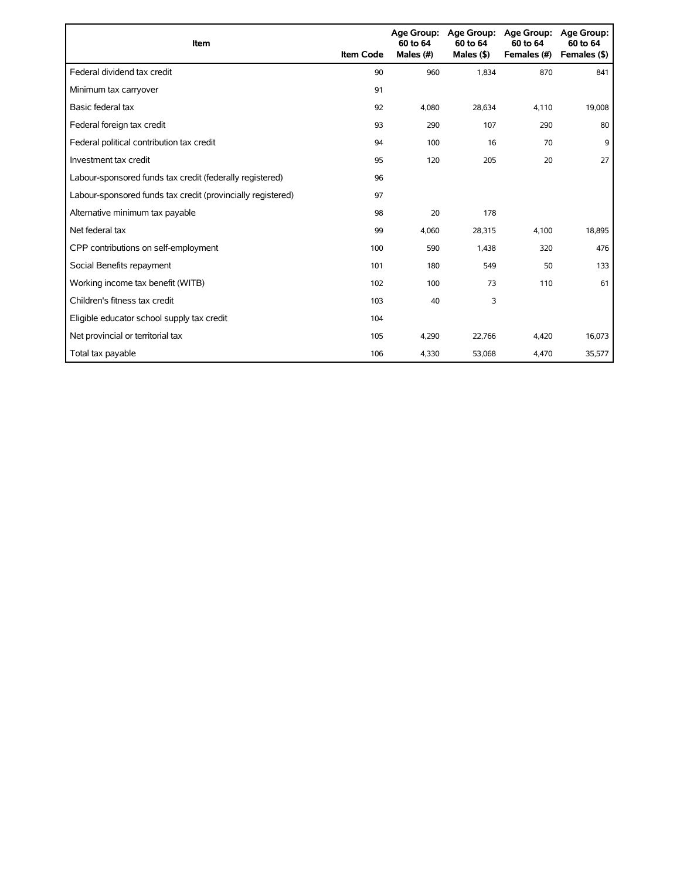| Item | Item Code | Age Group: 60 to 64 Males (#) | Age Group: 60 to 64 Males ($) | Age Group: 60 to 64 Females (#) | Age Group: 60 to 64 Females ($) |
|---|---|---|---|---|---|
| Federal dividend tax credit | 90 | 960 | 1,834 | 870 | 841 |
| Minimum tax carryover | 91 | | | | |
| Basic federal tax | 92 | 4,080 | 28,634 | 4,110 | 19,008 |
| Federal foreign tax credit | 93 | 290 | 107 | 290 | 80 |
| Federal political contribution tax credit | 94 | 100 | 16 | 70 | 9 |
| Investment tax credit | 95 | 120 | 205 | 20 | 27 |
| Labour-sponsored funds tax credit (federally registered) | 96 | | | | |
| Labour-sponsored funds tax credit (provincially registered) | 97 | | | | |
| Alternative minimum tax payable | 98 | 20 | 178 | | |
| Net federal tax | 99 | 4,060 | 28,315 | 4,100 | 18,895 |
| CPP contributions on self-employment | 100 | 590 | 1,438 | 320 | 476 |
| Social Benefits repayment | 101 | 180 | 549 | 50 | 133 |
| Working income tax benefit (WITB) | 102 | 100 | 73 | 110 | 61 |
| Children's fitness tax credit | 103 | 40 | 3 | | |
| Eligible educator school supply tax credit | 104 | | | | |
| Net provincial or territorial tax | 105 | 4,290 | 22,766 | 4,420 | 16,073 |
| Total tax payable | 106 | 4,330 | 53,068 | 4,470 | 35,577 |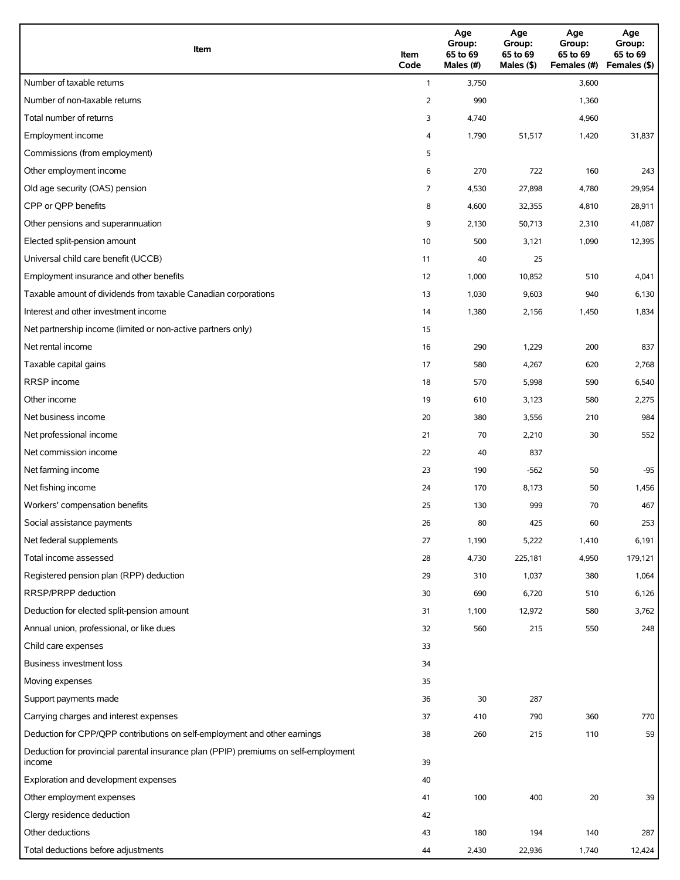| Item | Item Code | Age Group: 65 to 69 Males (#) | Age Group: 65 to 69 Males ($) | Age Group: 65 to 69 Females (#) | Age Group: 65 to 69 Females ($) |
|---|---|---|---|---|---|
| Number of taxable returns | 1 | 3,750 | | 3,600 | |
| Number of non-taxable returns | 2 | 990 | | 1,360 | |
| Total number of returns | 3 | 4,740 | | 4,960 | |
| Employment income | 4 | 1,790 | 51,517 | 1,420 | 31,837 |
| Commissions (from employment) | 5 | | | | |
| Other employment income | 6 | 270 | 722 | 160 | 243 |
| Old age security (OAS) pension | 7 | 4,530 | 27,898 | 4,780 | 29,954 |
| CPP or QPP benefits | 8 | 4,600 | 32,355 | 4,810 | 28,911 |
| Other pensions and superannuation | 9 | 2,130 | 50,713 | 2,310 | 41,087 |
| Elected split-pension amount | 10 | 500 | 3,121 | 1,090 | 12,395 |
| Universal child care benefit (UCCB) | 11 | 40 | 25 | | |
| Employment insurance and other benefits | 12 | 1,000 | 10,852 | 510 | 4,041 |
| Taxable amount of dividends from taxable Canadian corporations | 13 | 1,030 | 9,603 | 940 | 6,130 |
| Interest and other investment income | 14 | 1,380 | 2,156 | 1,450 | 1,834 |
| Net partnership income (limited or non-active partners only) | 15 | | | | |
| Net rental income | 16 | 290 | 1,229 | 200 | 837 |
| Taxable capital gains | 17 | 580 | 4,267 | 620 | 2,768 |
| RRSP income | 18 | 570 | 5,998 | 590 | 6,540 |
| Other income | 19 | 610 | 3,123 | 580 | 2,275 |
| Net business income | 20 | 380 | 3,556 | 210 | 984 |
| Net professional income | 21 | 70 | 2,210 | 30 | 552 |
| Net commission income | 22 | 40 | 837 | | |
| Net farming income | 23 | 190 | -562 | 50 | -95 |
| Net fishing income | 24 | 170 | 8,173 | 50 | 1,456 |
| Workers' compensation benefits | 25 | 130 | 999 | 70 | 467 |
| Social assistance payments | 26 | 80 | 425 | 60 | 253 |
| Net federal supplements | 27 | 1,190 | 5,222 | 1,410 | 6,191 |
| Total income assessed | 28 | 4,730 | 225,181 | 4,950 | 179,121 |
| Registered pension plan (RPP) deduction | 29 | 310 | 1,037 | 380 | 1,064 |
| RRSP/PRPP deduction | 30 | 690 | 6,720 | 510 | 6,126 |
| Deduction for elected split-pension amount | 31 | 1,100 | 12,972 | 580 | 3,762 |
| Annual union, professional, or like dues | 32 | 560 | 215 | 550 | 248 |
| Child care expenses | 33 | | | | |
| Business investment loss | 34 | | | | |
| Moving expenses | 35 | | | | |
| Support payments made | 36 | 30 | 287 | | |
| Carrying charges and interest expenses | 37 | 410 | 790 | 360 | 770 |
| Deduction for CPP/QPP contributions on self-employment and other earnings | 38 | 260 | 215 | 110 | 59 |
| Deduction for provincial parental insurance plan (PPIP) premiums on self-employment income | 39 | | | | |
| Exploration and development expenses | 40 | | | | |
| Other employment expenses | 41 | 100 | 400 | 20 | 39 |
| Clergy residence deduction | 42 | | | | |
| Other deductions | 43 | 180 | 194 | 140 | 287 |
| Total deductions before adjustments | 44 | 2,430 | 22,936 | 1,740 | 12,424 |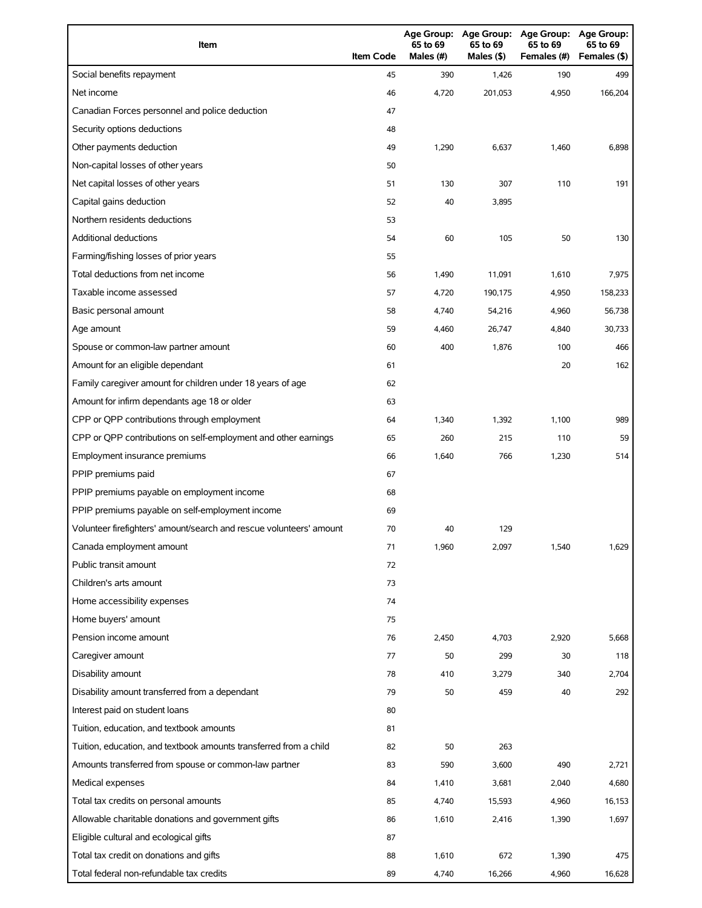| Item | Item Code | Age Group: 65 to 69 Males (#) | Age Group: 65 to 69 Males ($) | Age Group: 65 to 69 Females (#) | Age Group: 65 to 69 Females ($) |
|---|---|---|---|---|---|
| Social benefits repayment | 45 | 390 | 1,426 | 190 | 499 |
| Net income | 46 | 4,720 | 201,053 | 4,950 | 166,204 |
| Canadian Forces personnel and police deduction | 47 | | | | |
| Security options deductions | 48 | | | | |
| Other payments deduction | 49 | 1,290 | 6,637 | 1,460 | 6,898 |
| Non-capital losses of other years | 50 | | | | |
| Net capital losses of other years | 51 | 130 | 307 | 110 | 191 |
| Capital gains deduction | 52 | 40 | 3,895 | | |
| Northern residents deductions | 53 | | | | |
| Additional deductions | 54 | 60 | 105 | 50 | 130 |
| Farming/fishing losses of prior years | 55 | | | | |
| Total deductions from net income | 56 | 1,490 | 11,091 | 1,610 | 7,975 |
| Taxable income assessed | 57 | 4,720 | 190,175 | 4,950 | 158,233 |
| Basic personal amount | 58 | 4,740 | 54,216 | 4,960 | 56,738 |
| Age amount | 59 | 4,460 | 26,747 | 4,840 | 30,733 |
| Spouse or common-law partner amount | 60 | 400 | 1,876 | 100 | 466 |
| Amount for an eligible dependant | 61 | | | 20 | 162 |
| Family caregiver amount for children under 18 years of age | 62 | | | | |
| Amount for infirm dependants age 18 or older | 63 | | | | |
| CPP or QPP contributions through employment | 64 | 1,340 | 1,392 | 1,100 | 989 |
| CPP or QPP contributions on self-employment and other earnings | 65 | 260 | 215 | 110 | 59 |
| Employment insurance premiums | 66 | 1,640 | 766 | 1,230 | 514 |
| PPIP premiums paid | 67 | | | | |
| PPIP premiums payable on employment income | 68 | | | | |
| PPIP premiums payable on self-employment income | 69 | | | | |
| Volunteer firefighters' amount/search and rescue volunteers' amount | 70 | 40 | 129 | | |
| Canada employment amount | 71 | 1,960 | 2,097 | 1,540 | 1,629 |
| Public transit amount | 72 | | | | |
| Children's arts amount | 73 | | | | |
| Home accessibility expenses | 74 | | | | |
| Home buyers' amount | 75 | | | | |
| Pension income amount | 76 | 2,450 | 4,703 | 2,920 | 5,668 |
| Caregiver amount | 77 | 50 | 299 | 30 | 118 |
| Disability amount | 78 | 410 | 3,279 | 340 | 2,704 |
| Disability amount transferred from a dependant | 79 | 50 | 459 | 40 | 292 |
| Interest paid on student loans | 80 | | | | |
| Tuition, education, and textbook amounts | 81 | | | | |
| Tuition, education, and textbook amounts transferred from a child | 82 | 50 | 263 | | |
| Amounts transferred from spouse or common-law partner | 83 | 590 | 3,600 | 490 | 2,721 |
| Medical expenses | 84 | 1,410 | 3,681 | 2,040 | 4,680 |
| Total tax credits on personal amounts | 85 | 4,740 | 15,593 | 4,960 | 16,153 |
| Allowable charitable donations and government gifts | 86 | 1,610 | 2,416 | 1,390 | 1,697 |
| Eligible cultural and ecological gifts | 87 | | | | |
| Total tax credit on donations and gifts | 88 | 1,610 | 672 | 1,390 | 475 |
| Total federal non-refundable tax credits | 89 | 4,740 | 16,266 | 4,960 | 16,628 |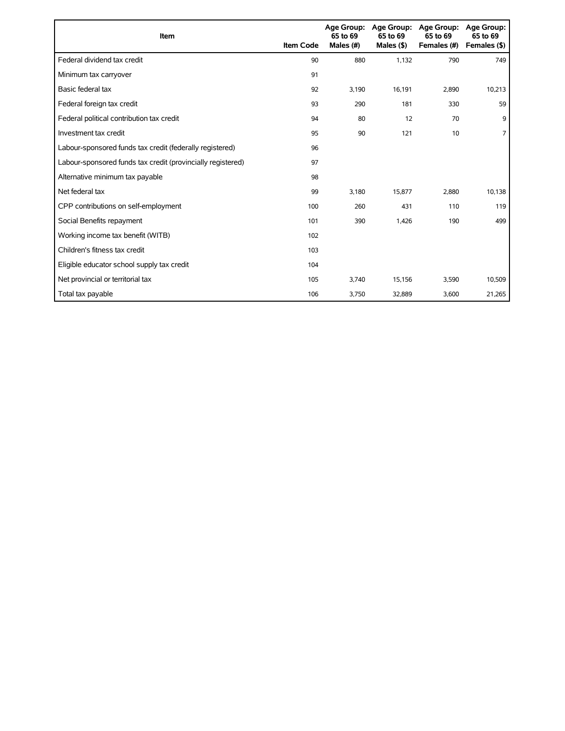| Item | Item Code | Age Group: 65 to 69 Males (#) | Age Group: 65 to 69 Males ($) | Age Group: 65 to 69 Females (#) | Age Group: 65 to 69 Females ($) |
|---|---|---|---|---|---|
| Federal dividend tax credit | 90 | 880 | 1,132 | 790 | 749 |
| Minimum tax carryover | 91 | | | | |
| Basic federal tax | 92 | 3,190 | 16,191 | 2,890 | 10,213 |
| Federal foreign tax credit | 93 | 290 | 181 | 330 | 59 |
| Federal political contribution tax credit | 94 | 80 | 12 | 70 | 9 |
| Investment tax credit | 95 | 90 | 121 | 10 | 7 |
| Labour-sponsored funds tax credit (federally registered) | 96 | | | | |
| Labour-sponsored funds tax credit (provincially registered) | 97 | | | | |
| Alternative minimum tax payable | 98 | | | | |
| Net federal tax | 99 | 3,180 | 15,877 | 2,880 | 10,138 |
| CPP contributions on self-employment | 100 | 260 | 431 | 110 | 119 |
| Social Benefits repayment | 101 | 390 | 1,426 | 190 | 499 |
| Working income tax benefit (WITB) | 102 | | | | |
| Children's fitness tax credit | 103 | | | | |
| Eligible educator school supply tax credit | 104 | | | | |
| Net provincial or territorial tax | 105 | 3,740 | 15,156 | 3,590 | 10,509 |
| Total tax payable | 106 | 3,750 | 32,889 | 3,600 | 21,265 |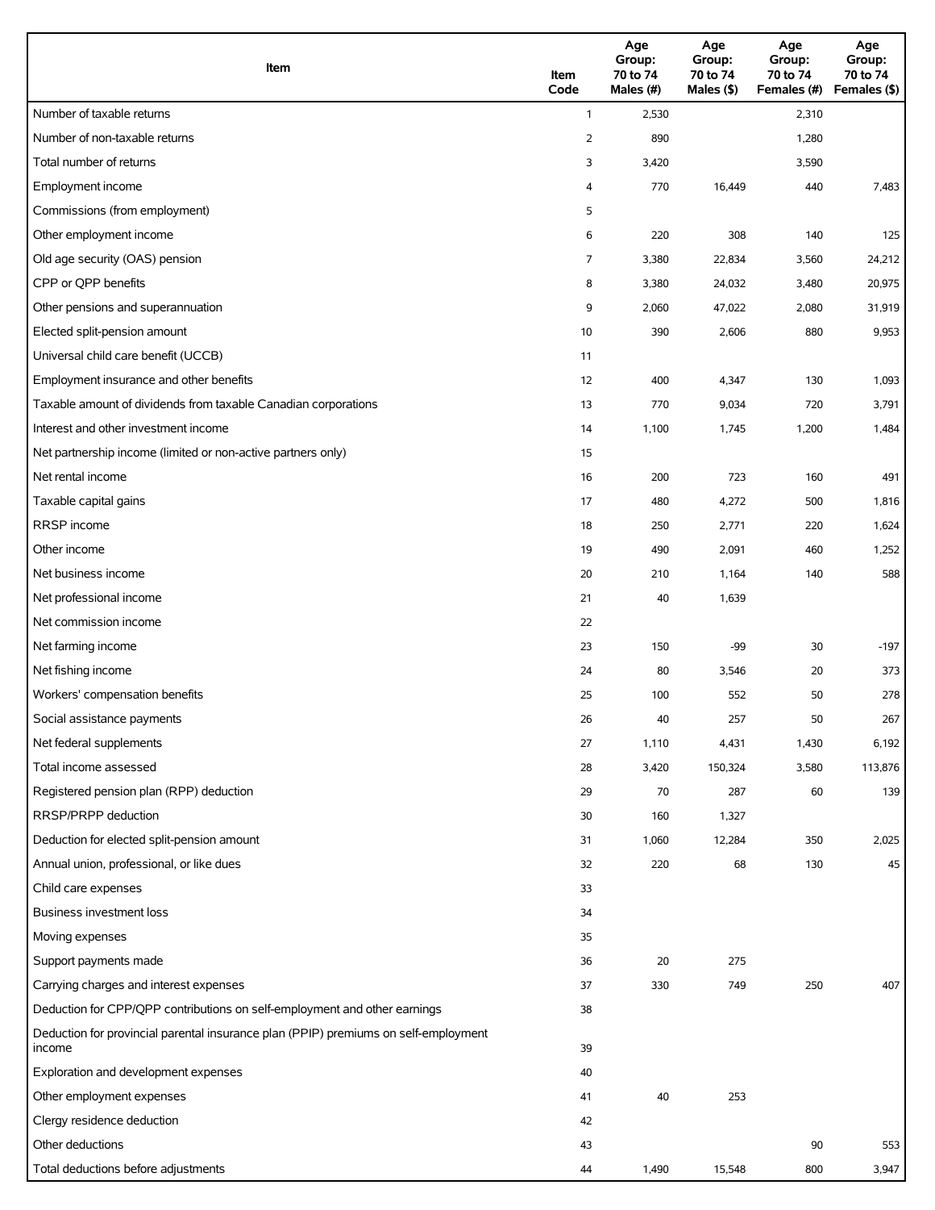| Item | Item Code | Age Group: 70 to 74 Males (#) | Age Group: 70 to 74 Males ($) | Age Group: 70 to 74 Females (#) | Age Group: 70 to 74 Females ($) |
|---|---|---|---|---|---|
| Number of taxable returns | 1 | 2,530 | | 2,310 | |
| Number of non-taxable returns | 2 | 890 | | 1,280 | |
| Total number of returns | 3 | 3,420 | | 3,590 | |
| Employment income | 4 | 770 | 16,449 | 440 | 7,483 |
| Commissions (from employment) | 5 | | | | |
| Other employment income | 6 | 220 | 308 | 140 | 125 |
| Old age security (OAS) pension | 7 | 3,380 | 22,834 | 3,560 | 24,212 |
| CPP or QPP benefits | 8 | 3,380 | 24,032 | 3,480 | 20,975 |
| Other pensions and superannuation | 9 | 2,060 | 47,022 | 2,080 | 31,919 |
| Elected split-pension amount | 10 | 390 | 2,606 | 880 | 9,953 |
| Universal child care benefit (UCCB) | 11 | | | | |
| Employment insurance and other benefits | 12 | 400 | 4,347 | 130 | 1,093 |
| Taxable amount of dividends from taxable Canadian corporations | 13 | 770 | 9,034 | 720 | 3,791 |
| Interest and other investment income | 14 | 1,100 | 1,745 | 1,200 | 1,484 |
| Net partnership income (limited or non-active partners only) | 15 | | | | |
| Net rental income | 16 | 200 | 723 | 160 | 491 |
| Taxable capital gains | 17 | 480 | 4,272 | 500 | 1,816 |
| RRSP income | 18 | 250 | 2,771 | 220 | 1,624 |
| Other income | 19 | 490 | 2,091 | 460 | 1,252 |
| Net business income | 20 | 210 | 1,164 | 140 | 588 |
| Net professional income | 21 | 40 | 1,639 | | |
| Net commission income | 22 | | | | |
| Net farming income | 23 | 150 | -99 | 30 | -197 |
| Net fishing income | 24 | 80 | 3,546 | 20 | 373 |
| Workers' compensation benefits | 25 | 100 | 552 | 50 | 278 |
| Social assistance payments | 26 | 40 | 257 | 50 | 267 |
| Net federal supplements | 27 | 1,110 | 4,431 | 1,430 | 6,192 |
| Total income assessed | 28 | 3,420 | 150,324 | 3,580 | 113,876 |
| Registered pension plan (RPP) deduction | 29 | 70 | 287 | 60 | 139 |
| RRSP/PRPP deduction | 30 | 160 | 1,327 | | |
| Deduction for elected split-pension amount | 31 | 1,060 | 12,284 | 350 | 2,025 |
| Annual union, professional, or like dues | 32 | 220 | 68 | 130 | 45 |
| Child care expenses | 33 | | | | |
| Business investment loss | 34 | | | | |
| Moving expenses | 35 | | | | |
| Support payments made | 36 | 20 | 275 | | |
| Carrying charges and interest expenses | 37 | 330 | 749 | 250 | 407 |
| Deduction for CPP/QPP contributions on self-employment and other earnings | 38 | | | | |
| Deduction for provincial parental insurance plan (PPIP) premiums on self-employment income | 39 | | | | |
| Exploration and development expenses | 40 | | | | |
| Other employment expenses | 41 | 40 | 253 | | |
| Clergy residence deduction | 42 | | | | |
| Other deductions | 43 | | | 90 | 553 |
| Total deductions before adjustments | 44 | 1,490 | 15,548 | 800 | 3,947 |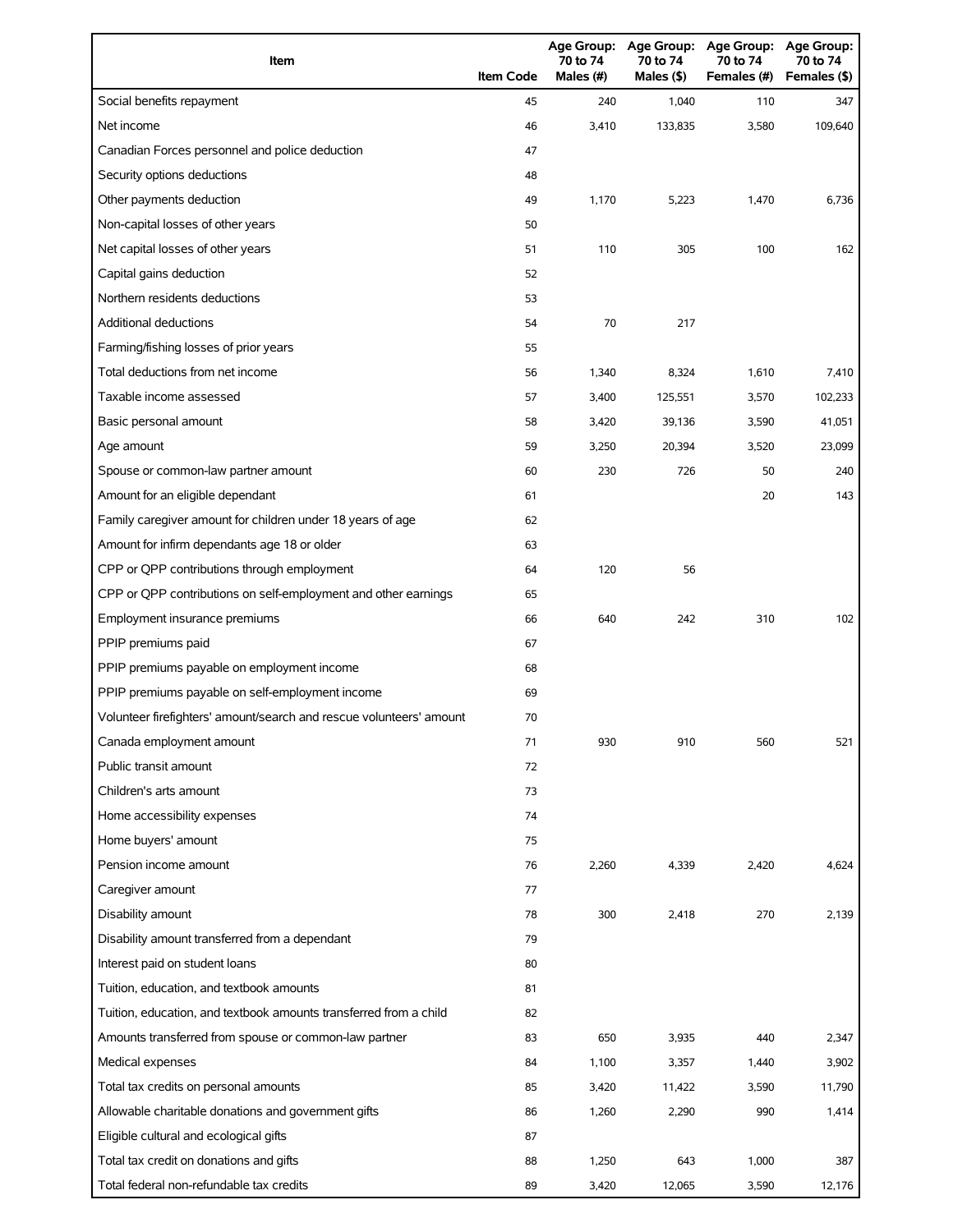| Item | Item Code | Age Group: 70 to 74 Males (#) | Age Group: 70 to 74 Males ($) | Age Group: 70 to 74 Females (#) | Age Group: 70 to 74 Females ($) |
| --- | --- | --- | --- | --- | --- |
| Social benefits repayment | 45 | 240 | 1,040 | 110 | 347 |
| Net income | 46 | 3,410 | 133,835 | 3,580 | 109,640 |
| Canadian Forces personnel and police deduction | 47 | | | | |
| Security options deductions | 48 | | | | |
| Other payments deduction | 49 | 1,170 | 5,223 | 1,470 | 6,736 |
| Non-capital losses of other years | 50 | | | | |
| Net capital losses of other years | 51 | 110 | 305 | 100 | 162 |
| Capital gains deduction | 52 | | | | |
| Northern residents deductions | 53 | | | | |
| Additional deductions | 54 | 70 | 217 | | |
| Farming/fishing losses of prior years | 55 | | | | |
| Total deductions from net income | 56 | 1,340 | 8,324 | 1,610 | 7,410 |
| Taxable income assessed | 57 | 3,400 | 125,551 | 3,570 | 102,233 |
| Basic personal amount | 58 | 3,420 | 39,136 | 3,590 | 41,051 |
| Age amount | 59 | 3,250 | 20,394 | 3,520 | 23,099 |
| Spouse or common-law partner amount | 60 | 230 | 726 | 50 | 240 |
| Amount for an eligible dependant | 61 | | | 20 | 143 |
| Family caregiver amount for children under 18 years of age | 62 | | | | |
| Amount for infirm dependants age 18 or older | 63 | | | | |
| CPP or QPP contributions through employment | 64 | 120 | 56 | | |
| CPP or QPP contributions on self-employment and other earnings | 65 | | | | |
| Employment insurance premiums | 66 | 640 | 242 | 310 | 102 |
| PPIP premiums paid | 67 | | | | |
| PPIP premiums payable on employment income | 68 | | | | |
| PPIP premiums payable on self-employment income | 69 | | | | |
| Volunteer firefighters' amount/search and rescue volunteers' amount | 70 | | | | |
| Canada employment amount | 71 | 930 | 910 | 560 | 521 |
| Public transit amount | 72 | | | | |
| Children's arts amount | 73 | | | | |
| Home accessibility expenses | 74 | | | | |
| Home buyers' amount | 75 | | | | |
| Pension income amount | 76 | 2,260 | 4,339 | 2,420 | 4,624 |
| Caregiver amount | 77 | | | | |
| Disability amount | 78 | 300 | 2,418 | 270 | 2,139 |
| Disability amount transferred from a dependant | 79 | | | | |
| Interest paid on student loans | 80 | | | | |
| Tuition, education, and textbook amounts | 81 | | | | |
| Tuition, education, and textbook amounts transferred from a child | 82 | | | | |
| Amounts transferred from spouse or common-law partner | 83 | 650 | 3,935 | 440 | 2,347 |
| Medical expenses | 84 | 1,100 | 3,357 | 1,440 | 3,902 |
| Total tax credits on personal amounts | 85 | 3,420 | 11,422 | 3,590 | 11,790 |
| Allowable charitable donations and government gifts | 86 | 1,260 | 2,290 | 990 | 1,414 |
| Eligible cultural and ecological gifts | 87 | | | | |
| Total tax credit on donations and gifts | 88 | 1,250 | 643 | 1,000 | 387 |
| Total federal non-refundable tax credits | 89 | 3,420 | 12,065 | 3,590 | 12,176 |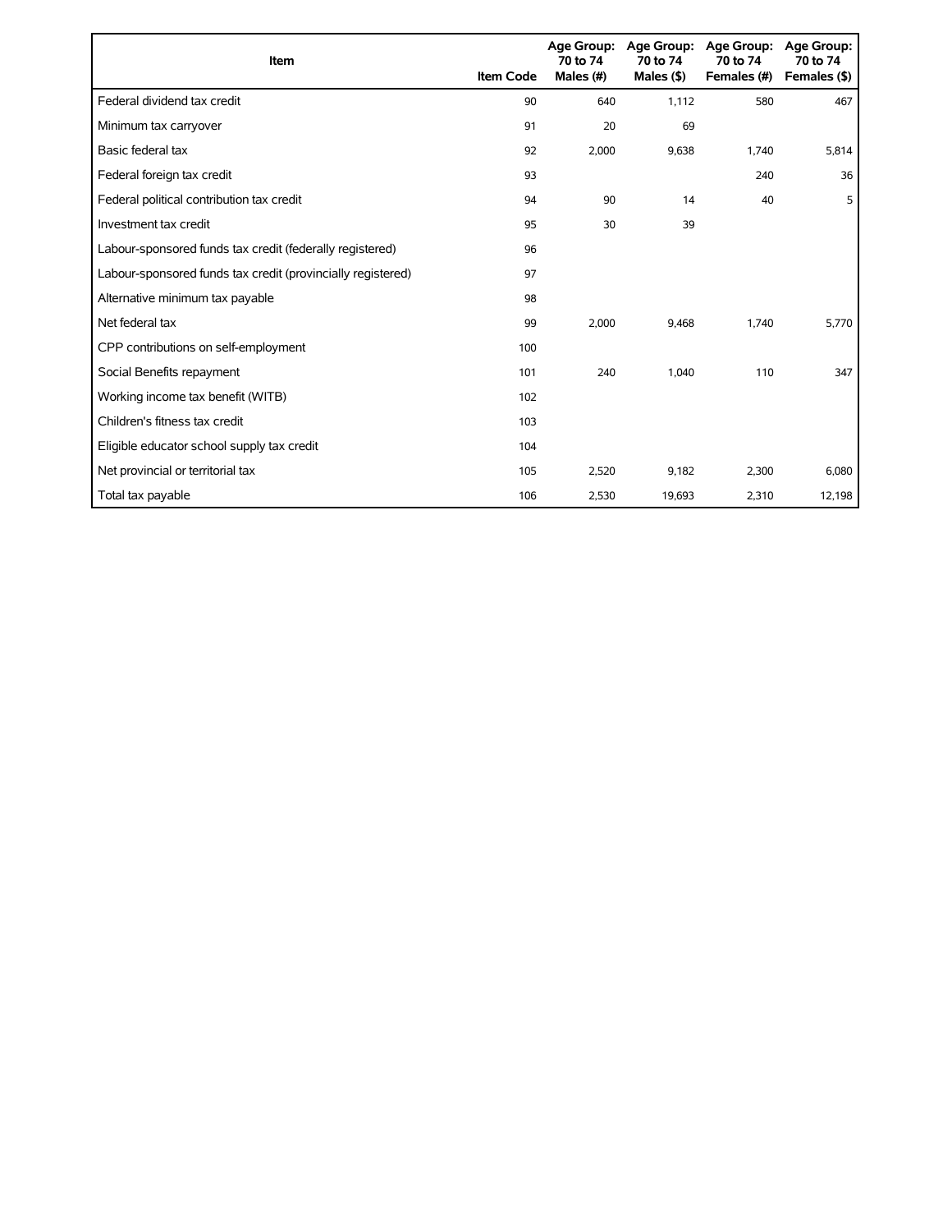| Item | Item Code | Age Group: 70 to 74 Males (#) | Age Group: 70 to 74 Males ($) | Age Group: 70 to 74 Females (#) | Age Group: 70 to 74 Females ($) |
|---|---|---|---|---|---|
| Federal dividend tax credit | 90 | 640 | 1,112 | 580 | 467 |
| Minimum tax carryover | 91 | 20 | 69 | | |
| Basic federal tax | 92 | 2,000 | 9,638 | 1,740 | 5,814 |
| Federal foreign tax credit | 93 | | | 240 | 36 |
| Federal political contribution tax credit | 94 | 90 | 14 | 40 | 5 |
| Investment tax credit | 95 | 30 | 39 | | |
| Labour-sponsored funds tax credit (federally registered) | 96 | | | | |
| Labour-sponsored funds tax credit (provincially registered) | 97 | | | | |
| Alternative minimum tax payable | 98 | | | | |
| Net federal tax | 99 | 2,000 | 9,468 | 1,740 | 5,770 |
| CPP contributions on self-employment | 100 | | | | |
| Social Benefits repayment | 101 | 240 | 1,040 | 110 | 347 |
| Working income tax benefit (WITB) | 102 | | | | |
| Children's fitness tax credit | 103 | | | | |
| Eligible educator school supply tax credit | 104 | | | | |
| Net provincial or territorial tax | 105 | 2,520 | 9,182 | 2,300 | 6,080 |
| Total tax payable | 106 | 2,530 | 19,693 | 2,310 | 12,198 |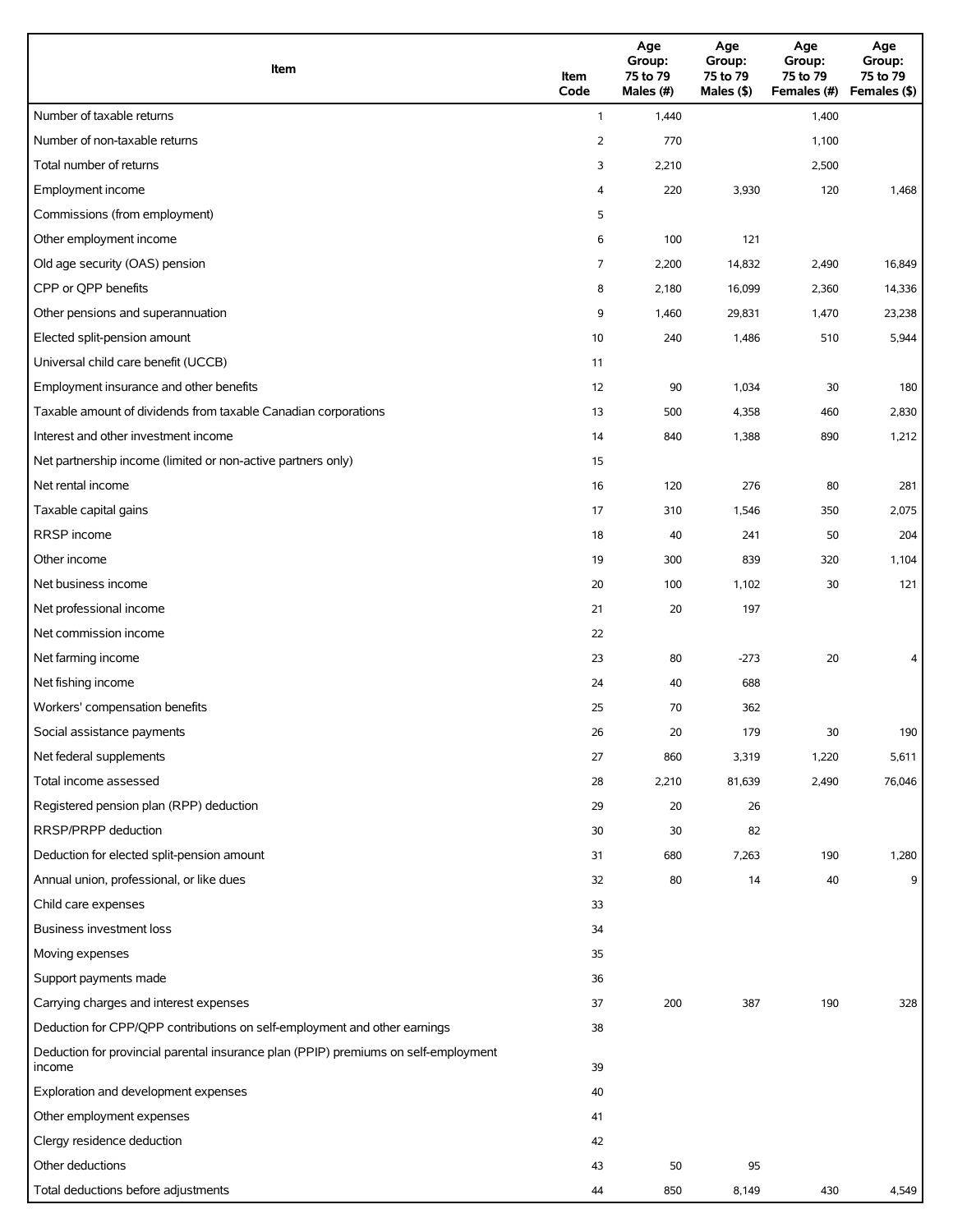| Item | Item Code | Age Group: 75 to 79 Males (#) | Age Group: 75 to 79 Males ($) | Age Group: 75 to 79 Females (#) | Age Group: 75 to 79 Females ($) |
|---|---|---|---|---|---|
| Number of taxable returns | 1 | 1,440 | | 1,400 | |
| Number of non-taxable returns | 2 | 770 | | 1,100 | |
| Total number of returns | 3 | 2,210 | | 2,500 | |
| Employment income | 4 | 220 | 3,930 | 120 | 1,468 |
| Commissions (from employment) | 5 | | | | |
| Other employment income | 6 | 100 | 121 | | |
| Old age security (OAS) pension | 7 | 2,200 | 14,832 | 2,490 | 16,849 |
| CPP or QPP benefits | 8 | 2,180 | 16,099 | 2,360 | 14,336 |
| Other pensions and superannuation | 9 | 1,460 | 29,831 | 1,470 | 23,238 |
| Elected split-pension amount | 10 | 240 | 1,486 | 510 | 5,944 |
| Universal child care benefit (UCCB) | 11 | | | | |
| Employment insurance and other benefits | 12 | 90 | 1,034 | 30 | 180 |
| Taxable amount of dividends from taxable Canadian corporations | 13 | 500 | 4,358 | 460 | 2,830 |
| Interest and other investment income | 14 | 840 | 1,388 | 890 | 1,212 |
| Net partnership income (limited or non-active partners only) | 15 | | | | |
| Net rental income | 16 | 120 | 276 | 80 | 281 |
| Taxable capital gains | 17 | 310 | 1,546 | 350 | 2,075 |
| RRSP income | 18 | 40 | 241 | 50 | 204 |
| Other income | 19 | 300 | 839 | 320 | 1,104 |
| Net business income | 20 | 100 | 1,102 | 30 | 121 |
| Net professional income | 21 | 20 | 197 | | |
| Net commission income | 22 | | | | |
| Net farming income | 23 | 80 | -273 | 20 | 4 |
| Net fishing income | 24 | 40 | 688 | | |
| Workers' compensation benefits | 25 | 70 | 362 | | |
| Social assistance payments | 26 | 20 | 179 | 30 | 190 |
| Net federal supplements | 27 | 860 | 3,319 | 1,220 | 5,611 |
| Total income assessed | 28 | 2,210 | 81,639 | 2,490 | 76,046 |
| Registered pension plan (RPP) deduction | 29 | 20 | 26 | | |
| RRSP/PRPP deduction | 30 | 30 | 82 | | |
| Deduction for elected split-pension amount | 31 | 680 | 7,263 | 190 | 1,280 |
| Annual union, professional, or like dues | 32 | 80 | 14 | 40 | 9 |
| Child care expenses | 33 | | | | |
| Business investment loss | 34 | | | | |
| Moving expenses | 35 | | | | |
| Support payments made | 36 | | | | |
| Carrying charges and interest expenses | 37 | 200 | 387 | 190 | 328 |
| Deduction for CPP/QPP contributions on self-employment and other earnings | 38 | | | | |
| Deduction for provincial parental insurance plan (PPIP) premiums on self-employment income | 39 | | | | |
| Exploration and development expenses | 40 | | | | |
| Other employment expenses | 41 | | | | |
| Clergy residence deduction | 42 | | | | |
| Other deductions | 43 | 50 | 95 | | |
| Total deductions before adjustments | 44 | 850 | 8,149 | 430 | 4,549 |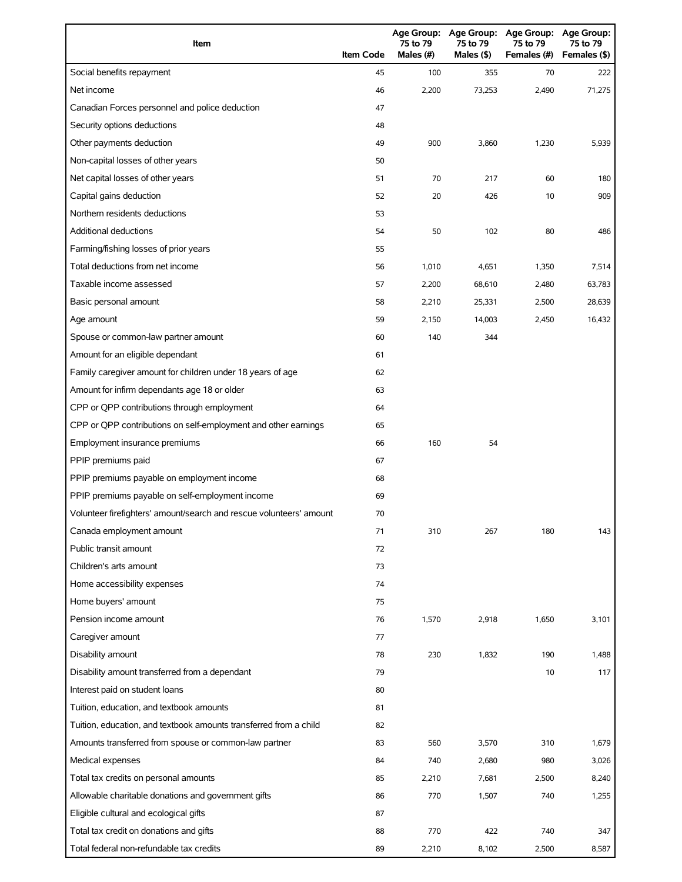| Item | Item Code | Age Group: 75 to 79 Males (#) | Age Group: 75 to 79 Males ($) | Age Group: 75 to 79 Females (#) | Age Group: 75 to 79 Females ($) |
|---|---|---|---|---|---|
| Social benefits repayment | 45 | 100 | 355 | 70 | 222 |
| Net income | 46 | 2,200 | 73,253 | 2,490 | 71,275 |
| Canadian Forces personnel and police deduction | 47 | | | | |
| Security options deductions | 48 | | | | |
| Other payments deduction | 49 | 900 | 3,860 | 1,230 | 5,939 |
| Non-capital losses of other years | 50 | | | | |
| Net capital losses of other years | 51 | 70 | 217 | 60 | 180 |
| Capital gains deduction | 52 | 20 | 426 | 10 | 909 |
| Northern residents deductions | 53 | | | | |
| Additional deductions | 54 | 50 | 102 | 80 | 486 |
| Farming/fishing losses of prior years | 55 | | | | |
| Total deductions from net income | 56 | 1,010 | 4,651 | 1,350 | 7,514 |
| Taxable income assessed | 57 | 2,200 | 68,610 | 2,480 | 63,783 |
| Basic personal amount | 58 | 2,210 | 25,331 | 2,500 | 28,639 |
| Age amount | 59 | 2,150 | 14,003 | 2,450 | 16,432 |
| Spouse or common-law partner amount | 60 | 140 | 344 | | |
| Amount for an eligible dependant | 61 | | | | |
| Family caregiver amount for children under 18 years of age | 62 | | | | |
| Amount for infirm dependants age 18 or older | 63 | | | | |
| CPP or QPP contributions through employment | 64 | | | | |
| CPP or QPP contributions on self-employment and other earnings | 65 | | | | |
| Employment insurance premiums | 66 | 160 | 54 | | |
| PPIP premiums paid | 67 | | | | |
| PPIP premiums payable on employment income | 68 | | | | |
| PPIP premiums payable on self-employment income | 69 | | | | |
| Volunteer firefighters' amount/search and rescue volunteers' amount | 70 | | | | |
| Canada employment amount | 71 | 310 | 267 | 180 | 143 |
| Public transit amount | 72 | | | | |
| Children's arts amount | 73 | | | | |
| Home accessibility expenses | 74 | | | | |
| Home buyers' amount | 75 | | | | |
| Pension income amount | 76 | 1,570 | 2,918 | 1,650 | 3,101 |
| Caregiver amount | 77 | | | | |
| Disability amount | 78 | 230 | 1,832 | 190 | 1,488 |
| Disability amount transferred from a dependant | 79 | | | 10 | 117 |
| Interest paid on student loans | 80 | | | | |
| Tuition, education, and textbook amounts | 81 | | | | |
| Tuition, education, and textbook amounts transferred from a child | 82 | | | | |
| Amounts transferred from spouse or common-law partner | 83 | 560 | 3,570 | 310 | 1,679 |
| Medical expenses | 84 | 740 | 2,680 | 980 | 3,026 |
| Total tax credits on personal amounts | 85 | 2,210 | 7,681 | 2,500 | 8,240 |
| Allowable charitable donations and government gifts | 86 | 770 | 1,507 | 740 | 1,255 |
| Eligible cultural and ecological gifts | 87 | | | | |
| Total tax credit on donations and gifts | 88 | 770 | 422 | 740 | 347 |
| Total federal non-refundable tax credits | 89 | 2,210 | 8,102 | 2,500 | 8,587 |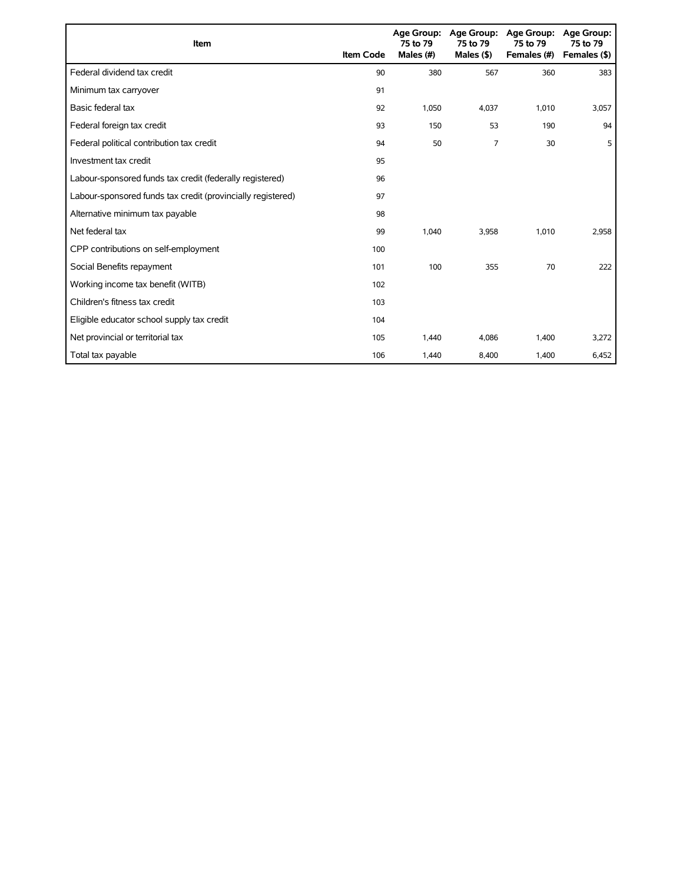| Item | Item Code | Age Group: 75 to 79 Males (#) | Age Group: 75 to 79 Males ($) | Age Group: 75 to 79 Females (#) | Age Group: 75 to 79 Females ($) |
|---|---|---|---|---|---|
| Federal dividend tax credit | 90 | 380 | 567 | 360 | 383 |
| Minimum tax carryover | 91 | | | | |
| Basic federal tax | 92 | 1,050 | 4,037 | 1,010 | 3,057 |
| Federal foreign tax credit | 93 | 150 | 53 | 190 | 94 |
| Federal political contribution tax credit | 94 | 50 | 7 | 30 | 5 |
| Investment tax credit | 95 | | | | |
| Labour-sponsored funds tax credit (federally registered) | 96 | | | | |
| Labour-sponsored funds tax credit (provincially registered) | 97 | | | | |
| Alternative minimum tax payable | 98 | | | | |
| Net federal tax | 99 | 1,040 | 3,958 | 1,010 | 2,958 |
| CPP contributions on self-employment | 100 | | | | |
| Social Benefits repayment | 101 | 100 | 355 | 70 | 222 |
| Working income tax benefit (WITB) | 102 | | | | |
| Children's fitness tax credit | 103 | | | | |
| Eligible educator school supply tax credit | 104 | | | | |
| Net provincial or territorial tax | 105 | 1,440 | 4,086 | 1,400 | 3,272 |
| Total tax payable | 106 | 1,440 | 8,400 | 1,400 | 6,452 |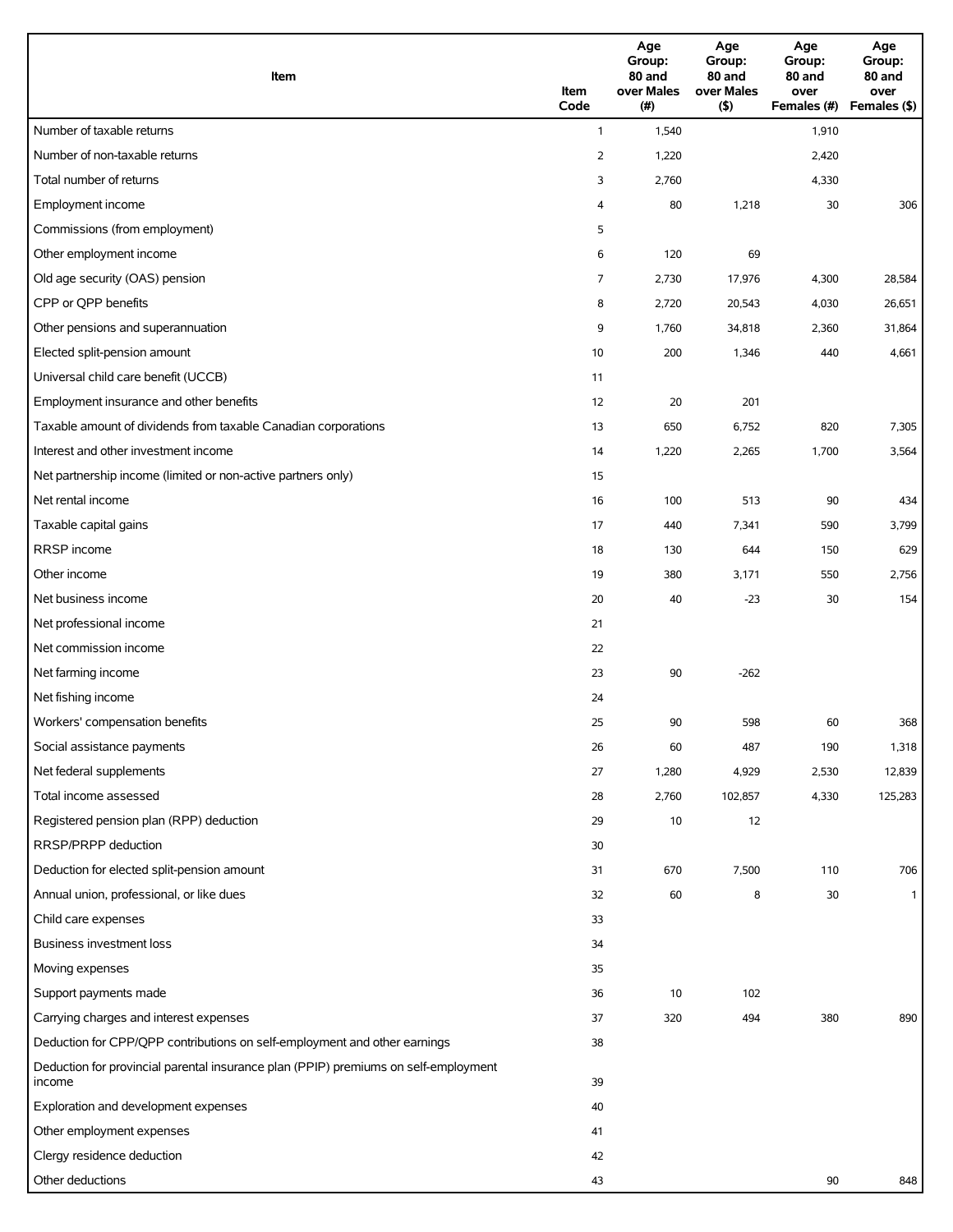| Item | Item Code | Age Group: 80 and over Males (#) | Age Group: 80 and over Males ($) | Age Group: 80 and over Females (#) | Age Group: 80 and over Females ($) |
|---|---|---|---|---|---|
| Number of taxable returns | 1 | 1,540 | | 1,910 | |
| Number of non-taxable returns | 2 | 1,220 | | 2,420 | |
| Total number of returns | 3 | 2,760 | | 4,330 | |
| Employment income | 4 | 80 | 1,218 | 30 | 306 |
| Commissions (from employment) | 5 | | | | |
| Other employment income | 6 | 120 | 69 | | |
| Old age security (OAS) pension | 7 | 2,730 | 17,976 | 4,300 | 28,584 |
| CPP or QPP benefits | 8 | 2,720 | 20,543 | 4,030 | 26,651 |
| Other pensions and superannuation | 9 | 1,760 | 34,818 | 2,360 | 31,864 |
| Elected split-pension amount | 10 | 200 | 1,346 | 440 | 4,661 |
| Universal child care benefit (UCCB) | 11 | | | | |
| Employment insurance and other benefits | 12 | 20 | 201 | | |
| Taxable amount of dividends from taxable Canadian corporations | 13 | 650 | 6,752 | 820 | 7,305 |
| Interest and other investment income | 14 | 1,220 | 2,265 | 1,700 | 3,564 |
| Net partnership income (limited or non-active partners only) | 15 | | | | |
| Net rental income | 16 | 100 | 513 | 90 | 434 |
| Taxable capital gains | 17 | 440 | 7,341 | 590 | 3,799 |
| RRSP income | 18 | 130 | 644 | 150 | 629 |
| Other income | 19 | 380 | 3,171 | 550 | 2,756 |
| Net business income | 20 | 40 | -23 | 30 | 154 |
| Net professional income | 21 | | | | |
| Net commission income | 22 | | | | |
| Net farming income | 23 | 90 | -262 | | |
| Net fishing income | 24 | | | | |
| Workers' compensation benefits | 25 | 90 | 598 | 60 | 368 |
| Social assistance payments | 26 | 60 | 487 | 190 | 1,318 |
| Net federal supplements | 27 | 1,280 | 4,929 | 2,530 | 12,839 |
| Total income assessed | 28 | 2,760 | 102,857 | 4,330 | 125,283 |
| Registered pension plan (RPP) deduction | 29 | 10 | 12 | | |
| RRSP/PRPP deduction | 30 | | | | |
| Deduction for elected split-pension amount | 31 | 670 | 7,500 | 110 | 706 |
| Annual union, professional, or like dues | 32 | 60 | 8 | 30 | 1 |
| Child care expenses | 33 | | | | |
| Business investment loss | 34 | | | | |
| Moving expenses | 35 | | | | |
| Support payments made | 36 | 10 | 102 | | |
| Carrying charges and interest expenses | 37 | 320 | 494 | 380 | 890 |
| Deduction for CPP/QPP contributions on self-employment and other earnings | 38 | | | | |
| Deduction for provincial parental insurance plan (PPIP) premiums on self-employment income | 39 | | | | |
| Exploration and development expenses | 40 | | | | |
| Other employment expenses | 41 | | | | |
| Clergy residence deduction | 42 | | | | |
| Other deductions | 43 | | | 90 | 848 |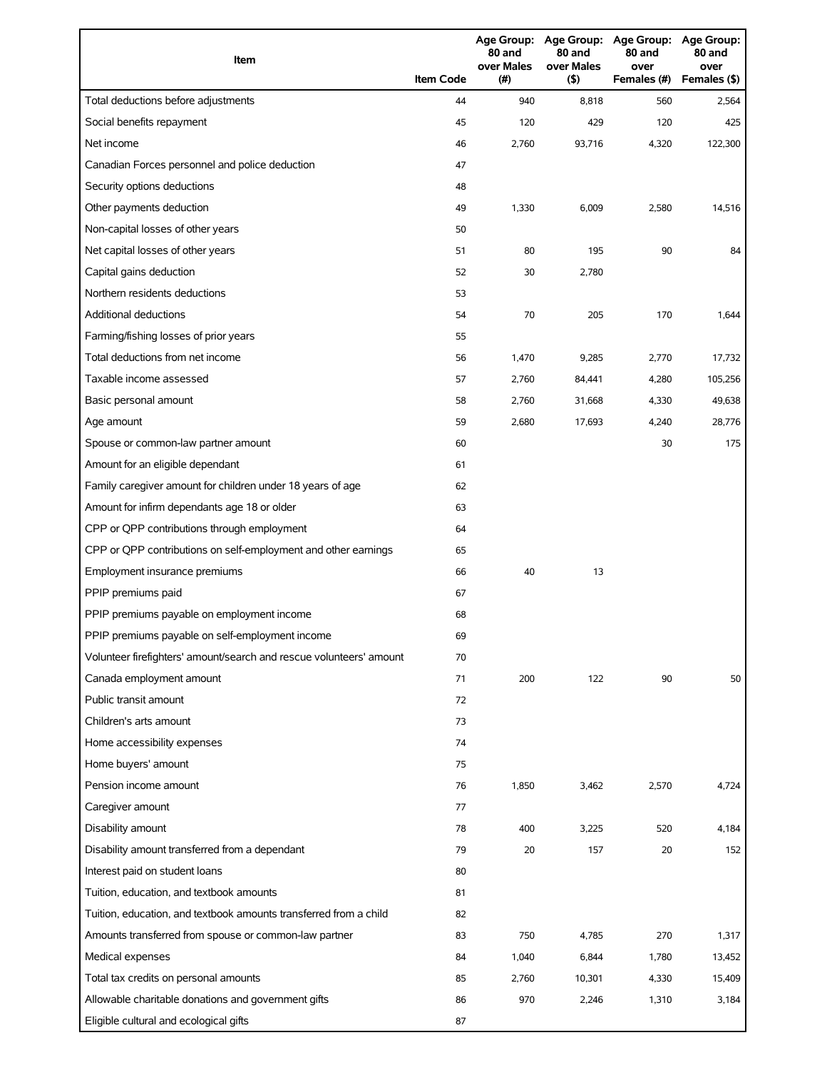| Item | Item Code | Age Group: 80 and over Males (#) | Age Group: 80 and over Males ($) | Age Group: 80 and over Females (#) | Age Group: 80 and over Females ($) |
|---|---|---|---|---|---|
| Total deductions before adjustments | 44 | 940 | 8,818 | 560 | 2,564 |
| Social benefits repayment | 45 | 120 | 429 | 120 | 425 |
| Net income | 46 | 2,760 | 93,716 | 4,320 | 122,300 |
| Canadian Forces personnel and police deduction | 47 | | | | |
| Security options deductions | 48 | | | | |
| Other payments deduction | 49 | 1,330 | 6,009 | 2,580 | 14,516 |
| Non-capital losses of other years | 50 | | | | |
| Net capital losses of other years | 51 | 80 | 195 | 90 | 84 |
| Capital gains deduction | 52 | 30 | 2,780 | | |
| Northern residents deductions | 53 | | | | |
| Additional deductions | 54 | 70 | 205 | 170 | 1,644 |
| Farming/fishing losses of prior years | 55 | | | | |
| Total deductions from net income | 56 | 1,470 | 9,285 | 2,770 | 17,732 |
| Taxable income assessed | 57 | 2,760 | 84,441 | 4,280 | 105,256 |
| Basic personal amount | 58 | 2,760 | 31,668 | 4,330 | 49,638 |
| Age amount | 59 | 2,680 | 17,693 | 4,240 | 28,776 |
| Spouse or common-law partner amount | 60 | | | 30 | 175 |
| Amount for an eligible dependant | 61 | | | | |
| Family caregiver amount for children under 18 years of age | 62 | | | | |
| Amount for infirm dependants age 18 or older | 63 | | | | |
| CPP or QPP contributions through employment | 64 | | | | |
| CPP or QPP contributions on self-employment and other earnings | 65 | | | | |
| Employment insurance premiums | 66 | 40 | 13 | | |
| PPIP premiums paid | 67 | | | | |
| PPIP premiums payable on employment income | 68 | | | | |
| PPIP premiums payable on self-employment income | 69 | | | | |
| Volunteer firefighters' amount/search and rescue volunteers' amount | 70 | | | | |
| Canada employment amount | 71 | 200 | 122 | 90 | 50 |
| Public transit amount | 72 | | | | |
| Children's arts amount | 73 | | | | |
| Home accessibility expenses | 74 | | | | |
| Home buyers' amount | 75 | | | | |
| Pension income amount | 76 | 1,850 | 3,462 | 2,570 | 4,724 |
| Caregiver amount | 77 | | | | |
| Disability amount | 78 | 400 | 3,225 | 520 | 4,184 |
| Disability amount transferred from a dependant | 79 | 20 | 157 | 20 | 152 |
| Interest paid on student loans | 80 | | | | |
| Tuition, education, and textbook amounts | 81 | | | | |
| Tuition, education, and textbook amounts transferred from a child | 82 | | | | |
| Amounts transferred from spouse or common-law partner | 83 | 750 | 4,785 | 270 | 1,317 |
| Medical expenses | 84 | 1,040 | 6,844 | 1,780 | 13,452 |
| Total tax credits on personal amounts | 85 | 2,760 | 10,301 | 4,330 | 15,409 |
| Allowable charitable donations and government gifts | 86 | 970 | 2,246 | 1,310 | 3,184 |
| Eligible cultural and ecological gifts | 87 | | | | |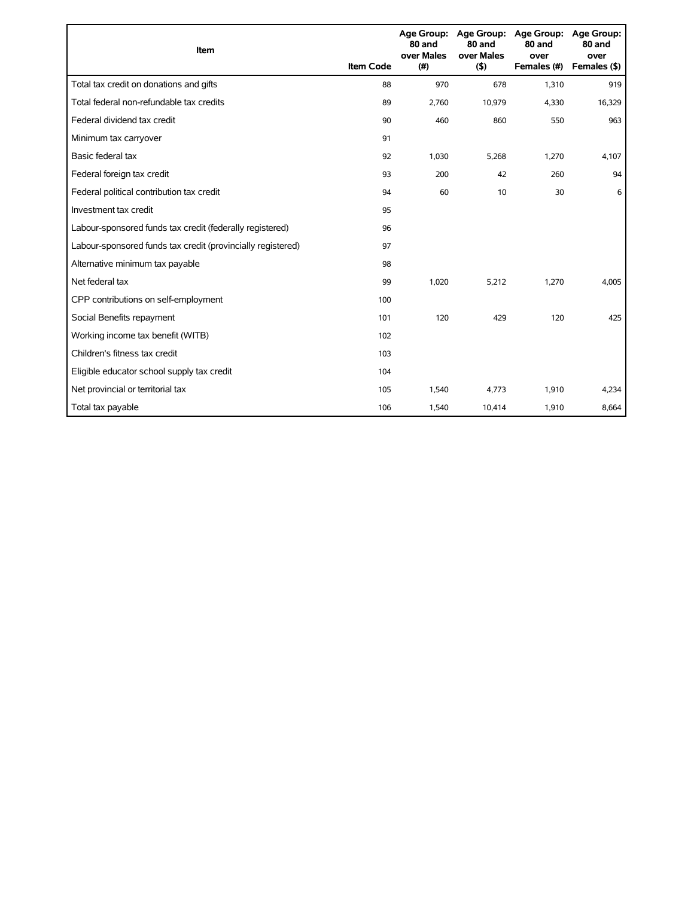| Item | Item Code | Age Group: 80 and over Males (#) | Age Group: 80 and over Males ($) | Age Group: 80 and over Females (#) | Age Group: 80 and over Females ($) |
|---|---|---|---|---|---|
| Total tax credit on donations and gifts | 88 | 970 | 678 | 1,310 | 919 |
| Total federal non-refundable tax credits | 89 | 2,760 | 10,979 | 4,330 | 16,329 |
| Federal dividend tax credit | 90 | 460 | 860 | 550 | 963 |
| Minimum tax carryover | 91 | | | | |
| Basic federal tax | 92 | 1,030 | 5,268 | 1,270 | 4,107 |
| Federal foreign tax credit | 93 | 200 | 42 | 260 | 94 |
| Federal political contribution tax credit | 94 | 60 | 10 | 30 | 6 |
| Investment tax credit | 95 | | | | |
| Labour-sponsored funds tax credit (federally registered) | 96 | | | | |
| Labour-sponsored funds tax credit (provincially registered) | 97 | | | | |
| Alternative minimum tax payable | 98 | | | | |
| Net federal tax | 99 | 1,020 | 5,212 | 1,270 | 4,005 |
| CPP contributions on self-employment | 100 | | | | |
| Social Benefits repayment | 101 | 120 | 429 | 120 | 425 |
| Working income tax benefit (WITB) | 102 | | | | |
| Children's fitness tax credit | 103 | | | | |
| Eligible educator school supply tax credit | 104 | | | | |
| Net provincial or territorial tax | 105 | 1,540 | 4,773 | 1,910 | 4,234 |
| Total tax payable | 106 | 1,540 | 10,414 | 1,910 | 8,664 |